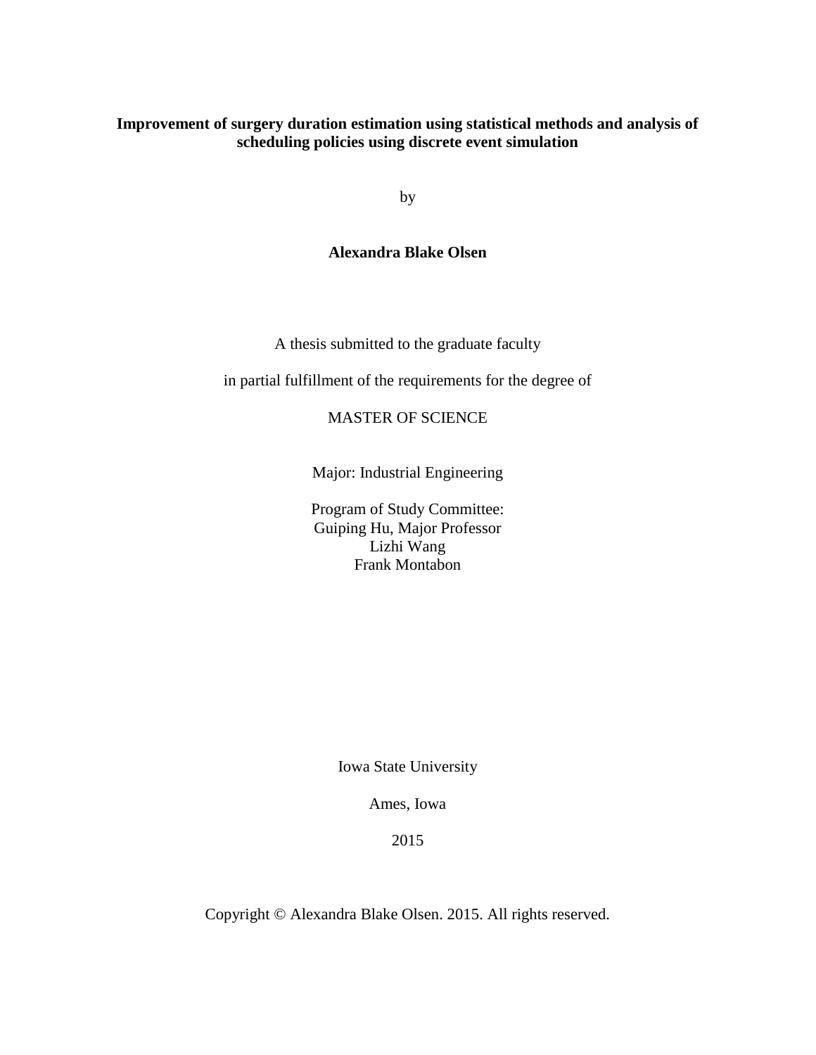**Improvement of surgery duration estimation using statistical methods and analysis of scheduling policies using discrete event simulation**

by

**Alexandra Blake Olsen**

A thesis submitted to the graduate faculty

in partial fulfillment of the requirements for the degree of

MASTER OF SCIENCE

Major: Industrial Engineering

Program of Study Committee:
Guiping Hu, Major Professor
Lizhi Wang
Frank Montabon

Iowa State University

Ames, Iowa

2015

Copyright © Alexandra Blake Olsen. 2015. All rights reserved.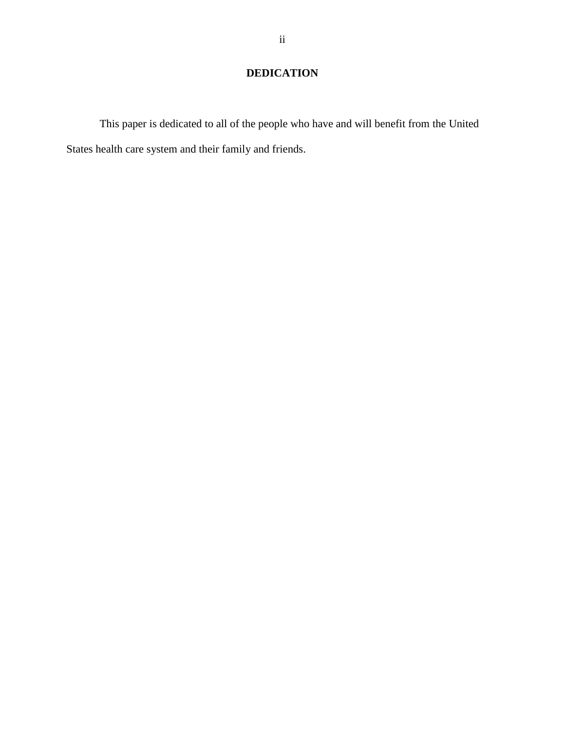# DEDICATION

This paper is dedicated to all of the people who have and will benefit from the United States health care system and their family and friends.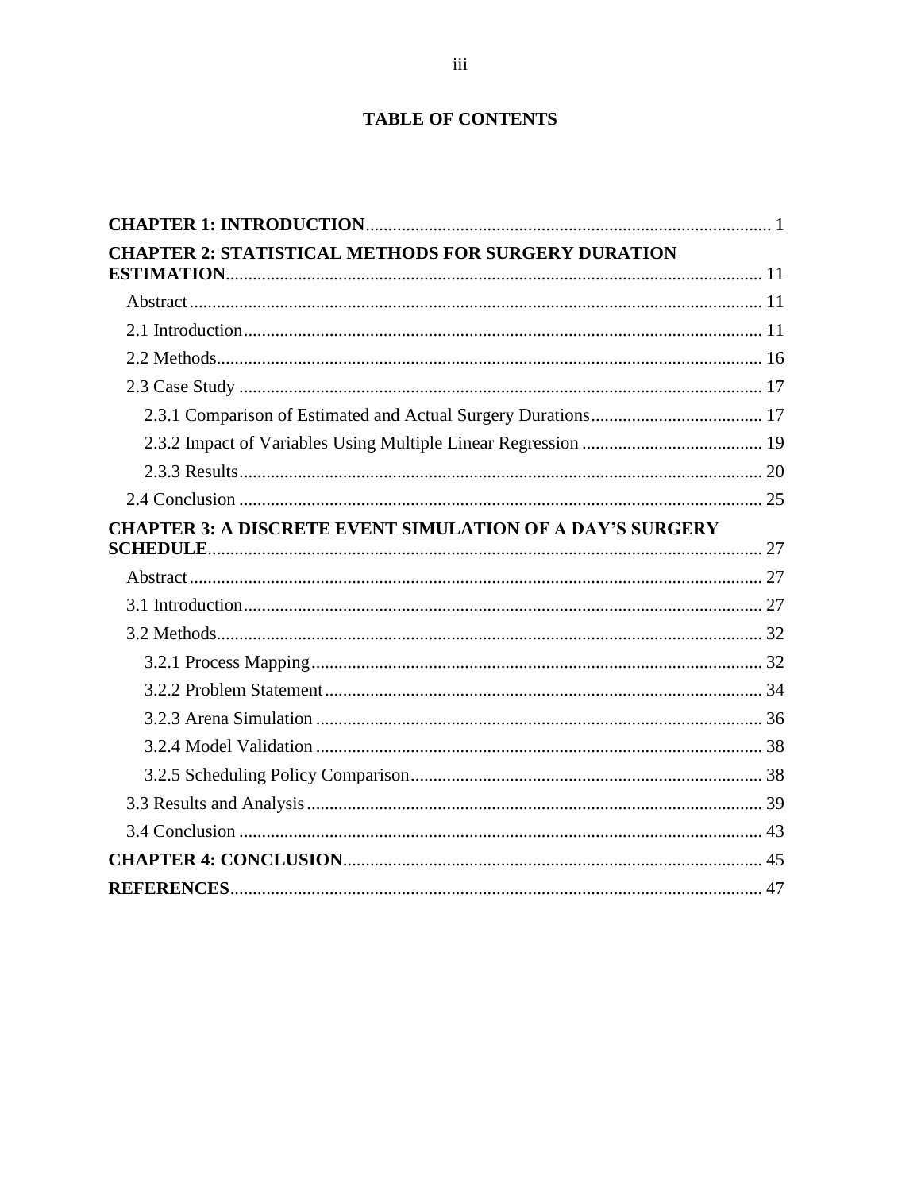# TABLE OF CONTENTS

**CHAPTER 1: INTRODUCTION** ........ 1

**CHAPTER 2: STATISTICAL METHODS FOR SURGERY DURATION ESTIMATION** ........ 11

- Abstract ........ 11
- 2.1 Introduction ........ 11
- 2.2 Methods ........ 16
- 2.3 Case Study ........ 17
  - 2.3.1 Comparison of Estimated and Actual Surgery Durations ........ 17
  - 2.3.2 Impact of Variables Using Multiple Linear Regression ........ 19
  - 2.3.3 Results ........ 20
- 2.4 Conclusion ........ 25

**CHAPTER 3: A DISCRETE EVENT SIMULATION OF A DAY'S SURGERY SCHEDULE** ........ 27

- Abstract ........ 27
- 3.1 Introduction ........ 27
- 3.2 Methods ........ 32
  - 3.2.1 Process Mapping ........ 32
  - 3.2.2 Problem Statement ........ 34
  - 3.2.3 Arena Simulation ........ 36
  - 3.2.4 Model Validation ........ 38
  - 3.2.5 Scheduling Policy Comparison ........ 38
- 3.3 Results and Analysis ........ 39
- 3.4 Conclusion ........ 43

**CHAPTER 4: CONCLUSION** ........ 45

**REFERENCES** ........ 47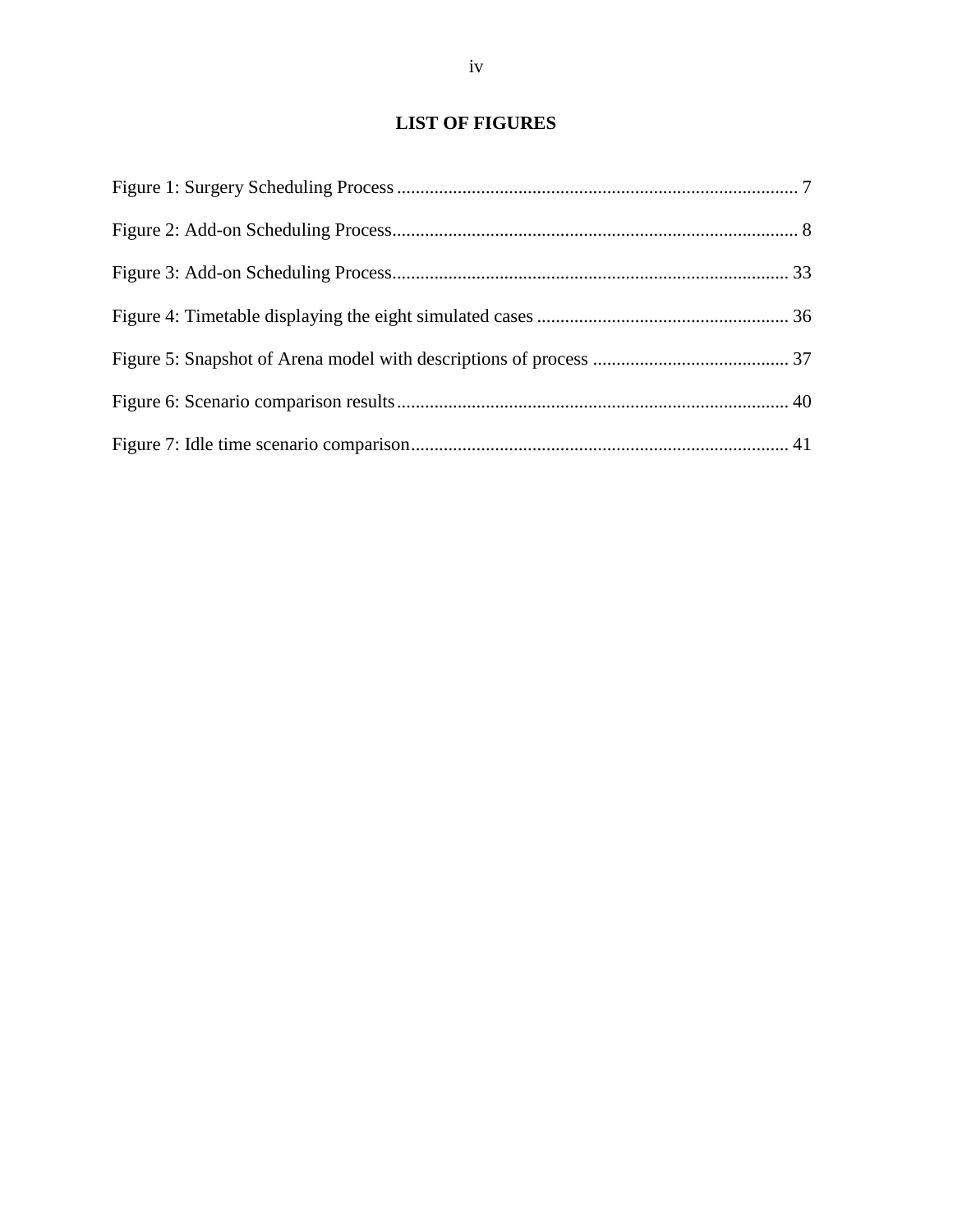# LIST OF FIGURES

Figure 1: Surgery Scheduling Process ..................................................................................... 7

Figure 2: Add-on Scheduling Process...................................................................................... 8

Figure 3: Add-on Scheduling Process.................................................................................... 33

Figure 4: Timetable displaying the eight simulated cases ...................................................... 36

Figure 5: Snapshot of Arena model with descriptions of process .......................................... 37

Figure 6: Scenario comparison results................................................................................... 40

Figure 7: Idle time scenario comparison................................................................................. 41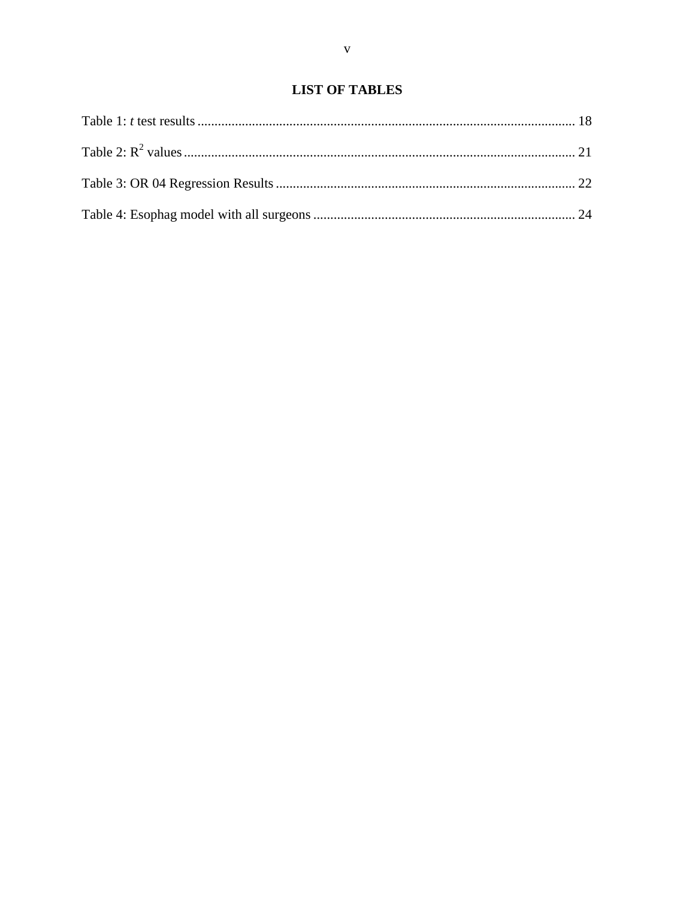# LIST OF TABLES

Table 1: *t* test results ............................................................................................................ 18

Table 2: $R^2$ values ................................................................................................................ 21

Table 3: OR 04 Regression Results ...................................................................................... 22

Table 4: Esophag model with all surgeons ............................................................................ 24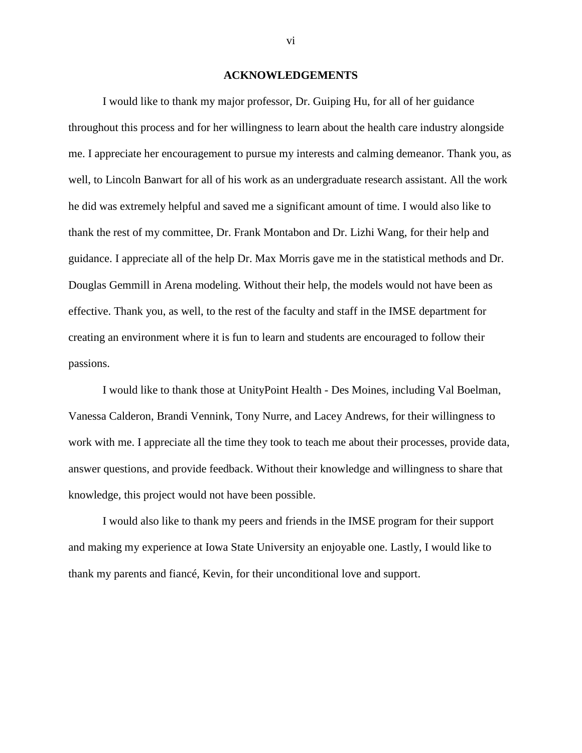# ACKNOWLEDGEMENTS

I would like to thank my major professor, Dr. Guiping Hu, for all of her guidance throughout this process and for her willingness to learn about the health care industry alongside me. I appreciate her encouragement to pursue my interests and calming demeanor. Thank you, as well, to Lincoln Banwart for all of his work as an undergraduate research assistant. All the work he did was extremely helpful and saved me a significant amount of time. I would also like to thank the rest of my committee, Dr. Frank Montabon and Dr. Lizhi Wang, for their help and guidance. I appreciate all of the help Dr. Max Morris gave me in the statistical methods and Dr. Douglas Gemmill in Arena modeling. Without their help, the models would not have been as effective. Thank you, as well, to the rest of the faculty and staff in the IMSE department for creating an environment where it is fun to learn and students are encouraged to follow their passions.

I would like to thank those at UnityPoint Health - Des Moines, including Val Boelman, Vanessa Calderon, Brandi Vennink, Tony Nurre, and Lacey Andrews, for their willingness to work with me. I appreciate all the time they took to teach me about their processes, provide data, answer questions, and provide feedback. Without their knowledge and willingness to share that knowledge, this project would not have been possible.

I would also like to thank my peers and friends in the IMSE program for their support and making my experience at Iowa State University an enjoyable one. Lastly, I would like to thank my parents and fiancé, Kevin, for their unconditional love and support.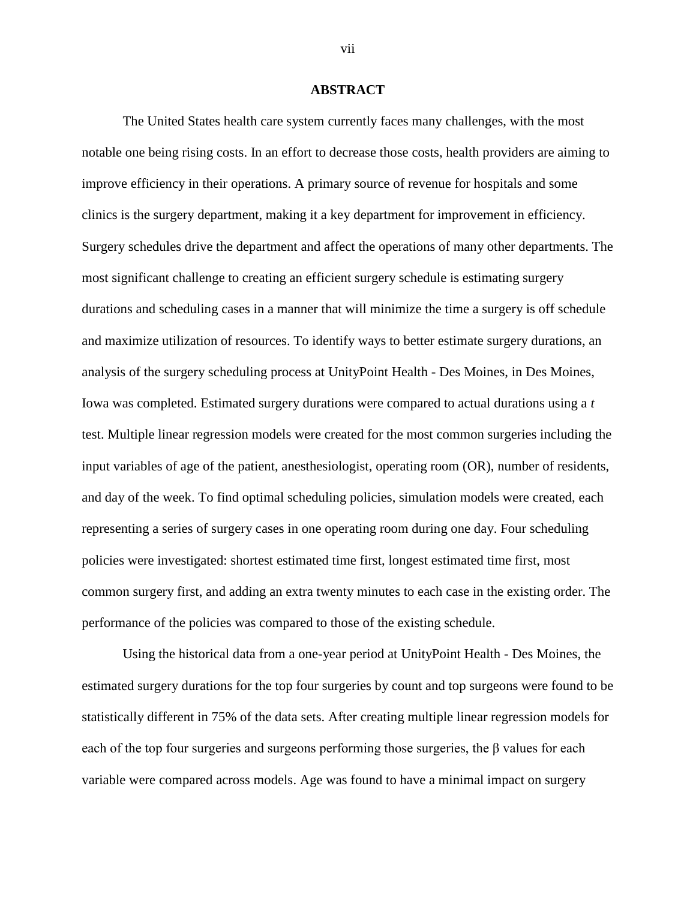## ABSTRACT

The United States health care system currently faces many challenges, with the most notable one being rising costs. In an effort to decrease those costs, health providers are aiming to improve efficiency in their operations. A primary source of revenue for hospitals and some clinics is the surgery department, making it a key department for improvement in efficiency. Surgery schedules drive the department and affect the operations of many other departments. The most significant challenge to creating an efficient surgery schedule is estimating surgery durations and scheduling cases in a manner that will minimize the time a surgery is off schedule and maximize utilization of resources. To identify ways to better estimate surgery durations, an analysis of the surgery scheduling process at UnityPoint Health - Des Moines, in Des Moines, Iowa was completed. Estimated surgery durations were compared to actual durations using a *t* test. Multiple linear regression models were created for the most common surgeries including the input variables of age of the patient, anesthesiologist, operating room (OR), number of residents, and day of the week. To find optimal scheduling policies, simulation models were created, each representing a series of surgery cases in one operating room during one day. Four scheduling policies were investigated: shortest estimated time first, longest estimated time first, most common surgery first, and adding an extra twenty minutes to each case in the existing order. The performance of the policies was compared to those of the existing schedule.

Using the historical data from a one-year period at UnityPoint Health - Des Moines, the estimated surgery durations for the top four surgeries by count and top surgeons were found to be statistically different in 75% of the data sets. After creating multiple linear regression models for each of the top four surgeries and surgeons performing those surgeries, the $\beta$ values for each variable were compared across models. Age was found to have a minimal impact on surgery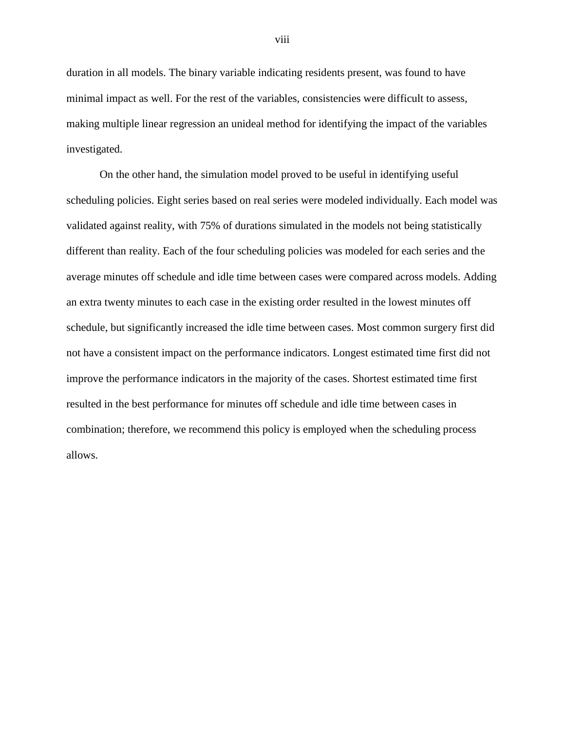duration in all models. The binary variable indicating residents present, was found to have minimal impact as well. For the rest of the variables, consistencies were difficult to assess, making multiple linear regression an unideal method for identifying the impact of the variables investigated.

On the other hand, the simulation model proved to be useful in identifying useful scheduling policies. Eight series based on real series were modeled individually. Each model was validated against reality, with 75% of durations simulated in the models not being statistically different than reality. Each of the four scheduling policies was modeled for each series and the average minutes off schedule and idle time between cases were compared across models. Adding an extra twenty minutes to each case in the existing order resulted in the lowest minutes off schedule, but significantly increased the idle time between cases. Most common surgery first did not have a consistent impact on the performance indicators. Longest estimated time first did not improve the performance indicators in the majority of the cases. Shortest estimated time first resulted in the best performance for minutes off schedule and idle time between cases in combination; therefore, we recommend this policy is employed when the scheduling process allows.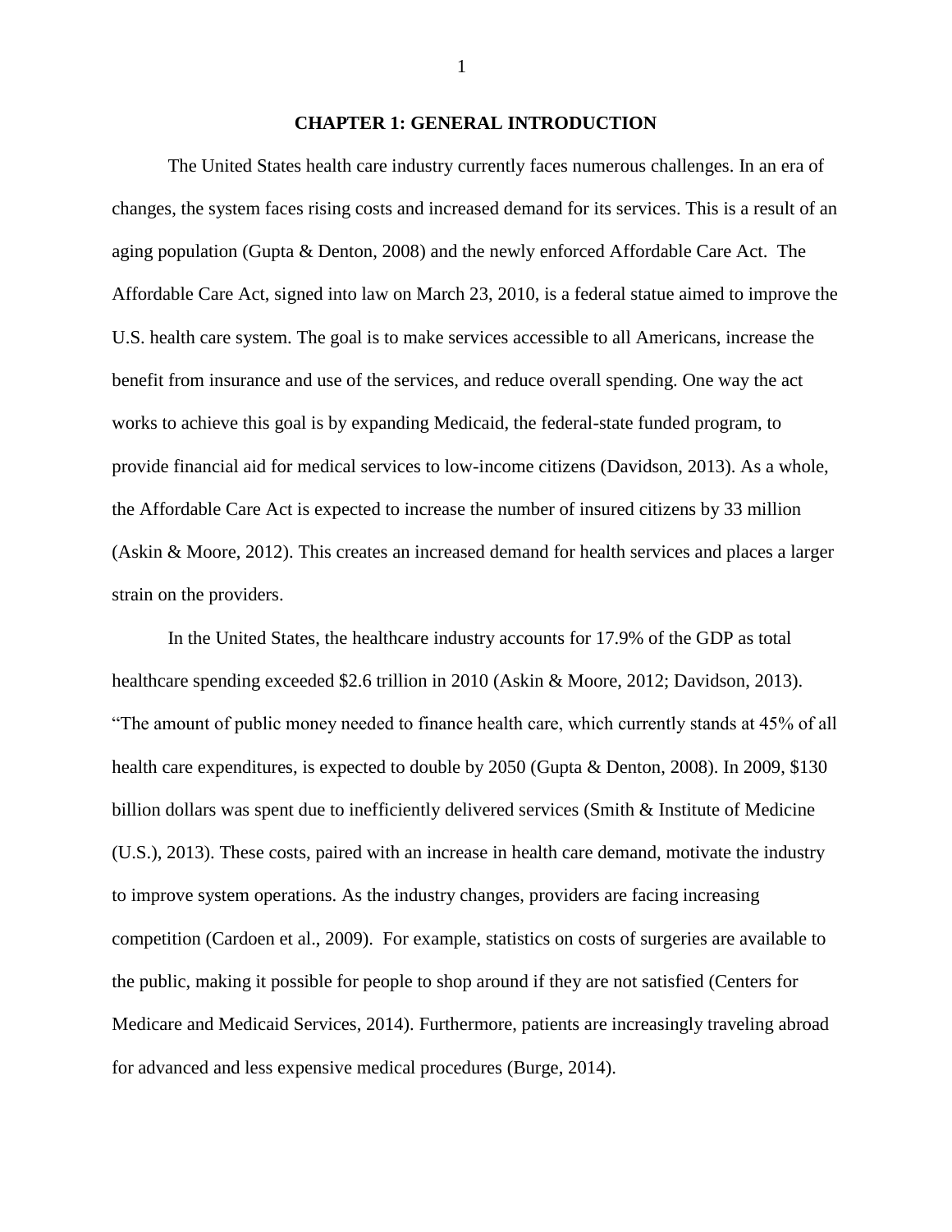# CHAPTER 1: GENERAL INTRODUCTION

The United States health care industry currently faces numerous challenges. In an era of changes, the system faces rising costs and increased demand for its services. This is a result of an aging population (Gupta & Denton, 2008) and the newly enforced Affordable Care Act. The Affordable Care Act, signed into law on March 23, 2010, is a federal statue aimed to improve the U.S. health care system. The goal is to make services accessible to all Americans, increase the benefit from insurance and use of the services, and reduce overall spending. One way the act works to achieve this goal is by expanding Medicaid, the federal-state funded program, to provide financial aid for medical services to low-income citizens (Davidson, 2013). As a whole, the Affordable Care Act is expected to increase the number of insured citizens by 33 million (Askin & Moore, 2012). This creates an increased demand for health services and places a larger strain on the providers.

In the United States, the healthcare industry accounts for 17.9% of the GDP as total healthcare spending exceeded $2.6 trillion in 2010 (Askin & Moore, 2012; Davidson, 2013). "The amount of public money needed to finance health care, which currently stands at 45% of all health care expenditures, is expected to double by 2050 (Gupta & Denton, 2008). In 2009, $130 billion dollars was spent due to inefficiently delivered services (Smith & Institute of Medicine (U.S.), 2013). These costs, paired with an increase in health care demand, motivate the industry to improve system operations. As the industry changes, providers are facing increasing competition (Cardoen et al., 2009). For example, statistics on costs of surgeries are available to the public, making it possible for people to shop around if they are not satisfied (Centers for Medicare and Medicaid Services, 2014). Furthermore, patients are increasingly traveling abroad for advanced and less expensive medical procedures (Burge, 2014).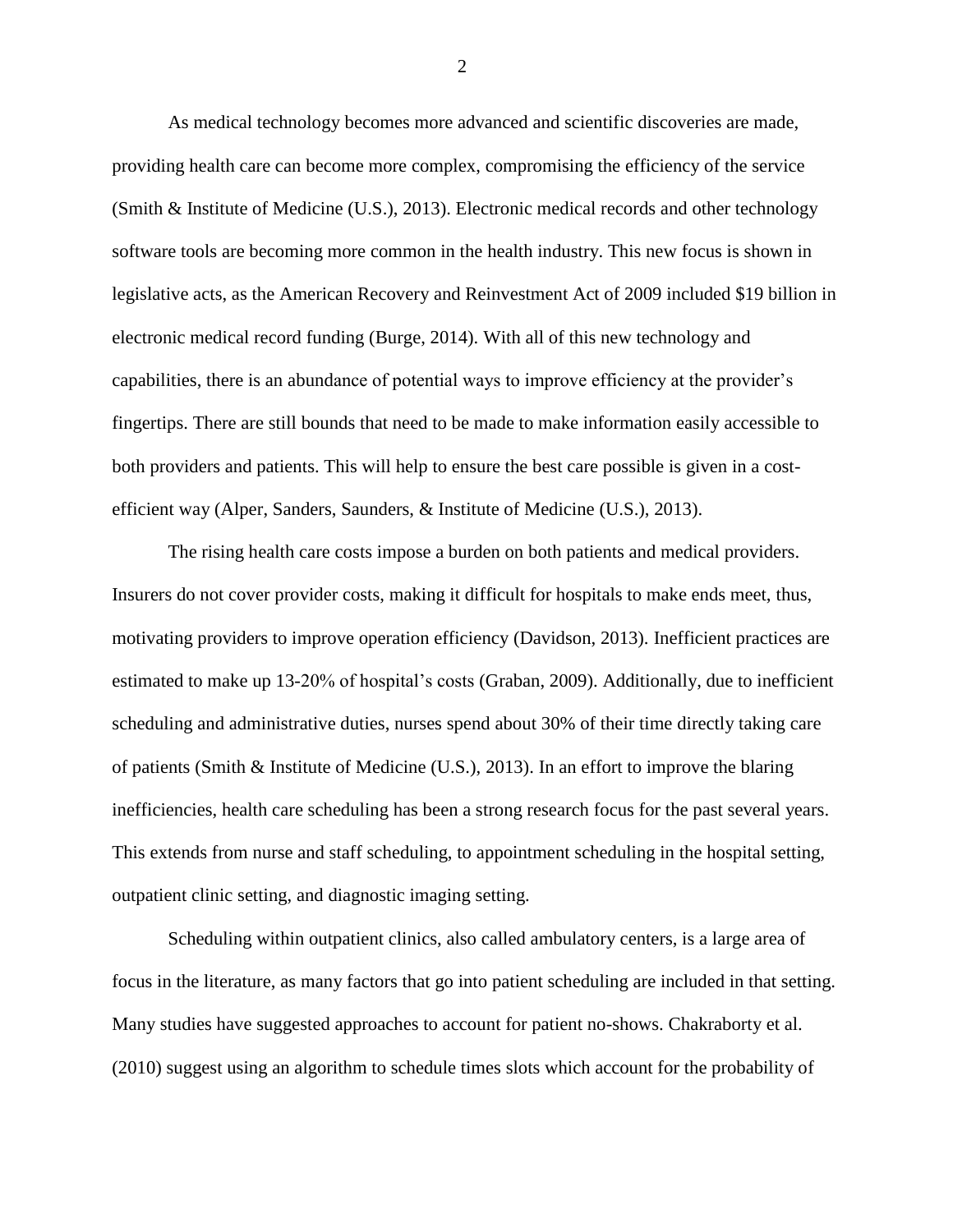As medical technology becomes more advanced and scientific discoveries are made, providing health care can become more complex, compromising the efficiency of the service (Smith & Institute of Medicine (U.S.), 2013). Electronic medical records and other technology software tools are becoming more common in the health industry. This new focus is shown in legislative acts, as the American Recovery and Reinvestment Act of 2009 included $19 billion in electronic medical record funding (Burge, 2014). With all of this new technology and capabilities, there is an abundance of potential ways to improve efficiency at the provider's fingertips. There are still bounds that need to be made to make information easily accessible to both providers and patients. This will help to ensure the best care possible is given in a cost-efficient way (Alper, Sanders, Saunders, & Institute of Medicine (U.S.), 2013).

The rising health care costs impose a burden on both patients and medical providers. Insurers do not cover provider costs, making it difficult for hospitals to make ends meet, thus, motivating providers to improve operation efficiency (Davidson, 2013). Inefficient practices are estimated to make up 13-20% of hospital's costs (Graban, 2009). Additionally, due to inefficient scheduling and administrative duties, nurses spend about 30% of their time directly taking care of patients (Smith & Institute of Medicine (U.S.), 2013). In an effort to improve the blaring inefficiencies, health care scheduling has been a strong research focus for the past several years. This extends from nurse and staff scheduling, to appointment scheduling in the hospital setting, outpatient clinic setting, and diagnostic imaging setting.

Scheduling within outpatient clinics, also called ambulatory centers, is a large area of focus in the literature, as many factors that go into patient scheduling are included in that setting. Many studies have suggested approaches to account for patient no-shows. Chakraborty et al. (2010) suggest using an algorithm to schedule times slots which account for the probability of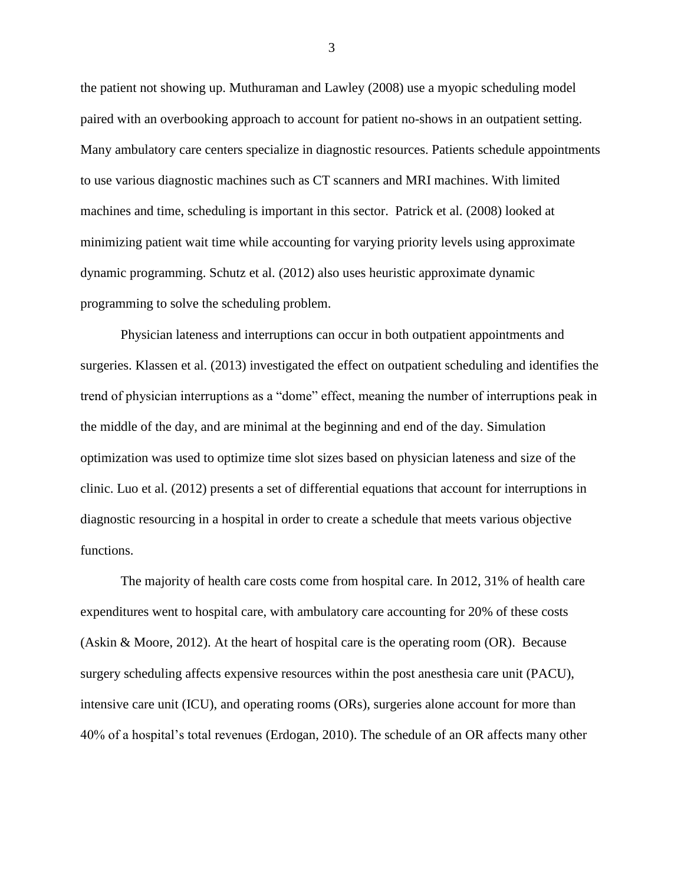the patient not showing up. Muthuraman and Lawley (2008) use a myopic scheduling model paired with an overbooking approach to account for patient no-shows in an outpatient setting. Many ambulatory care centers specialize in diagnostic resources. Patients schedule appointments to use various diagnostic machines such as CT scanners and MRI machines. With limited machines and time, scheduling is important in this sector. Patrick et al. (2008) looked at minimizing patient wait time while accounting for varying priority levels using approximate dynamic programming. Schutz et al. (2012) also uses heuristic approximate dynamic programming to solve the scheduling problem.

Physician lateness and interruptions can occur in both outpatient appointments and surgeries. Klassen et al. (2013) investigated the effect on outpatient scheduling and identifies the trend of physician interruptions as a "dome" effect, meaning the number of interruptions peak in the middle of the day, and are minimal at the beginning and end of the day. Simulation optimization was used to optimize time slot sizes based on physician lateness and size of the clinic. Luo et al. (2012) presents a set of differential equations that account for interruptions in diagnostic resourcing in a hospital in order to create a schedule that meets various objective functions.

The majority of health care costs come from hospital care. In 2012, 31% of health care expenditures went to hospital care, with ambulatory care accounting for 20% of these costs (Askin & Moore, 2012). At the heart of hospital care is the operating room (OR). Because surgery scheduling affects expensive resources within the post anesthesia care unit (PACU), intensive care unit (ICU), and operating rooms (ORs), surgeries alone account for more than 40% of a hospital's total revenues (Erdogan, 2010). The schedule of an OR affects many other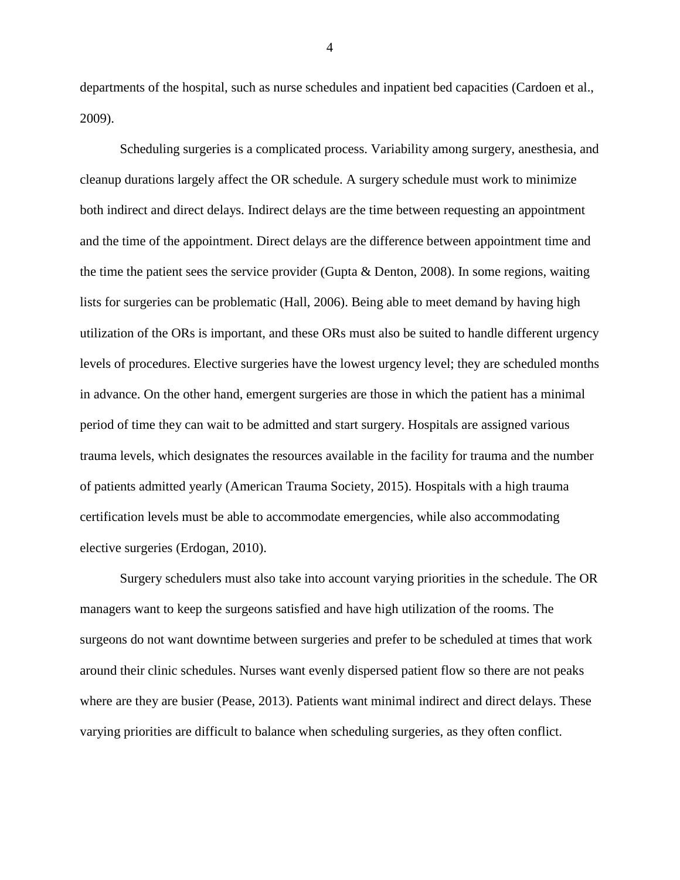departments of the hospital, such as nurse schedules and inpatient bed capacities (Cardoen et al., 2009).

Scheduling surgeries is a complicated process. Variability among surgery, anesthesia, and cleanup durations largely affect the OR schedule. A surgery schedule must work to minimize both indirect and direct delays. Indirect delays are the time between requesting an appointment and the time of the appointment. Direct delays are the difference between appointment time and the time the patient sees the service provider (Gupta & Denton, 2008). In some regions, waiting lists for surgeries can be problematic (Hall, 2006). Being able to meet demand by having high utilization of the ORs is important, and these ORs must also be suited to handle different urgency levels of procedures. Elective surgeries have the lowest urgency level; they are scheduled months in advance. On the other hand, emergent surgeries are those in which the patient has a minimal period of time they can wait to be admitted and start surgery. Hospitals are assigned various trauma levels, which designates the resources available in the facility for trauma and the number of patients admitted yearly (American Trauma Society, 2015). Hospitals with a high trauma certification levels must be able to accommodate emergencies, while also accommodating elective surgeries (Erdogan, 2010).

Surgery schedulers must also take into account varying priorities in the schedule. The OR managers want to keep the surgeons satisfied and have high utilization of the rooms. The surgeons do not want downtime between surgeries and prefer to be scheduled at times that work around their clinic schedules. Nurses want evenly dispersed patient flow so there are not peaks where are they are busier (Pease, 2013). Patients want minimal indirect and direct delays. These varying priorities are difficult to balance when scheduling surgeries, as they often conflict.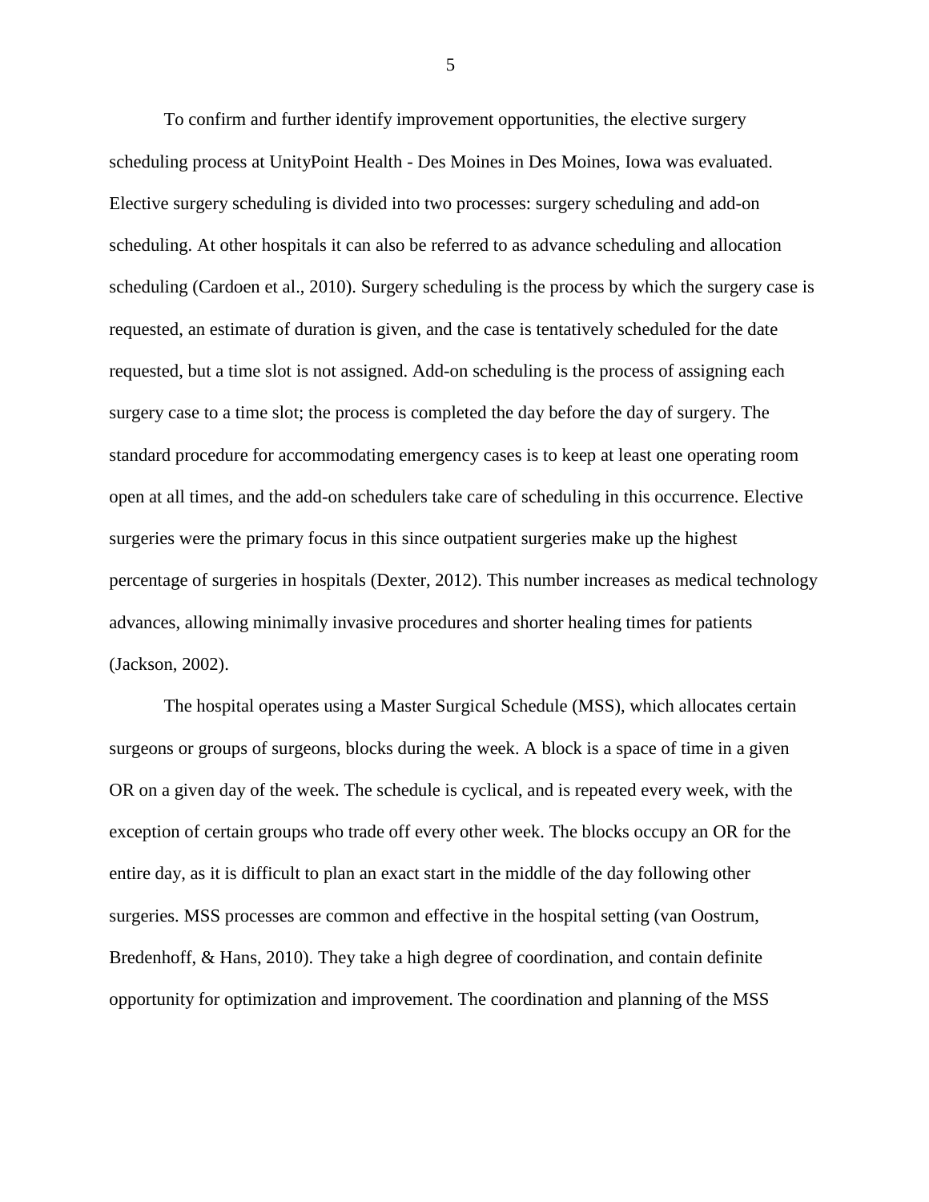To confirm and further identify improvement opportunities, the elective surgery scheduling process at UnityPoint Health - Des Moines in Des Moines, Iowa was evaluated. Elective surgery scheduling is divided into two processes: surgery scheduling and add-on scheduling. At other hospitals it can also be referred to as advance scheduling and allocation scheduling (Cardoen et al., 2010). Surgery scheduling is the process by which the surgery case is requested, an estimate of duration is given, and the case is tentatively scheduled for the date requested, but a time slot is not assigned. Add-on scheduling is the process of assigning each surgery case to a time slot; the process is completed the day before the day of surgery. The standard procedure for accommodating emergency cases is to keep at least one operating room open at all times, and the add-on schedulers take care of scheduling in this occurrence. Elective surgeries were the primary focus in this since outpatient surgeries make up the highest percentage of surgeries in hospitals (Dexter, 2012). This number increases as medical technology advances, allowing minimally invasive procedures and shorter healing times for patients (Jackson, 2002).

The hospital operates using a Master Surgical Schedule (MSS), which allocates certain surgeons or groups of surgeons, blocks during the week. A block is a space of time in a given OR on a given day of the week. The schedule is cyclical, and is repeated every week, with the exception of certain groups who trade off every other week. The blocks occupy an OR for the entire day, as it is difficult to plan an exact start in the middle of the day following other surgeries. MSS processes are common and effective in the hospital setting (van Oostrum, Bredenhoff, & Hans, 2010). They take a high degree of coordination, and contain definite opportunity for optimization and improvement. The coordination and planning of the MSS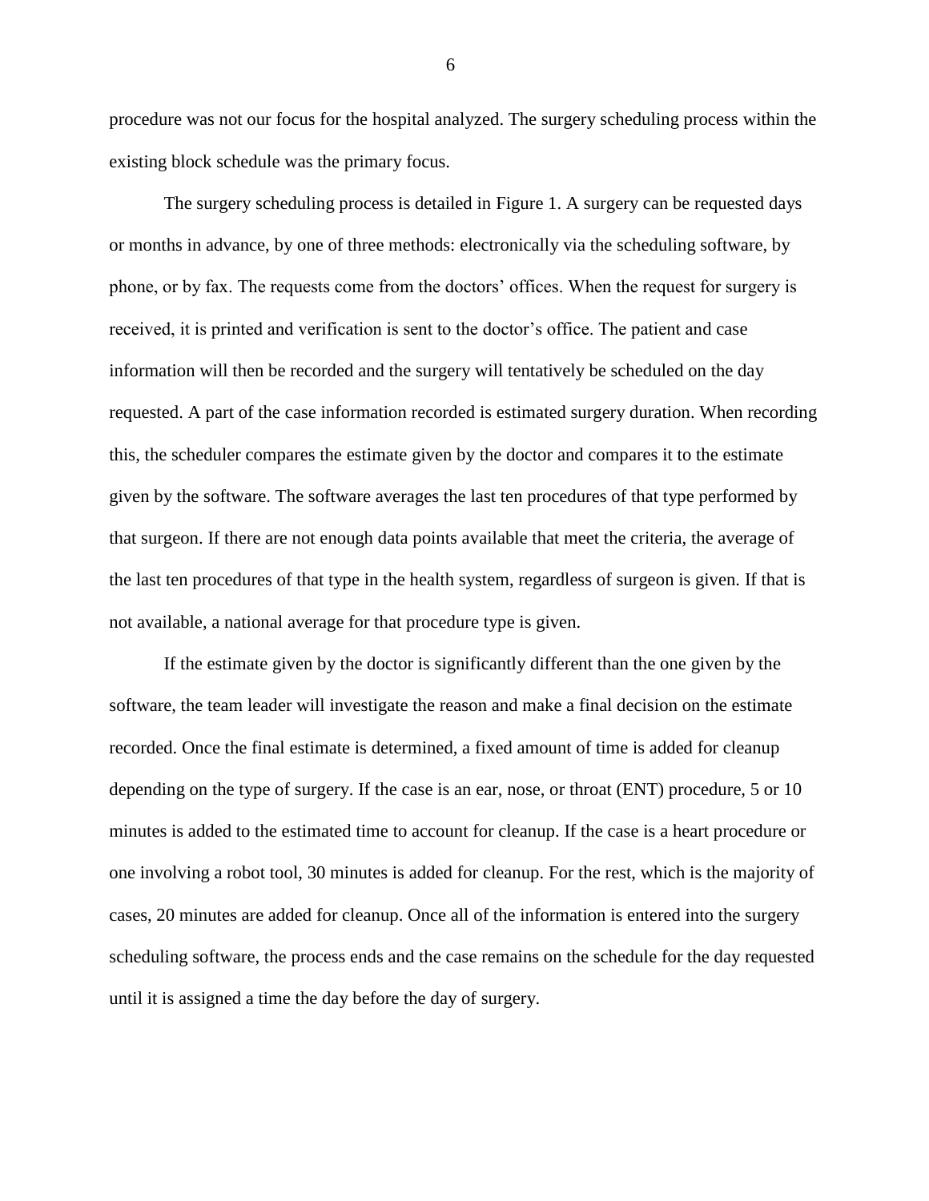procedure was not our focus for the hospital analyzed. The surgery scheduling process within the existing block schedule was the primary focus.

The surgery scheduling process is detailed in Figure 1. A surgery can be requested days or months in advance, by one of three methods: electronically via the scheduling software, by phone, or by fax. The requests come from the doctors' offices. When the request for surgery is received, it is printed and verification is sent to the doctor's office. The patient and case information will then be recorded and the surgery will tentatively be scheduled on the day requested. A part of the case information recorded is estimated surgery duration. When recording this, the scheduler compares the estimate given by the doctor and compares it to the estimate given by the software. The software averages the last ten procedures of that type performed by that surgeon. If there are not enough data points available that meet the criteria, the average of the last ten procedures of that type in the health system, regardless of surgeon is given. If that is not available, a national average for that procedure type is given.

If the estimate given by the doctor is significantly different than the one given by the software, the team leader will investigate the reason and make a final decision on the estimate recorded. Once the final estimate is determined, a fixed amount of time is added for cleanup depending on the type of surgery. If the case is an ear, nose, or throat (ENT) procedure, 5 or 10 minutes is added to the estimated time to account for cleanup. If the case is a heart procedure or one involving a robot tool, 30 minutes is added for cleanup. For the rest, which is the majority of cases, 20 minutes are added for cleanup. Once all of the information is entered into the surgery scheduling software, the process ends and the case remains on the schedule for the day requested until it is assigned a time the day before the day of surgery.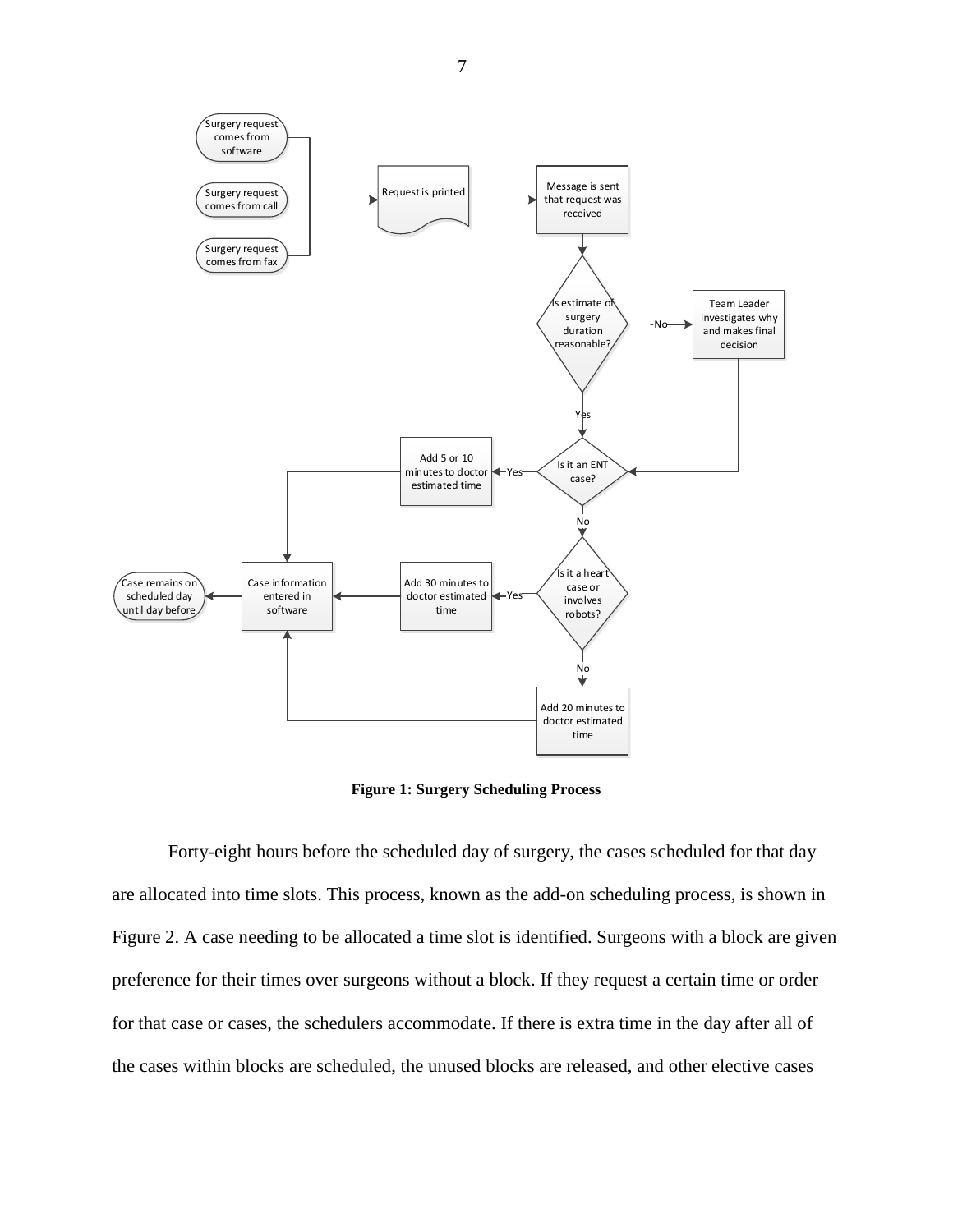**Figure 1: Surgery Scheduling Process**

Forty-eight hours before the scheduled day of surgery, the cases scheduled for that day are allocated into time slots. This process, known as the add-on scheduling process, is shown in Figure 2. A case needing to be allocated a time slot is identified. Surgeons with a block are given preference for their times over surgeons without a block. If they request a certain time or order for that case or cases, the schedulers accommodate. If there is extra time in the day after all of the cases within blocks are scheduled, the unused blocks are released, and other elective cases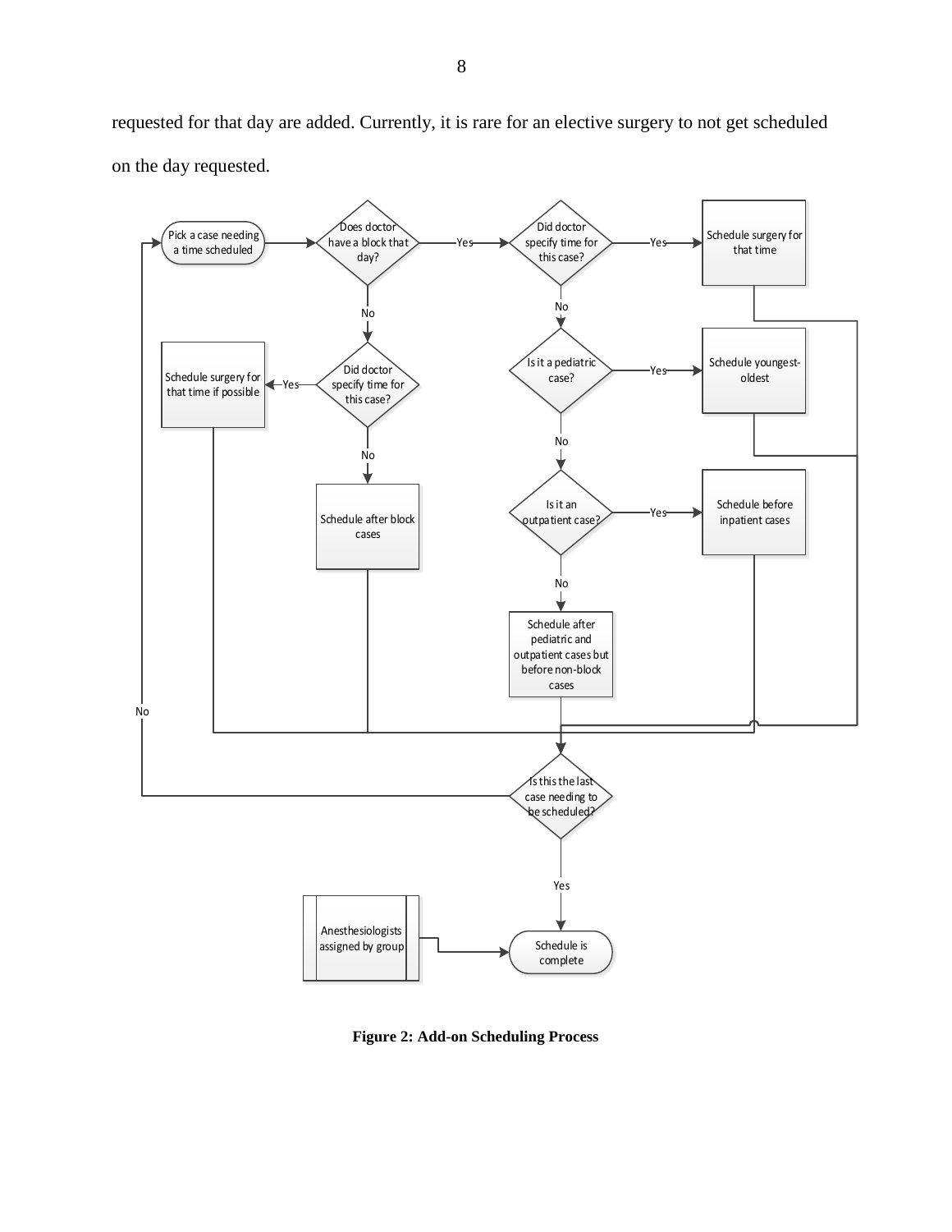requested for that day are added. Currently, it is rare for an elective surgery to not get scheduled on the day requested.

**Figure 2: Add-on Scheduling Process**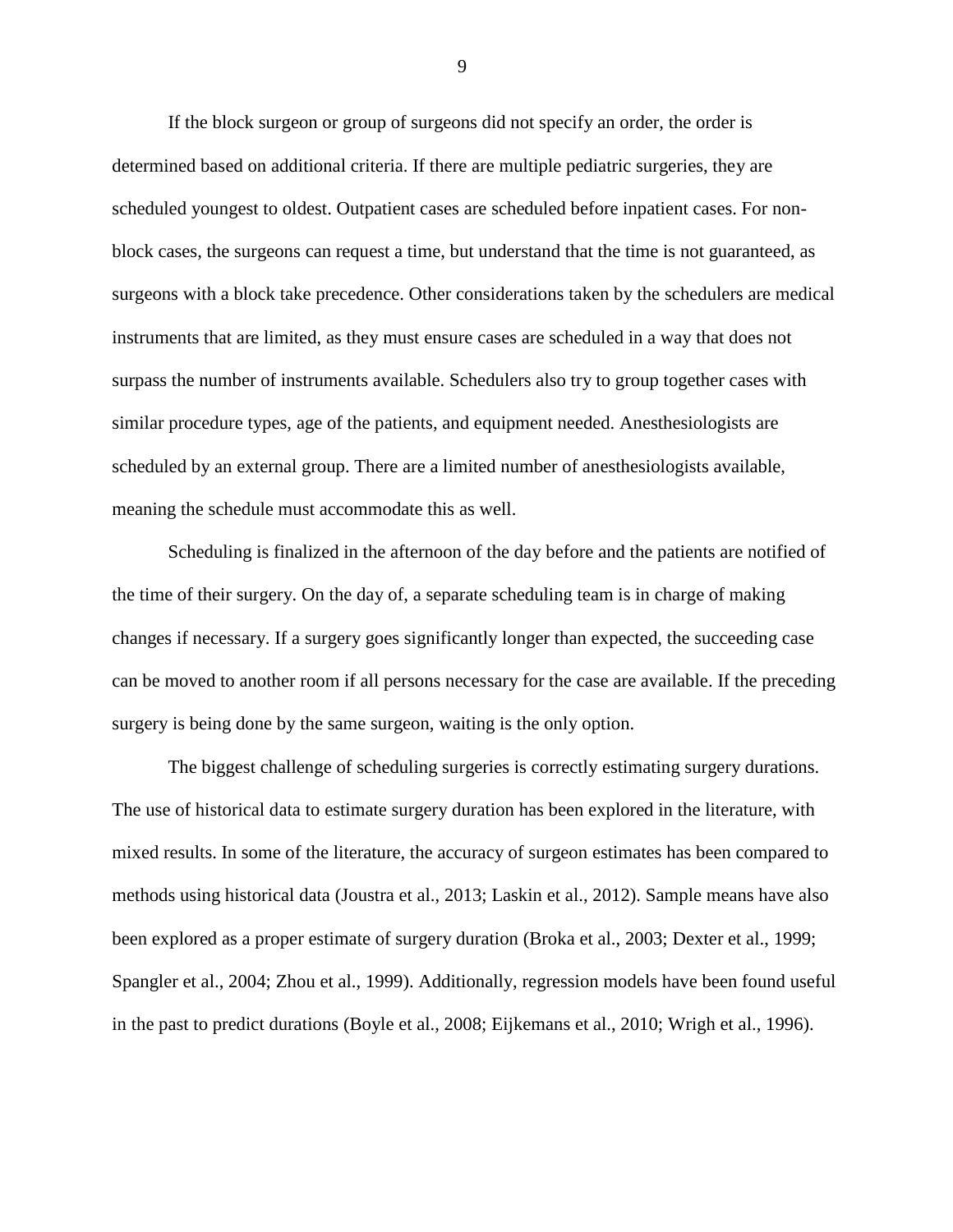If the block surgeon or group of surgeons did not specify an order, the order is determined based on additional criteria. If there are multiple pediatric surgeries, they are scheduled youngest to oldest. Outpatient cases are scheduled before inpatient cases. For non-block cases, the surgeons can request a time, but understand that the time is not guaranteed, as surgeons with a block take precedence. Other considerations taken by the schedulers are medical instruments that are limited, as they must ensure cases are scheduled in a way that does not surpass the number of instruments available. Schedulers also try to group together cases with similar procedure types, age of the patients, and equipment needed. Anesthesiologists are scheduled by an external group. There are a limited number of anesthesiologists available, meaning the schedule must accommodate this as well.

Scheduling is finalized in the afternoon of the day before and the patients are notified of the time of their surgery. On the day of, a separate scheduling team is in charge of making changes if necessary. If a surgery goes significantly longer than expected, the succeeding case can be moved to another room if all persons necessary for the case are available. If the preceding surgery is being done by the same surgeon, waiting is the only option.

The biggest challenge of scheduling surgeries is correctly estimating surgery durations. The use of historical data to estimate surgery duration has been explored in the literature, with mixed results. In some of the literature, the accuracy of surgeon estimates has been compared to methods using historical data (Joustra et al., 2013; Laskin et al., 2012). Sample means have also been explored as a proper estimate of surgery duration (Broka et al., 2003; Dexter et al., 1999; Spangler et al., 2004; Zhou et al., 1999). Additionally, regression models have been found useful in the past to predict durations (Boyle et al., 2008; Eijkemans et al., 2010; Wrigh et al., 1996).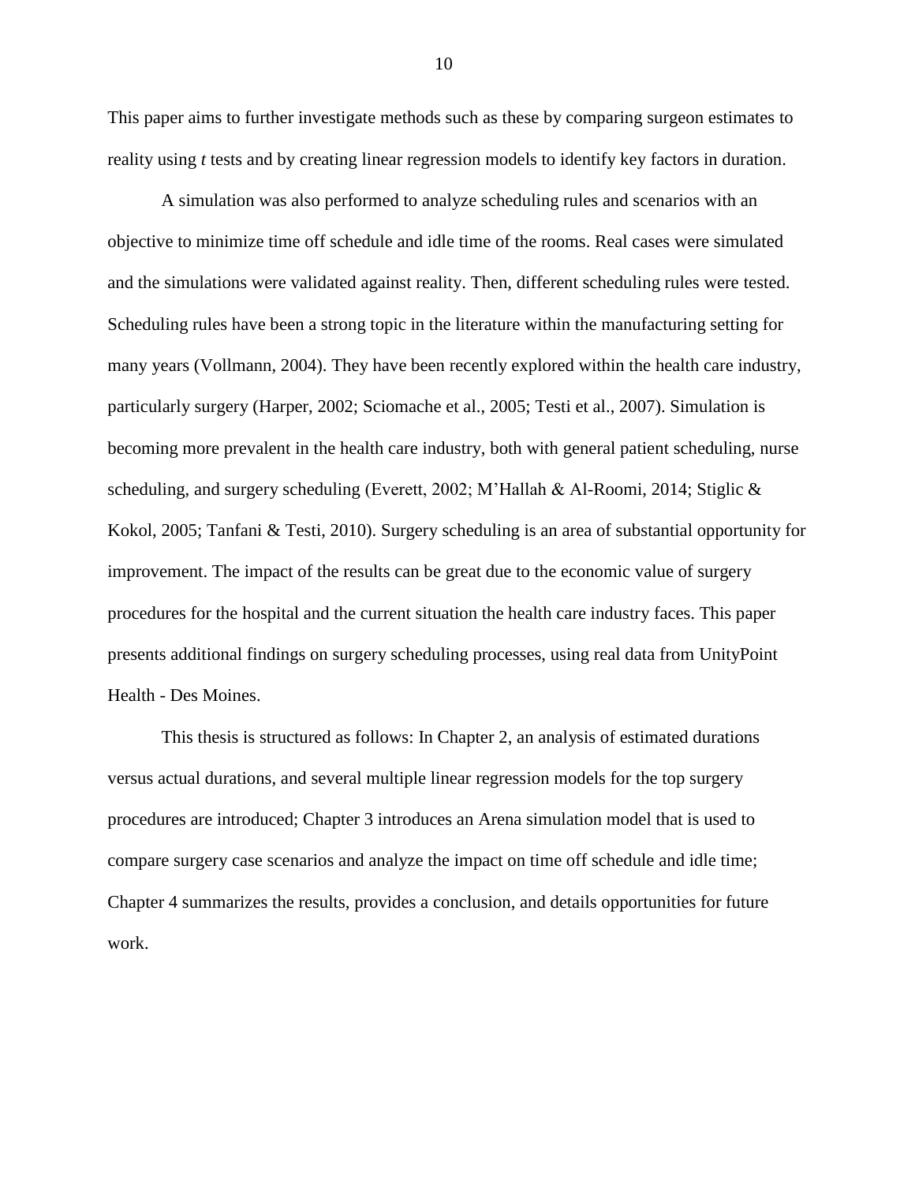This paper aims to further investigate methods such as these by comparing surgeon estimates to reality using *t* tests and by creating linear regression models to identify key factors in duration.

A simulation was also performed to analyze scheduling rules and scenarios with an objective to minimize time off schedule and idle time of the rooms. Real cases were simulated and the simulations were validated against reality. Then, different scheduling rules were tested. Scheduling rules have been a strong topic in the literature within the manufacturing setting for many years (Vollmann, 2004). They have been recently explored within the health care industry, particularly surgery (Harper, 2002; Sciomache et al., 2005; Testi et al., 2007). Simulation is becoming more prevalent in the health care industry, both with general patient scheduling, nurse scheduling, and surgery scheduling (Everett, 2002; M'Hallah & Al-Roomi, 2014; Stiglic & Kokol, 2005; Tanfani & Testi, 2010). Surgery scheduling is an area of substantial opportunity for improvement. The impact of the results can be great due to the economic value of surgery procedures for the hospital and the current situation the health care industry faces. This paper presents additional findings on surgery scheduling processes, using real data from UnityPoint Health - Des Moines.

This thesis is structured as follows: In Chapter 2, an analysis of estimated durations versus actual durations, and several multiple linear regression models for the top surgery procedures are introduced; Chapter 3 introduces an Arena simulation model that is used to compare surgery case scenarios and analyze the impact on time off schedule and idle time; Chapter 4 summarizes the results, provides a conclusion, and details opportunities for future work.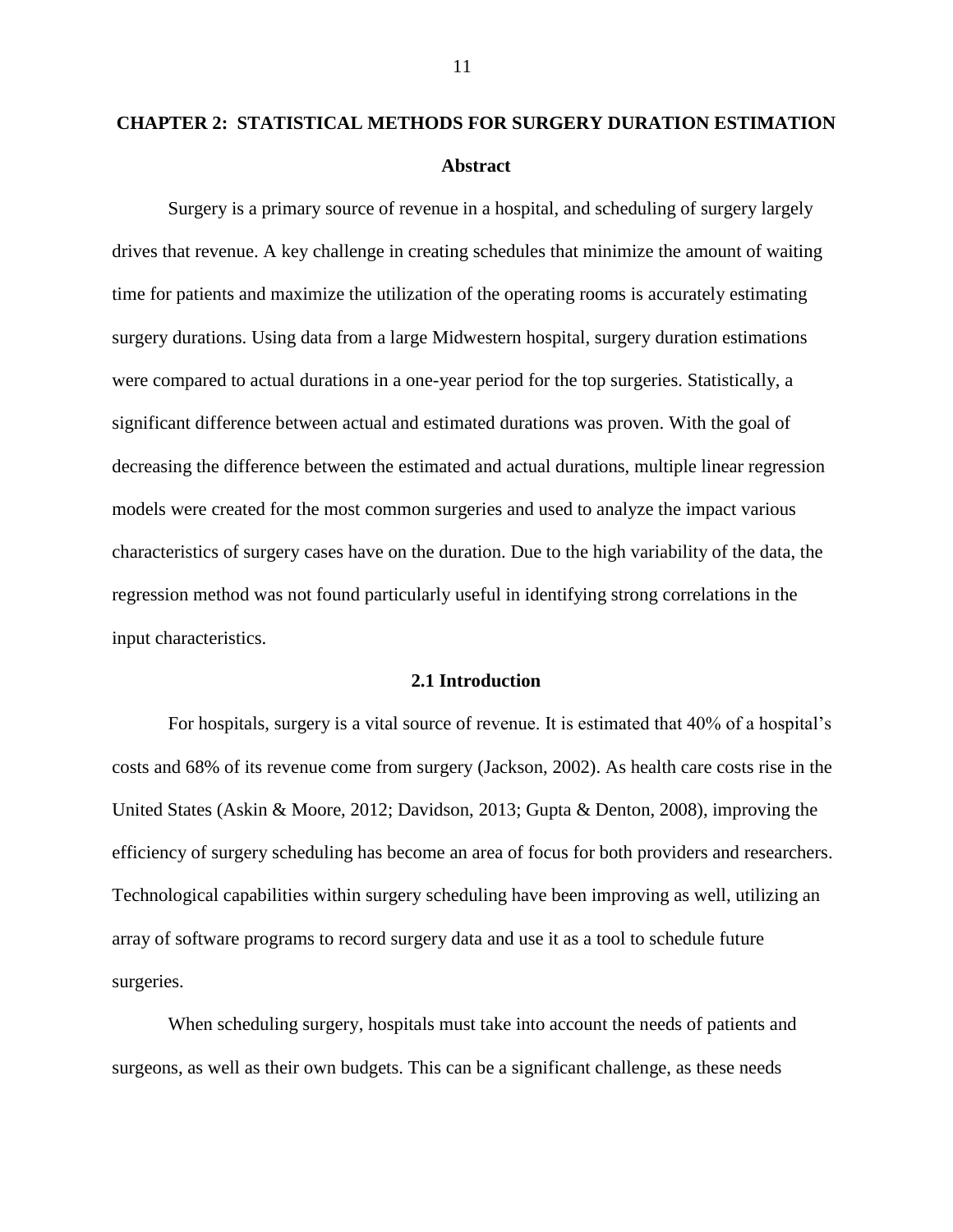# CHAPTER 2: STATISTICAL METHODS FOR SURGERY DURATION ESTIMATION

## Abstract

Surgery is a primary source of revenue in a hospital, and scheduling of surgery largely drives that revenue. A key challenge in creating schedules that minimize the amount of waiting time for patients and maximize the utilization of the operating rooms is accurately estimating surgery durations. Using data from a large Midwestern hospital, surgery duration estimations were compared to actual durations in a one-year period for the top surgeries. Statistically, a significant difference between actual and estimated durations was proven. With the goal of decreasing the difference between the estimated and actual durations, multiple linear regression models were created for the most common surgeries and used to analyze the impact various characteristics of surgery cases have on the duration. Due to the high variability of the data, the regression method was not found particularly useful in identifying strong correlations in the input characteristics.

## 2.1 Introduction

For hospitals, surgery is a vital source of revenue. It is estimated that 40% of a hospital's costs and 68% of its revenue come from surgery (Jackson, 2002). As health care costs rise in the United States (Askin & Moore, 2012; Davidson, 2013; Gupta & Denton, 2008), improving the efficiency of surgery scheduling has become an area of focus for both providers and researchers. Technological capabilities within surgery scheduling have been improving as well, utilizing an array of software programs to record surgery data and use it as a tool to schedule future surgeries.

When scheduling surgery, hospitals must take into account the needs of patients and surgeons, as well as their own budgets. This can be a significant challenge, as these needs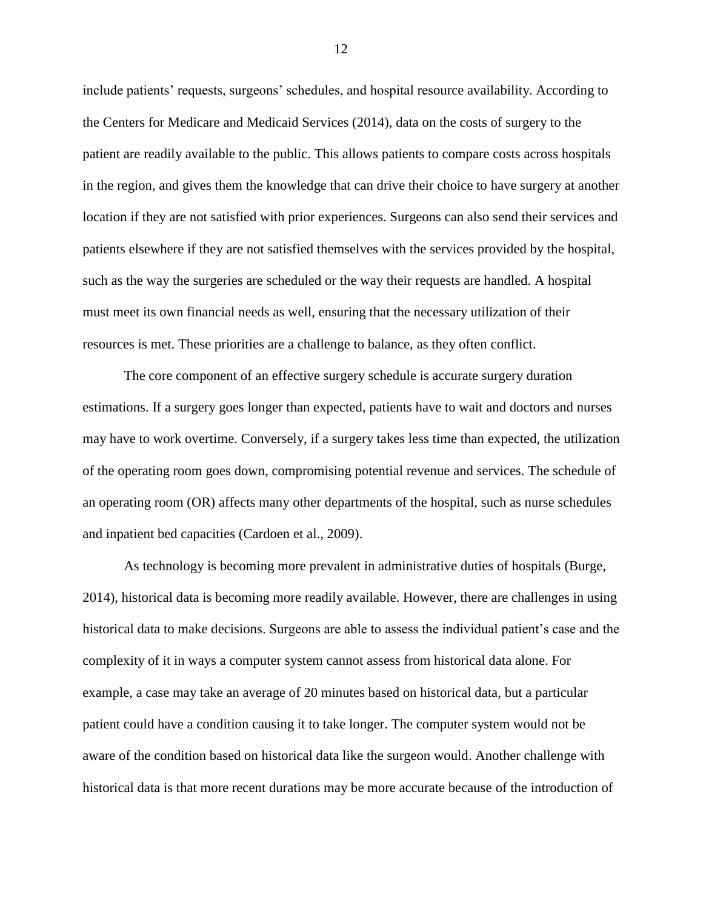include patients' requests, surgeons' schedules, and hospital resource availability. According to the Centers for Medicare and Medicaid Services (2014), data on the costs of surgery to the patient are readily available to the public. This allows patients to compare costs across hospitals in the region, and gives them the knowledge that can drive their choice to have surgery at another location if they are not satisfied with prior experiences. Surgeons can also send their services and patients elsewhere if they are not satisfied themselves with the services provided by the hospital, such as the way the surgeries are scheduled or the way their requests are handled. A hospital must meet its own financial needs as well, ensuring that the necessary utilization of their resources is met. These priorities are a challenge to balance, as they often conflict.

The core component of an effective surgery schedule is accurate surgery duration estimations. If a surgery goes longer than expected, patients have to wait and doctors and nurses may have to work overtime. Conversely, if a surgery takes less time than expected, the utilization of the operating room goes down, compromising potential revenue and services. The schedule of an operating room (OR) affects many other departments of the hospital, such as nurse schedules and inpatient bed capacities (Cardoen et al., 2009).

As technology is becoming more prevalent in administrative duties of hospitals (Burge, 2014), historical data is becoming more readily available. However, there are challenges in using historical data to make decisions. Surgeons are able to assess the individual patient's case and the complexity of it in ways a computer system cannot assess from historical data alone. For example, a case may take an average of 20 minutes based on historical data, but a particular patient could have a condition causing it to take longer. The computer system would not be aware of the condition based on historical data like the surgeon would. Another challenge with historical data is that more recent durations may be more accurate because of the introduction of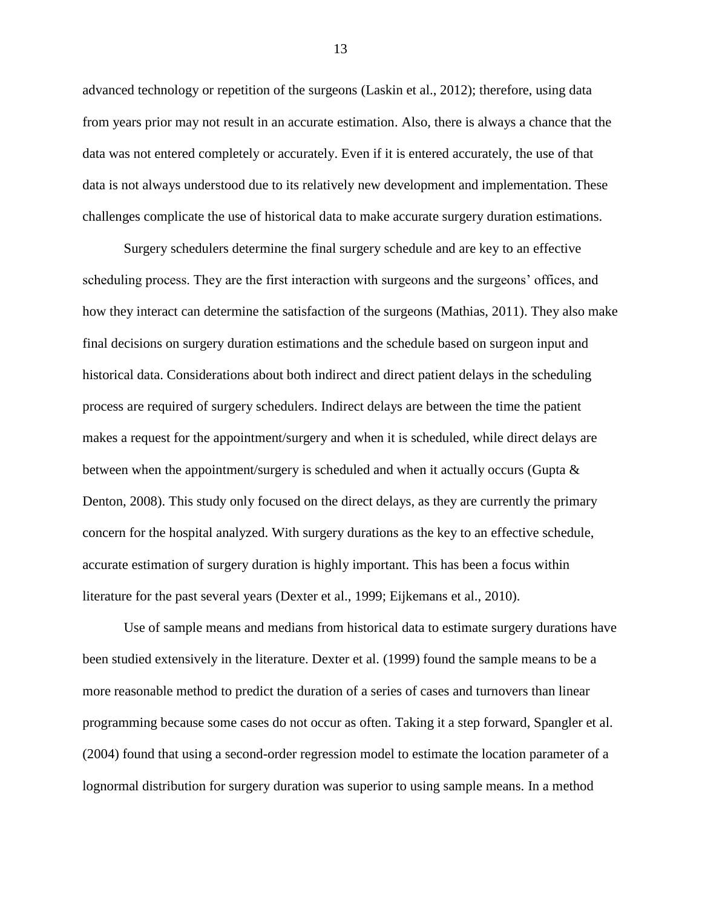advanced technology or repetition of the surgeons (Laskin et al., 2012); therefore, using data from years prior may not result in an accurate estimation. Also, there is always a chance that the data was not entered completely or accurately. Even if it is entered accurately, the use of that data is not always understood due to its relatively new development and implementation. These challenges complicate the use of historical data to make accurate surgery duration estimations.

Surgery schedulers determine the final surgery schedule and are key to an effective scheduling process. They are the first interaction with surgeons and the surgeons' offices, and how they interact can determine the satisfaction of the surgeons (Mathias, 2011). They also make final decisions on surgery duration estimations and the schedule based on surgeon input and historical data. Considerations about both indirect and direct patient delays in the scheduling process are required of surgery schedulers. Indirect delays are between the time the patient makes a request for the appointment/surgery and when it is scheduled, while direct delays are between when the appointment/surgery is scheduled and when it actually occurs (Gupta & Denton, 2008). This study only focused on the direct delays, as they are currently the primary concern for the hospital analyzed. With surgery durations as the key to an effective schedule, accurate estimation of surgery duration is highly important. This has been a focus within literature for the past several years (Dexter et al., 1999; Eijkemans et al., 2010).

Use of sample means and medians from historical data to estimate surgery durations have been studied extensively in the literature. Dexter et al. (1999) found the sample means to be a more reasonable method to predict the duration of a series of cases and turnovers than linear programming because some cases do not occur as often. Taking it a step forward, Spangler et al. (2004) found that using a second-order regression model to estimate the location parameter of a lognormal distribution for surgery duration was superior to using sample means. In a method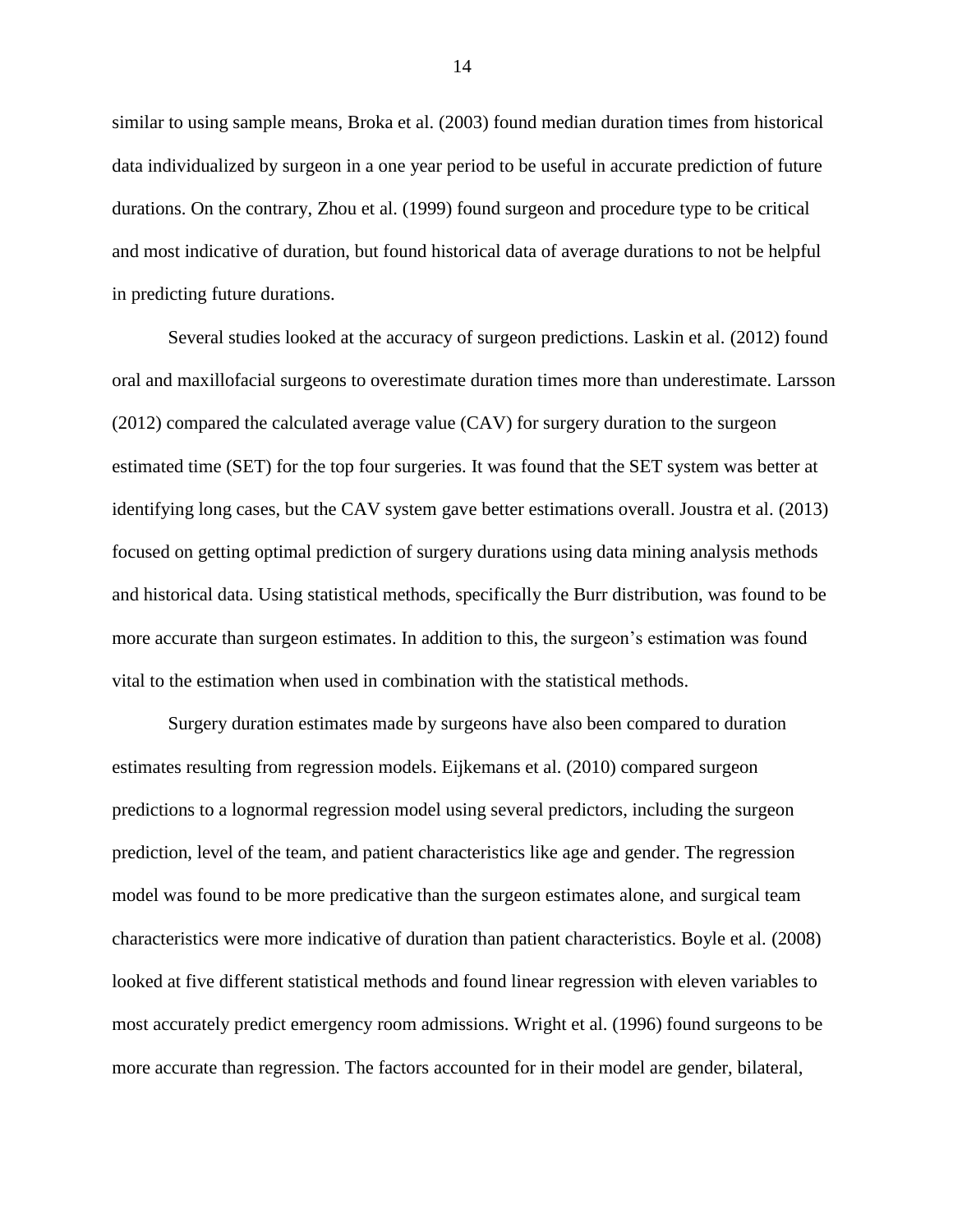similar to using sample means, Broka et al. (2003) found median duration times from historical data individualized by surgeon in a one year period to be useful in accurate prediction of future durations. On the contrary, Zhou et al. (1999) found surgeon and procedure type to be critical and most indicative of duration, but found historical data of average durations to not be helpful in predicting future durations.

Several studies looked at the accuracy of surgeon predictions. Laskin et al. (2012) found oral and maxillofacial surgeons to overestimate duration times more than underestimate. Larsson (2012) compared the calculated average value (CAV) for surgery duration to the surgeon estimated time (SET) for the top four surgeries. It was found that the SET system was better at identifying long cases, but the CAV system gave better estimations overall. Joustra et al. (2013) focused on getting optimal prediction of surgery durations using data mining analysis methods and historical data. Using statistical methods, specifically the Burr distribution, was found to be more accurate than surgeon estimates. In addition to this, the surgeon's estimation was found vital to the estimation when used in combination with the statistical methods.

Surgery duration estimates made by surgeons have also been compared to duration estimates resulting from regression models. Eijkemans et al. (2010) compared surgeon predictions to a lognormal regression model using several predictors, including the surgeon prediction, level of the team, and patient characteristics like age and gender. The regression model was found to be more predicative than the surgeon estimates alone, and surgical team characteristics were more indicative of duration than patient characteristics. Boyle et al. (2008) looked at five different statistical methods and found linear regression with eleven variables to most accurately predict emergency room admissions. Wright et al. (1996) found surgeons to be more accurate than regression. The factors accounted for in their model are gender, bilateral,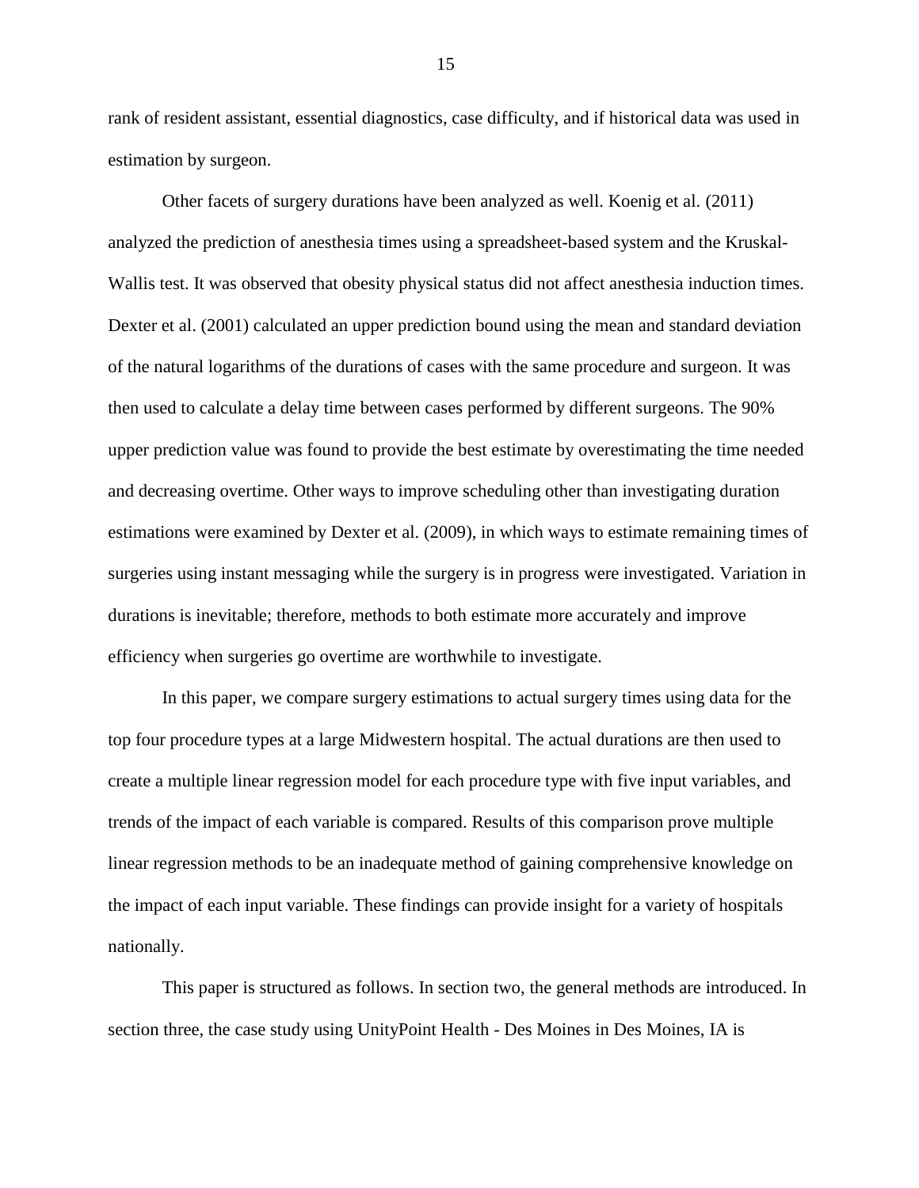rank of resident assistant, essential diagnostics, case difficulty, and if historical data was used in estimation by surgeon.

Other facets of surgery durations have been analyzed as well. Koenig et al. (2011) analyzed the prediction of anesthesia times using a spreadsheet-based system and the Kruskal-Wallis test. It was observed that obesity physical status did not affect anesthesia induction times. Dexter et al. (2001) calculated an upper prediction bound using the mean and standard deviation of the natural logarithms of the durations of cases with the same procedure and surgeon. It was then used to calculate a delay time between cases performed by different surgeons. The 90% upper prediction value was found to provide the best estimate by overestimating the time needed and decreasing overtime. Other ways to improve scheduling other than investigating duration estimations were examined by Dexter et al. (2009), in which ways to estimate remaining times of surgeries using instant messaging while the surgery is in progress were investigated. Variation in durations is inevitable; therefore, methods to both estimate more accurately and improve efficiency when surgeries go overtime are worthwhile to investigate.

In this paper, we compare surgery estimations to actual surgery times using data for the top four procedure types at a large Midwestern hospital. The actual durations are then used to create a multiple linear regression model for each procedure type with five input variables, and trends of the impact of each variable is compared. Results of this comparison prove multiple linear regression methods to be an inadequate method of gaining comprehensive knowledge on the impact of each input variable. These findings can provide insight for a variety of hospitals nationally.

This paper is structured as follows. In section two, the general methods are introduced. In section three, the case study using UnityPoint Health - Des Moines in Des Moines, IA is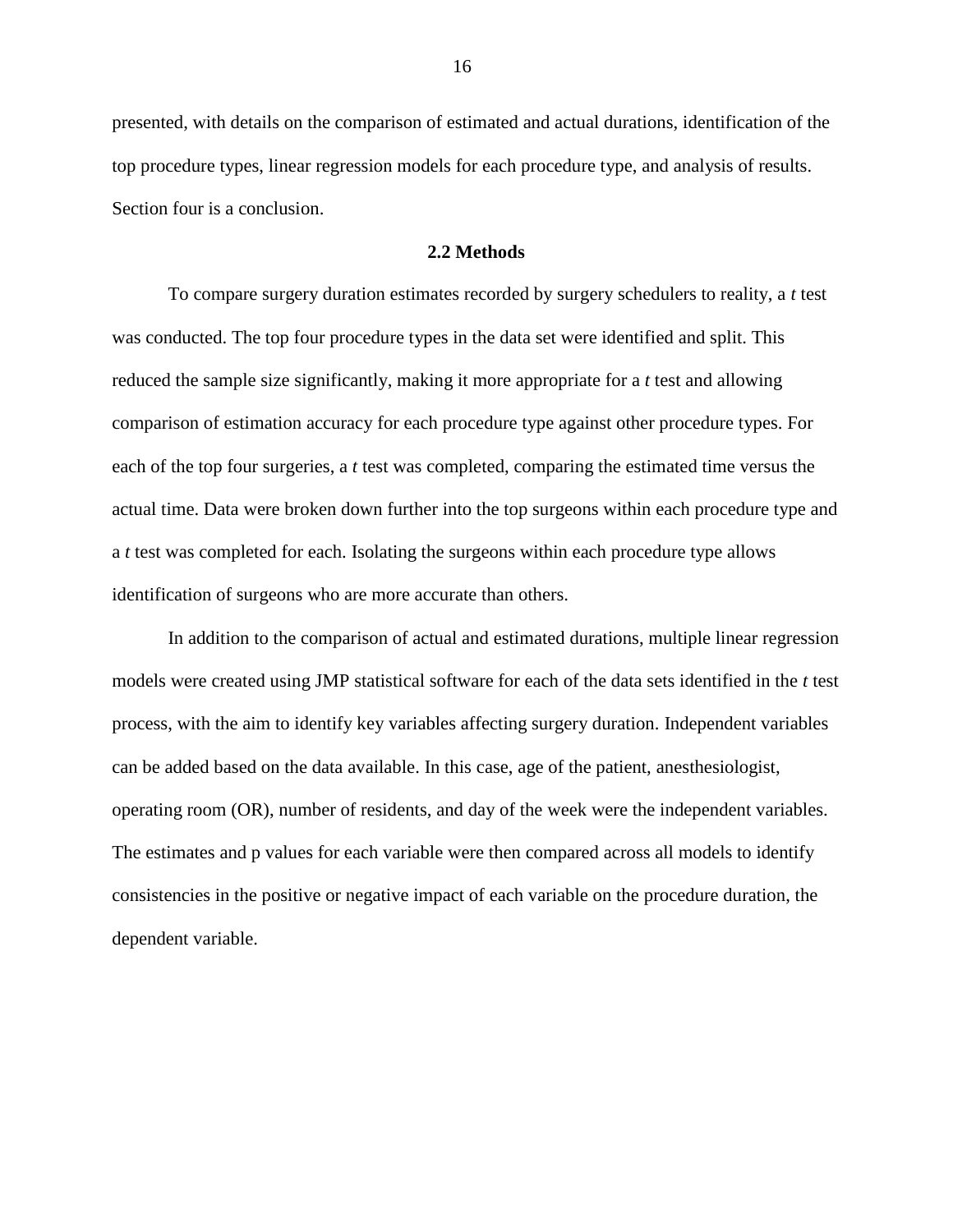presented, with details on the comparison of estimated and actual durations, identification of the top procedure types, linear regression models for each procedure type, and analysis of results. Section four is a conclusion.

## 2.2 Methods

To compare surgery duration estimates recorded by surgery schedulers to reality, a *t* test was conducted. The top four procedure types in the data set were identified and split. This reduced the sample size significantly, making it more appropriate for a *t* test and allowing comparison of estimation accuracy for each procedure type against other procedure types. For each of the top four surgeries, a *t* test was completed, comparing the estimated time versus the actual time. Data were broken down further into the top surgeons within each procedure type and a *t* test was completed for each. Isolating the surgeons within each procedure type allows identification of surgeons who are more accurate than others.

In addition to the comparison of actual and estimated durations, multiple linear regression models were created using JMP statistical software for each of the data sets identified in the *t* test process, with the aim to identify key variables affecting surgery duration. Independent variables can be added based on the data available. In this case, age of the patient, anesthesiologist, operating room (OR), number of residents, and day of the week were the independent variables. The estimates and p values for each variable were then compared across all models to identify consistencies in the positive or negative impact of each variable on the procedure duration, the dependent variable.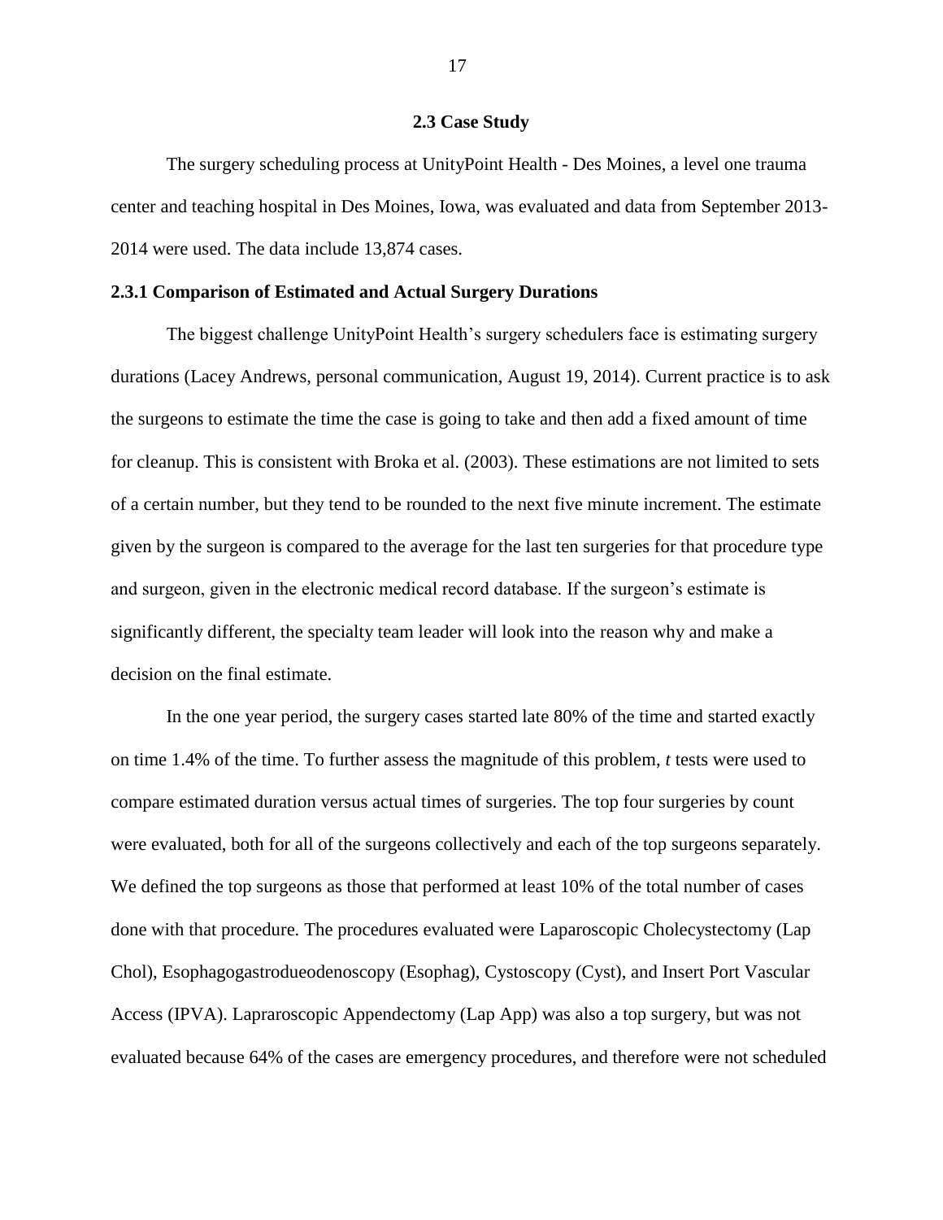## 2.3 Case Study

The surgery scheduling process at UnityPoint Health - Des Moines, a level one trauma center and teaching hospital in Des Moines, Iowa, was evaluated and data from September 2013-2014 were used. The data include 13,874 cases.

### 2.3.1 Comparison of Estimated and Actual Surgery Durations

The biggest challenge UnityPoint Health's surgery schedulers face is estimating surgery durations (Lacey Andrews, personal communication, August 19, 2014). Current practice is to ask the surgeons to estimate the time the case is going to take and then add a fixed amount of time for cleanup. This is consistent with Broka et al. (2003). These estimations are not limited to sets of a certain number, but they tend to be rounded to the next five minute increment. The estimate given by the surgeon is compared to the average for the last ten surgeries for that procedure type and surgeon, given in the electronic medical record database. If the surgeon's estimate is significantly different, the specialty team leader will look into the reason why and make a decision on the final estimate.

In the one year period, the surgery cases started late 80% of the time and started exactly on time 1.4% of the time. To further assess the magnitude of this problem, *t* tests were used to compare estimated duration versus actual times of surgeries. The top four surgeries by count were evaluated, both for all of the surgeons collectively and each of the top surgeons separately. We defined the top surgeons as those that performed at least 10% of the total number of cases done with that procedure. The procedures evaluated were Laparoscopic Cholecystectomy (Lap Chol), Esophagogastrodueodenoscopy (Esophag), Cystoscopy (Cyst), and Insert Port Vascular Access (IPVA). Lapraroscopic Appendectomy (Lap App) was also a top surgery, but was not evaluated because 64% of the cases are emergency procedures, and therefore were not scheduled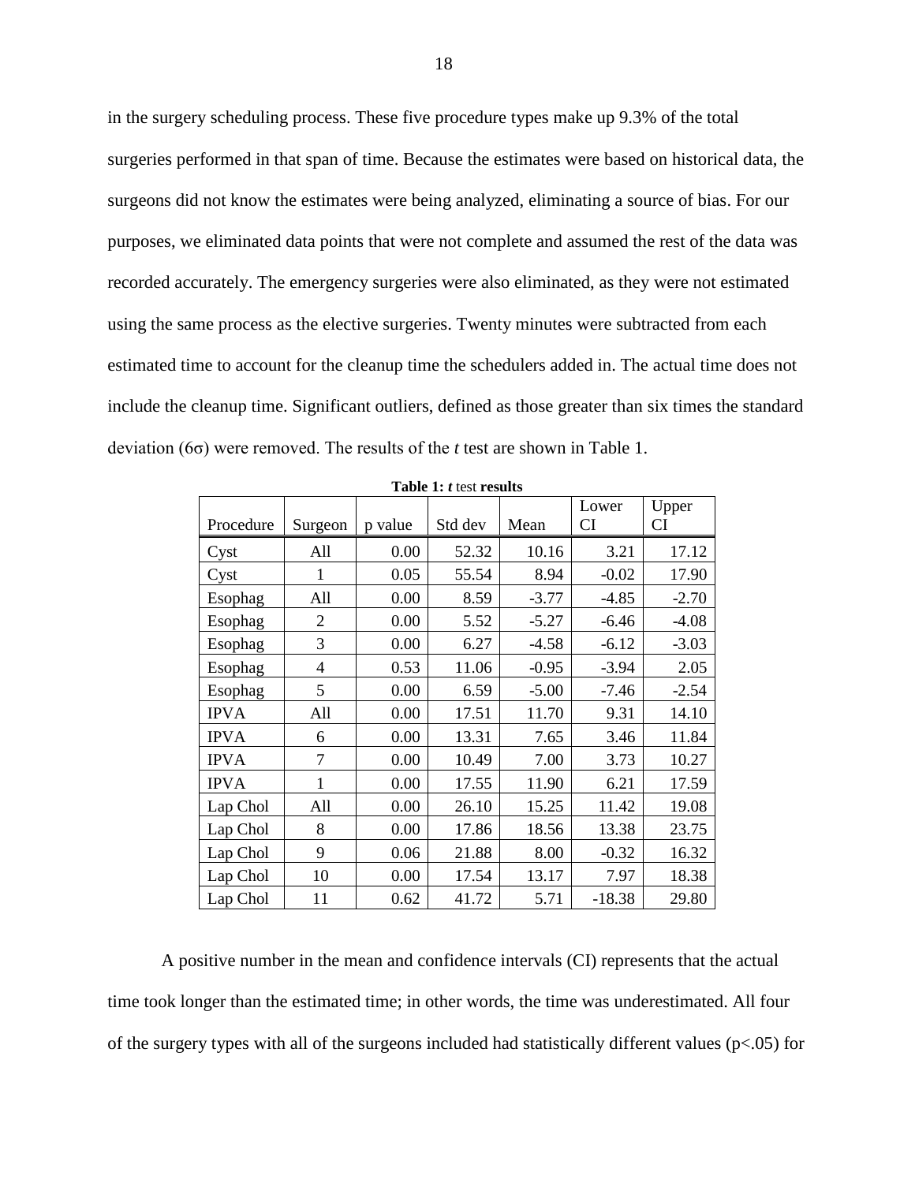in the surgery scheduling process. These five procedure types make up 9.3% of the total surgeries performed in that span of time. Because the estimates were based on historical data, the surgeons did not know the estimates were being analyzed, eliminating a source of bias. For our purposes, we eliminated data points that were not complete and assumed the rest of the data was recorded accurately. The emergency surgeries were also eliminated, as they were not estimated using the same process as the elective surgeries. Twenty minutes were subtracted from each estimated time to account for the cleanup time the schedulers added in. The actual time does not include the cleanup time. Significant outliers, defined as those greater than six times the standard deviation (6σ) were removed. The results of the *t* test are shown in Table 1.

**Table 1: *t* test results**

| Procedure | Surgeon | p value | Std dev | Mean | Lower CI | Upper CI |
|---|---|---|---|---|---|---|
| Cyst | All | 0.00 | 52.32 | 10.16 | 3.21 | 17.12 |
| Cyst | 1 | 0.05 | 55.54 | 8.94 | -0.02 | 17.90 |
| Esophag | All | 0.00 | 8.59 | -3.77 | -4.85 | -2.70 |
| Esophag | 2 | 0.00 | 5.52 | -5.27 | -6.46 | -4.08 |
| Esophag | 3 | 0.00 | 6.27 | -4.58 | -6.12 | -3.03 |
| Esophag | 4 | 0.53 | 11.06 | -0.95 | -3.94 | 2.05 |
| Esophag | 5 | 0.00 | 6.59 | -5.00 | -7.46 | -2.54 |
| IPVA | All | 0.00 | 17.51 | 11.70 | 9.31 | 14.10 |
| IPVA | 6 | 0.00 | 13.31 | 7.65 | 3.46 | 11.84 |
| IPVA | 7 | 0.00 | 10.49 | 7.00 | 3.73 | 10.27 |
| IPVA | 1 | 0.00 | 17.55 | 11.90 | 6.21 | 17.59 |
| Lap Chol | All | 0.00 | 26.10 | 15.25 | 11.42 | 19.08 |
| Lap Chol | 8 | 0.00 | 17.86 | 18.56 | 13.38 | 23.75 |
| Lap Chol | 9 | 0.06 | 21.88 | 8.00 | -0.32 | 16.32 |
| Lap Chol | 10 | 0.00 | 17.54 | 13.17 | 7.97 | 18.38 |
| Lap Chol | 11 | 0.62 | 41.72 | 5.71 | -18.38 | 29.80 |

A positive number in the mean and confidence intervals (CI) represents that the actual time took longer than the estimated time; in other words, the time was underestimated. All four of the surgery types with all of the surgeons included had statistically different values ($p<.05$) for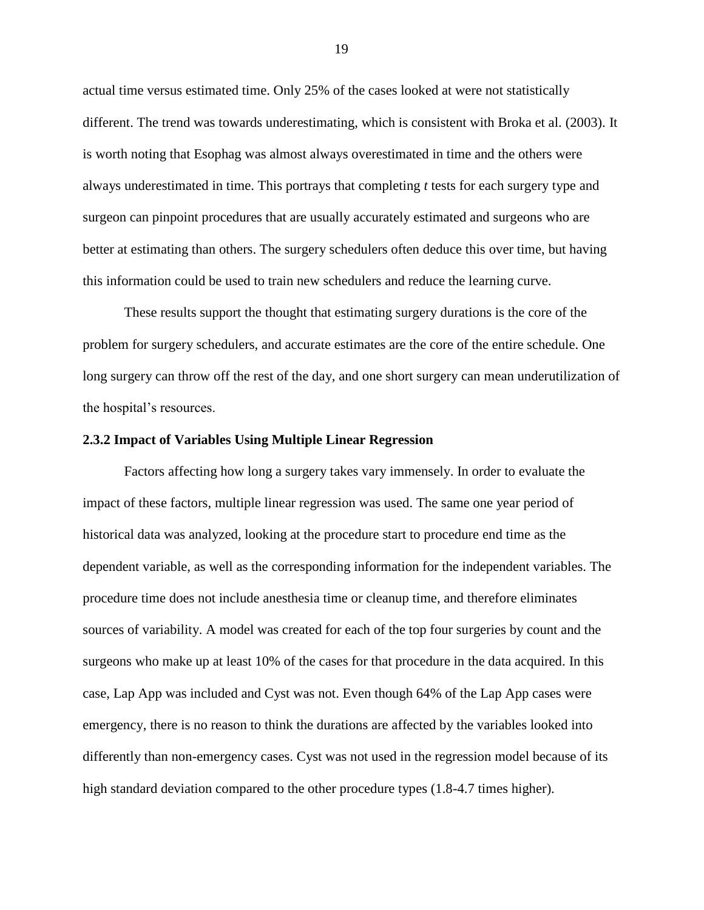actual time versus estimated time. Only 25% of the cases looked at were not statistically different. The trend was towards underestimating, which is consistent with Broka et al. (2003). It is worth noting that Esophag was almost always overestimated in time and the others were always underestimated in time. This portrays that completing *t* tests for each surgery type and surgeon can pinpoint procedures that are usually accurately estimated and surgeons who are better at estimating than others. The surgery schedulers often deduce this over time, but having this information could be used to train new schedulers and reduce the learning curve.

These results support the thought that estimating surgery durations is the core of the problem for surgery schedulers, and accurate estimates are the core of the entire schedule. One long surgery can throw off the rest of the day, and one short surgery can mean underutilization of the hospital's resources.

### 2.3.2 Impact of Variables Using Multiple Linear Regression

Factors affecting how long a surgery takes vary immensely. In order to evaluate the impact of these factors, multiple linear regression was used. The same one year period of historical data was analyzed, looking at the procedure start to procedure end time as the dependent variable, as well as the corresponding information for the independent variables. The procedure time does not include anesthesia time or cleanup time, and therefore eliminates sources of variability. A model was created for each of the top four surgeries by count and the surgeons who make up at least 10% of the cases for that procedure in the data acquired. In this case, Lap App was included and Cyst was not. Even though 64% of the Lap App cases were emergency, there is no reason to think the durations are affected by the variables looked into differently than non-emergency cases. Cyst was not used in the regression model because of its high standard deviation compared to the other procedure types (1.8-4.7 times higher).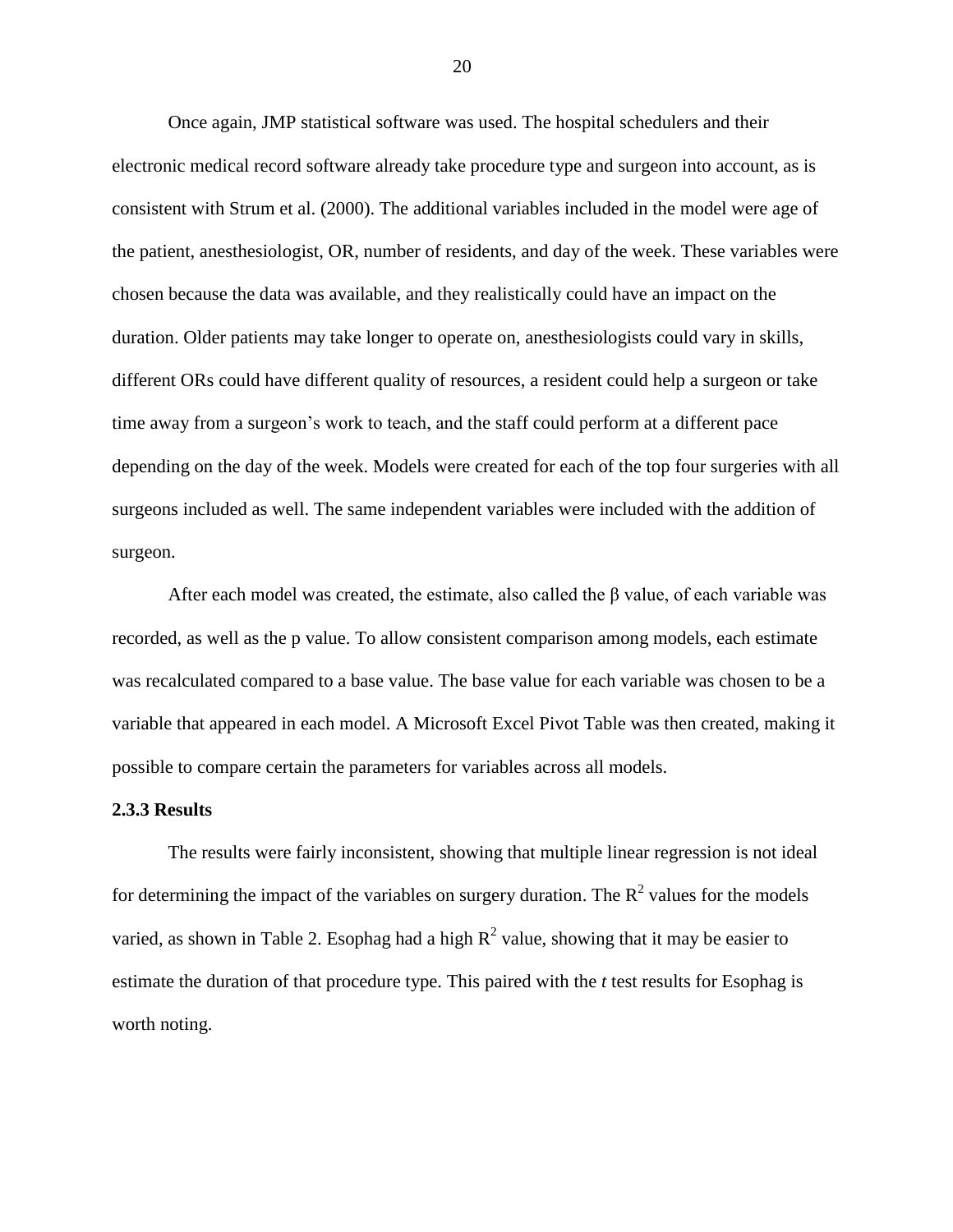Once again, JMP statistical software was used. The hospital schedulers and their electronic medical record software already take procedure type and surgeon into account, as is consistent with Strum et al. (2000). The additional variables included in the model were age of the patient, anesthesiologist, OR, number of residents, and day of the week. These variables were chosen because the data was available, and they realistically could have an impact on the duration. Older patients may take longer to operate on, anesthesiologists could vary in skills, different ORs could have different quality of resources, a resident could help a surgeon or take time away from a surgeon's work to teach, and the staff could perform at a different pace depending on the day of the week. Models were created for each of the top four surgeries with all surgeons included as well. The same independent variables were included with the addition of surgeon.

After each model was created, the estimate, also called the β value, of each variable was recorded, as well as the p value. To allow consistent comparison among models, each estimate was recalculated compared to a base value. The base value for each variable was chosen to be a variable that appeared in each model. A Microsoft Excel Pivot Table was then created, making it possible to compare certain the parameters for variables across all models.

### 2.3.3 Results

The results were fairly inconsistent, showing that multiple linear regression is not ideal for determining the impact of the variables on surgery duration. The $R^2$ values for the models varied, as shown in Table 2. Esophag had a high $R^2$ value, showing that it may be easier to estimate the duration of that procedure type. This paired with the *t* test results for Esophag is worth noting.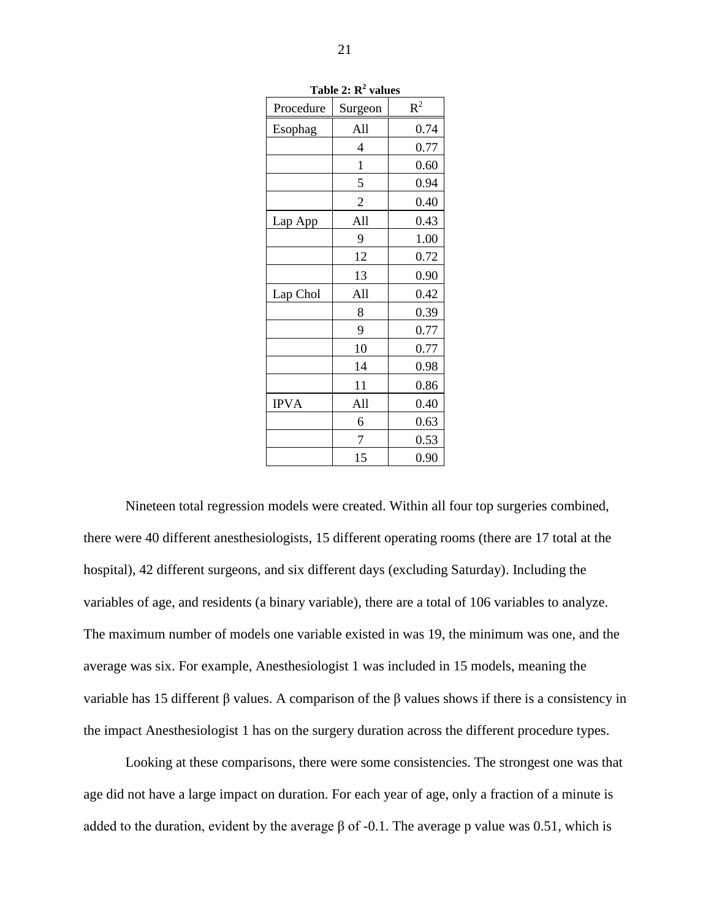**Table 2: $R^2$ values**

| Procedure | Surgeon | $R^2$ |
|---|---|---|
| Esophag | All | 0.74 |
| | 4 | 0.77 |
| | 1 | 0.60 |
| | 5 | 0.94 |
| | 2 | 0.40 |
| Lap App | All | 0.43 |
| | 9 | 1.00 |
| | 12 | 0.72 |
| | 13 | 0.90 |
| Lap Chol | All | 0.42 |
| | 8 | 0.39 |
| | 9 | 0.77 |
| | 10 | 0.77 |
| | 14 | 0.98 |
| | 11 | 0.86 |
| IPVA | All | 0.40 |
| | 6 | 0.63 |
| | 7 | 0.53 |
| | 15 | 0.90 |

Nineteen total regression models were created. Within all four top surgeries combined, there were 40 different anesthesiologists, 15 different operating rooms (there are 17 total at the hospital), 42 different surgeons, and six different days (excluding Saturday). Including the variables of age, and residents (a binary variable), there are a total of 106 variables to analyze. The maximum number of models one variable existed in was 19, the minimum was one, and the average was six. For example, Anesthesiologist 1 was included in 15 models, meaning the variable has 15 different β values. A comparison of the β values shows if there is a consistency in the impact Anesthesiologist 1 has on the surgery duration across the different procedure types.

Looking at these comparisons, there were some consistencies. The strongest one was that age did not have a large impact on duration. For each year of age, only a fraction of a minute is added to the duration, evident by the average β of -0.1. The average p value was 0.51, which is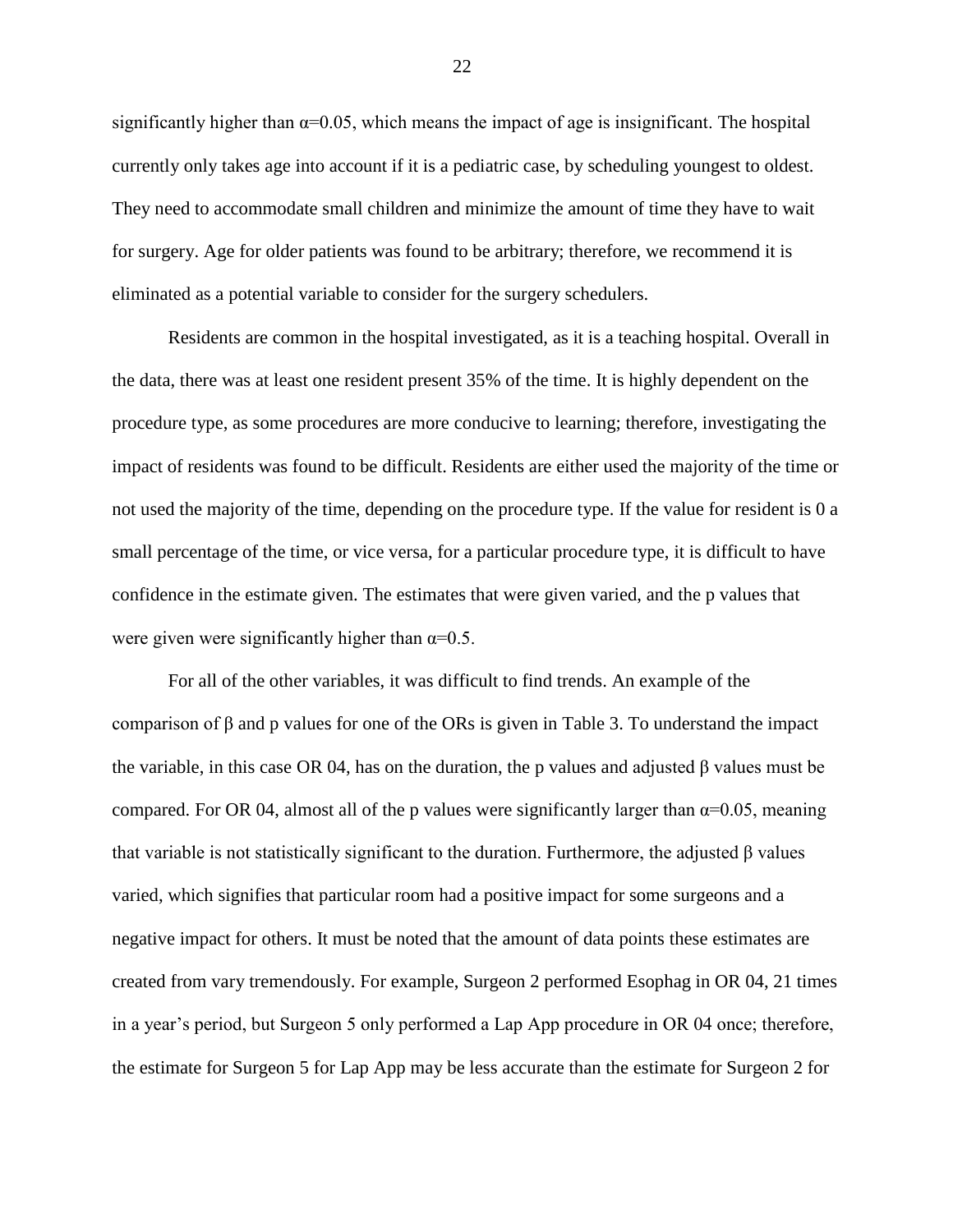significantly higher than $\alpha$=0.05, which means the impact of age is insignificant. The hospital currently only takes age into account if it is a pediatric case, by scheduling youngest to oldest. They need to accommodate small children and minimize the amount of time they have to wait for surgery. Age for older patients was found to be arbitrary; therefore, we recommend it is eliminated as a potential variable to consider for the surgery schedulers.

Residents are common in the hospital investigated, as it is a teaching hospital. Overall in the data, there was at least one resident present 35% of the time. It is highly dependent on the procedure type, as some procedures are more conducive to learning; therefore, investigating the impact of residents was found to be difficult. Residents are either used the majority of the time or not used the majority of the time, depending on the procedure type. If the value for resident is 0 a small percentage of the time, or vice versa, for a particular procedure type, it is difficult to have confidence in the estimate given. The estimates that were given varied, and the p values that were given were significantly higher than $\alpha$=0.5.

For all of the other variables, it was difficult to find trends. An example of the comparison of $\beta$ and p values for one of the ORs is given in Table 3. To understand the impact the variable, in this case OR 04, has on the duration, the p values and adjusted $\beta$ values must be compared. For OR 04, almost all of the p values were significantly larger than $\alpha$=0.05, meaning that variable is not statistically significant to the duration. Furthermore, the adjusted $\beta$ values varied, which signifies that particular room had a positive impact for some surgeons and a negative impact for others. It must be noted that the amount of data points these estimates are created from vary tremendously. For example, Surgeon 2 performed Esophag in OR 04, 21 times in a year's period, but Surgeon 5 only performed a Lap App procedure in OR 04 once; therefore, the estimate for Surgeon 5 for Lap App may be less accurate than the estimate for Surgeon 2 for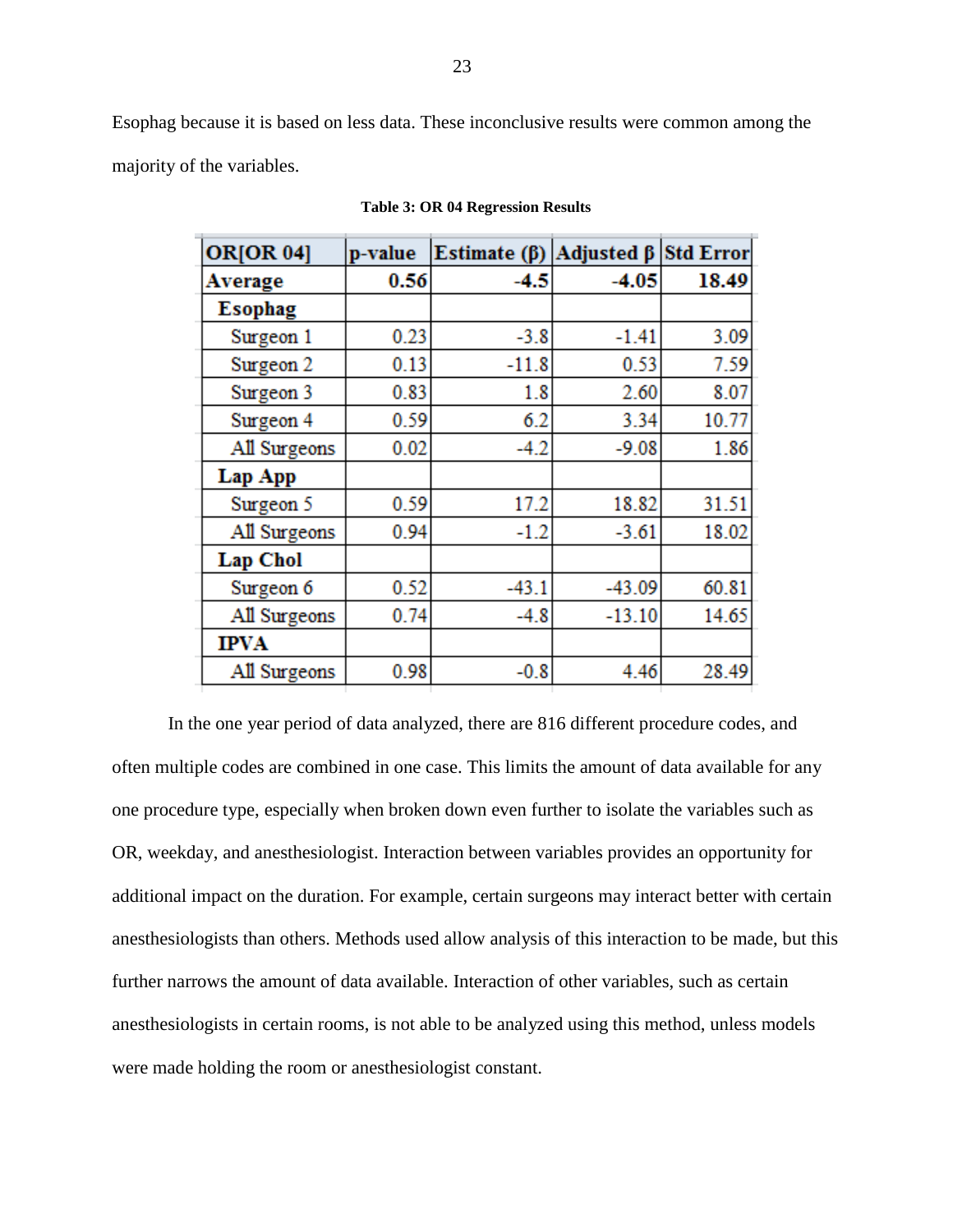Esophag because it is based on less data. These inconclusive results were common among the majority of the variables.

**Table 3: OR 04 Regression Results**

| OR[OR 04] | p-value | Estimate (β) | Adjusted β | Std Error |
|---|---|---|---|---|
| **Average** | **0.56** | **-4.5** | **-4.05** | **18.49** |
| **Esophag** | | | | |
| Surgeon 1 | 0.23 | -3.8 | -1.41 | 3.09 |
| Surgeon 2 | 0.13 | -11.8 | 0.53 | 7.59 |
| Surgeon 3 | 0.83 | 1.8 | 2.60 | 8.07 |
| Surgeon 4 | 0.59 | 6.2 | 3.34 | 10.77 |
| All Surgeons | 0.02 | -4.2 | -9.08 | 1.86 |
| **Lap App** | | | | |
| Surgeon 5 | 0.59 | 17.2 | 18.82 | 31.51 |
| All Surgeons | 0.94 | -1.2 | -3.61 | 18.02 |
| **Lap Chol** | | | | |
| Surgeon 6 | 0.52 | -43.1 | -43.09 | 60.81 |
| All Surgeons | 0.74 | -4.8 | -13.10 | 14.65 |
| **IPVA** | | | | |
| All Surgeons | 0.98 | -0.8 | 4.46 | 28.49 |

In the one year period of data analyzed, there are 816 different procedure codes, and often multiple codes are combined in one case. This limits the amount of data available for any one procedure type, especially when broken down even further to isolate the variables such as OR, weekday, and anesthesiologist. Interaction between variables provides an opportunity for additional impact on the duration. For example, certain surgeons may interact better with certain anesthesiologists than others. Methods used allow analysis of this interaction to be made, but this further narrows the amount of data available. Interaction of other variables, such as certain anesthesiologists in certain rooms, is not able to be analyzed using this method, unless models were made holding the room or anesthesiologist constant.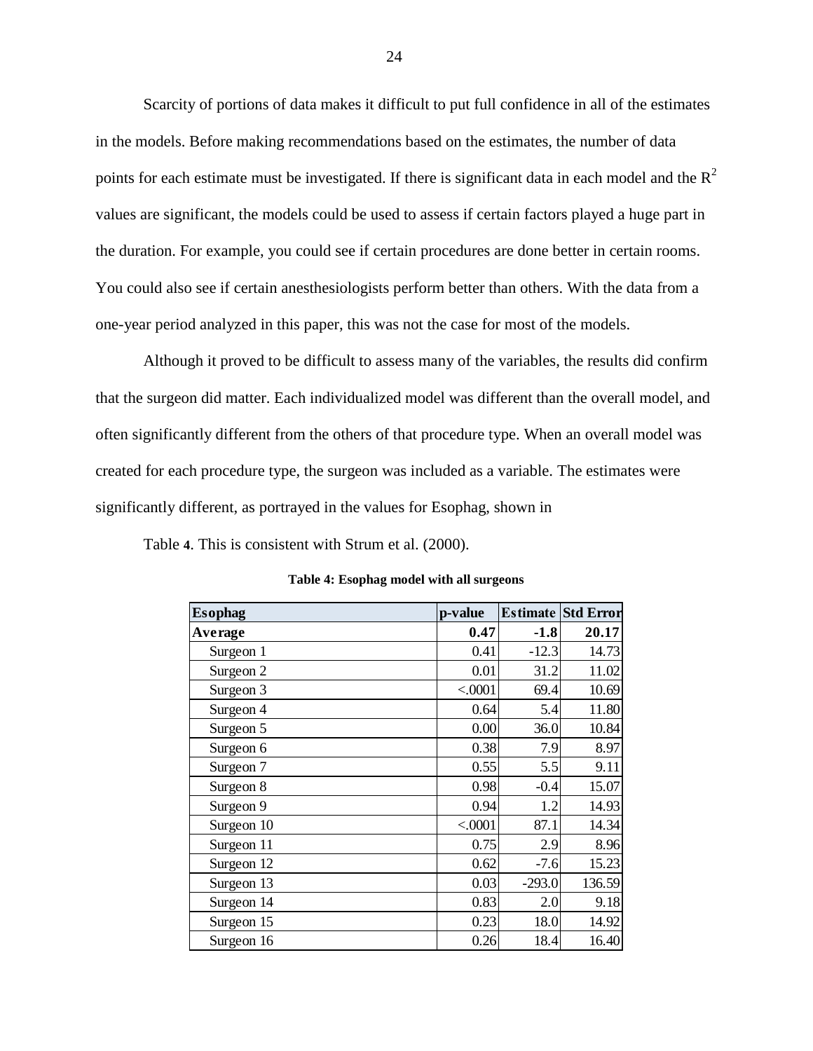Scarcity of portions of data makes it difficult to put full confidence in all of the estimates in the models. Before making recommendations based on the estimates, the number of data points for each estimate must be investigated. If there is significant data in each model and the $R^2$ values are significant, the models could be used to assess if certain factors played a huge part in the duration. For example, you could see if certain procedures are done better in certain rooms. You could also see if certain anesthesiologists perform better than others. With the data from a one-year period analyzed in this paper, this was not the case for most of the models.

Although it proved to be difficult to assess many of the variables, the results did confirm that the surgeon did matter. Each individualized model was different than the overall model, and often significantly different from the others of that procedure type. When an overall model was created for each procedure type, the surgeon was included as a variable. The estimates were significantly different, as portrayed in the values for Esophag, shown in

Table **4**. This is consistent with Strum et al. (2000).

**Table 4: Esophag model with all surgeons**

| Esophag | p-value | Estimate | Std Error |
|---|---|---|---|
| **Average** | **0.47** | **-1.8** | **20.17** |
| Surgeon 1 | 0.41 | -12.3 | 14.73 |
| Surgeon 2 | 0.01 | 31.2 | 11.02 |
| Surgeon 3 | <.0001 | 69.4 | 10.69 |
| Surgeon 4 | 0.64 | 5.4 | 11.80 |
| Surgeon 5 | 0.00 | 36.0 | 10.84 |
| Surgeon 6 | 0.38 | 7.9 | 8.97 |
| Surgeon 7 | 0.55 | 5.5 | 9.11 |
| Surgeon 8 | 0.98 | -0.4 | 15.07 |
| Surgeon 9 | 0.94 | 1.2 | 14.93 |
| Surgeon 10 | <.0001 | 87.1 | 14.34 |
| Surgeon 11 | 0.75 | 2.9 | 8.96 |
| Surgeon 12 | 0.62 | -7.6 | 15.23 |
| Surgeon 13 | 0.03 | -293.0 | 136.59 |
| Surgeon 14 | 0.83 | 2.0 | 9.18 |
| Surgeon 15 | 0.23 | 18.0 | 14.92 |
| Surgeon 16 | 0.26 | 18.4 | 16.40 |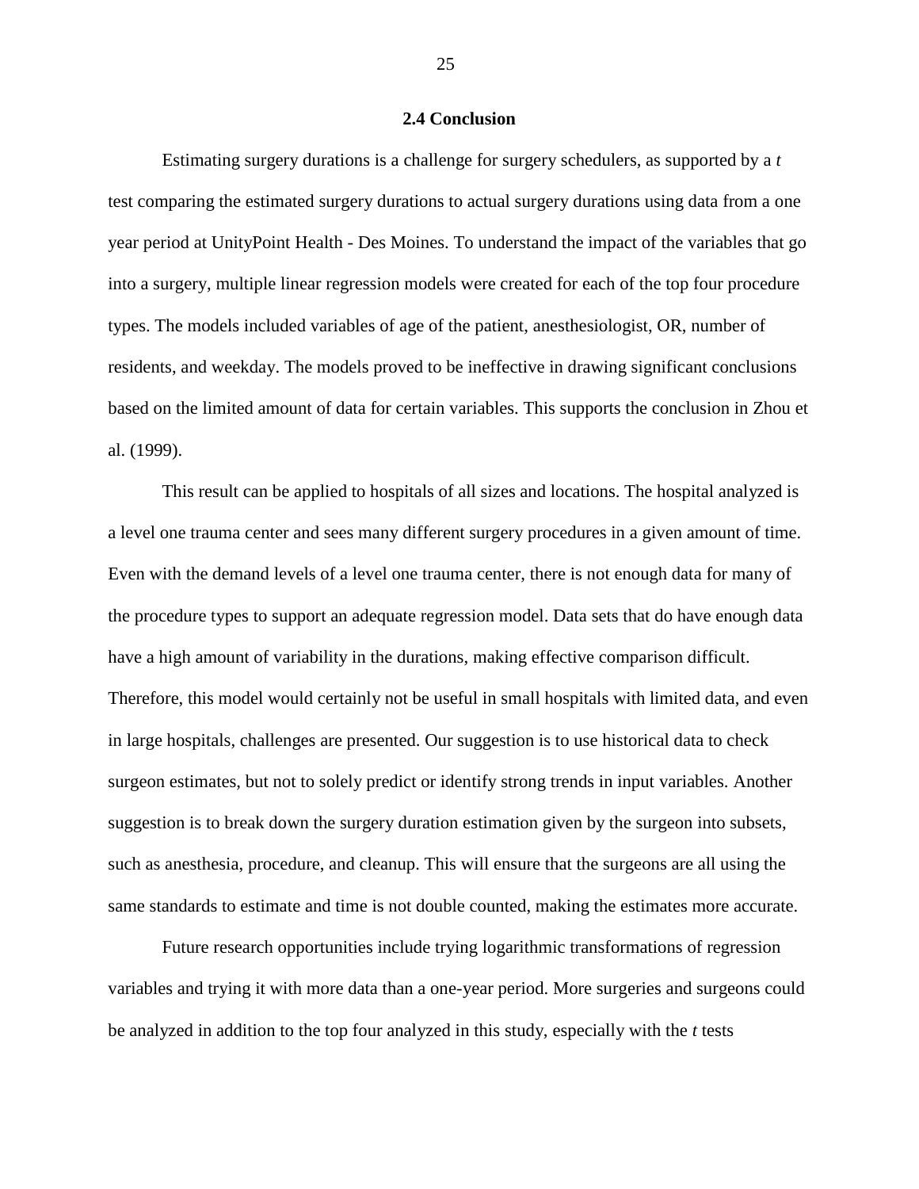## 2.4 Conclusion

Estimating surgery durations is a challenge for surgery schedulers, as supported by a *t* test comparing the estimated surgery durations to actual surgery durations using data from a one year period at UnityPoint Health - Des Moines. To understand the impact of the variables that go into a surgery, multiple linear regression models were created for each of the top four procedure types. The models included variables of age of the patient, anesthesiologist, OR, number of residents, and weekday. The models proved to be ineffective in drawing significant conclusions based on the limited amount of data for certain variables. This supports the conclusion in Zhou et al. (1999).

This result can be applied to hospitals of all sizes and locations. The hospital analyzed is a level one trauma center and sees many different surgery procedures in a given amount of time. Even with the demand levels of a level one trauma center, there is not enough data for many of the procedure types to support an adequate regression model. Data sets that do have enough data have a high amount of variability in the durations, making effective comparison difficult. Therefore, this model would certainly not be useful in small hospitals with limited data, and even in large hospitals, challenges are presented. Our suggestion is to use historical data to check surgeon estimates, but not to solely predict or identify strong trends in input variables. Another suggestion is to break down the surgery duration estimation given by the surgeon into subsets, such as anesthesia, procedure, and cleanup. This will ensure that the surgeons are all using the same standards to estimate and time is not double counted, making the estimates more accurate.

Future research opportunities include trying logarithmic transformations of regression variables and trying it with more data than a one-year period. More surgeries and surgeons could be analyzed in addition to the top four analyzed in this study, especially with the *t* tests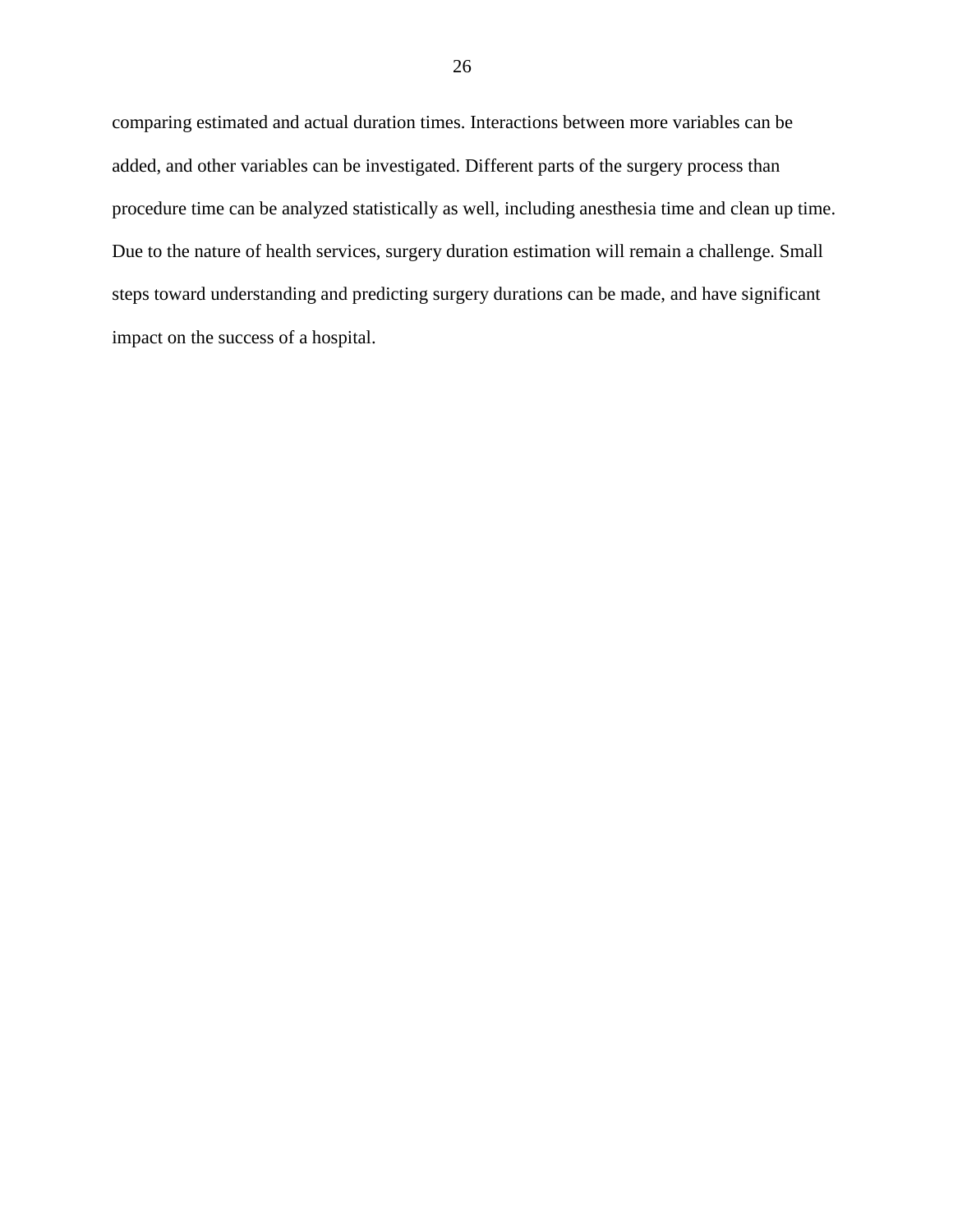comparing estimated and actual duration times. Interactions between more variables can be added, and other variables can be investigated. Different parts of the surgery process than procedure time can be analyzed statistically as well, including anesthesia time and clean up time. Due to the nature of health services, surgery duration estimation will remain a challenge. Small steps toward understanding and predicting surgery durations can be made, and have significant impact on the success of a hospital.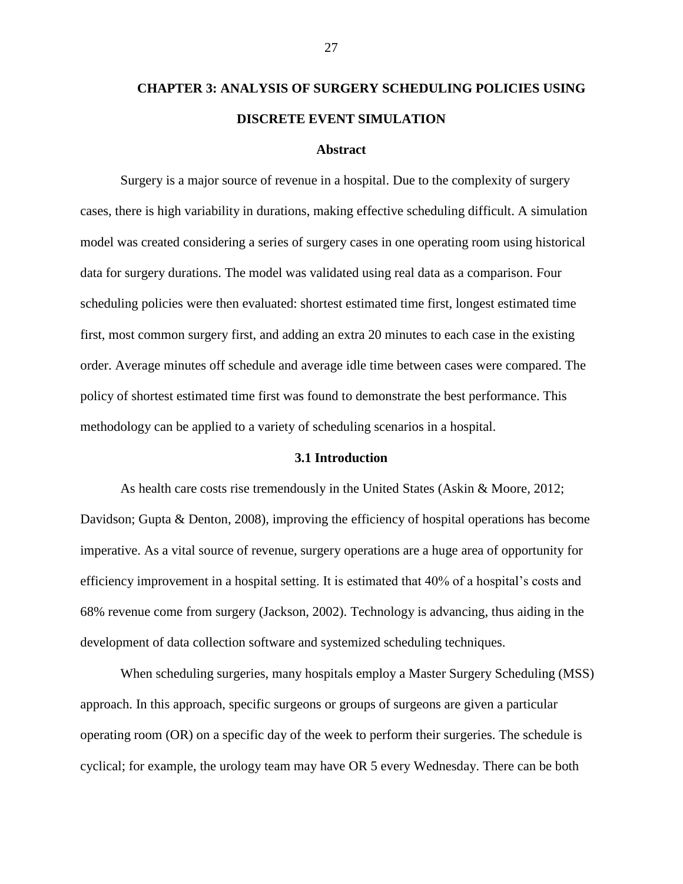# CHAPTER 3: ANALYSIS OF SURGERY SCHEDULING POLICIES USING DISCRETE EVENT SIMULATION

## Abstract

Surgery is a major source of revenue in a hospital. Due to the complexity of surgery cases, there is high variability in durations, making effective scheduling difficult. A simulation model was created considering a series of surgery cases in one operating room using historical data for surgery durations. The model was validated using real data as a comparison. Four scheduling policies were then evaluated: shortest estimated time first, longest estimated time first, most common surgery first, and adding an extra 20 minutes to each case in the existing order. Average minutes off schedule and average idle time between cases were compared. The policy of shortest estimated time first was found to demonstrate the best performance. This methodology can be applied to a variety of scheduling scenarios in a hospital.

## 3.1 Introduction

As health care costs rise tremendously in the United States (Askin & Moore, 2012; Davidson; Gupta & Denton, 2008), improving the efficiency of hospital operations has become imperative. As a vital source of revenue, surgery operations are a huge area of opportunity for efficiency improvement in a hospital setting. It is estimated that 40% of a hospital's costs and 68% revenue come from surgery (Jackson, 2002). Technology is advancing, thus aiding in the development of data collection software and systemized scheduling techniques.

When scheduling surgeries, many hospitals employ a Master Surgery Scheduling (MSS) approach. In this approach, specific surgeons or groups of surgeons are given a particular operating room (OR) on a specific day of the week to perform their surgeries. The schedule is cyclical; for example, the urology team may have OR 5 every Wednesday. There can be both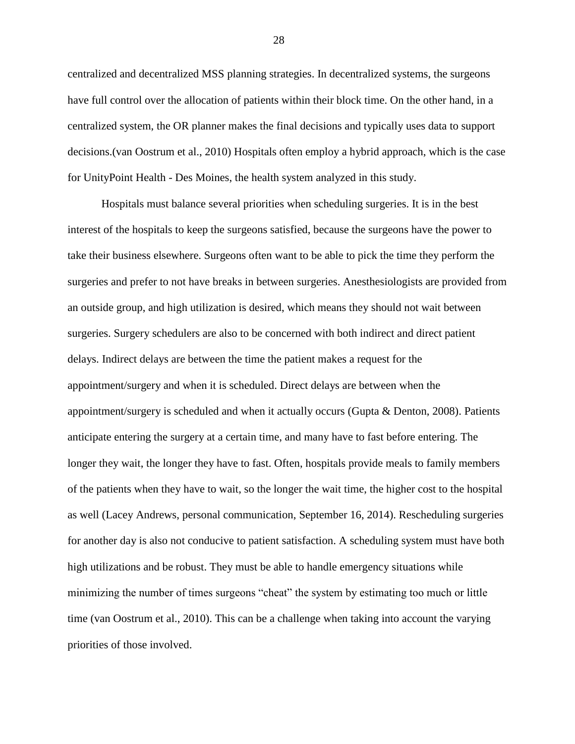centralized and decentralized MSS planning strategies. In decentralized systems, the surgeons have full control over the allocation of patients within their block time. On the other hand, in a centralized system, the OR planner makes the final decisions and typically uses data to support decisions.(van Oostrum et al., 2010) Hospitals often employ a hybrid approach, which is the case for UnityPoint Health - Des Moines, the health system analyzed in this study.

Hospitals must balance several priorities when scheduling surgeries. It is in the best interest of the hospitals to keep the surgeons satisfied, because the surgeons have the power to take their business elsewhere. Surgeons often want to be able to pick the time they perform the surgeries and prefer to not have breaks in between surgeries. Anesthesiologists are provided from an outside group, and high utilization is desired, which means they should not wait between surgeries. Surgery schedulers are also to be concerned with both indirect and direct patient delays. Indirect delays are between the time the patient makes a request for the appointment/surgery and when it is scheduled. Direct delays are between when the appointment/surgery is scheduled and when it actually occurs (Gupta & Denton, 2008). Patients anticipate entering the surgery at a certain time, and many have to fast before entering. The longer they wait, the longer they have to fast. Often, hospitals provide meals to family members of the patients when they have to wait, so the longer the wait time, the higher cost to the hospital as well (Lacey Andrews, personal communication, September 16, 2014). Rescheduling surgeries for another day is also not conducive to patient satisfaction. A scheduling system must have both high utilizations and be robust. They must be able to handle emergency situations while minimizing the number of times surgeons "cheat" the system by estimating too much or little time (van Oostrum et al., 2010). This can be a challenge when taking into account the varying priorities of those involved.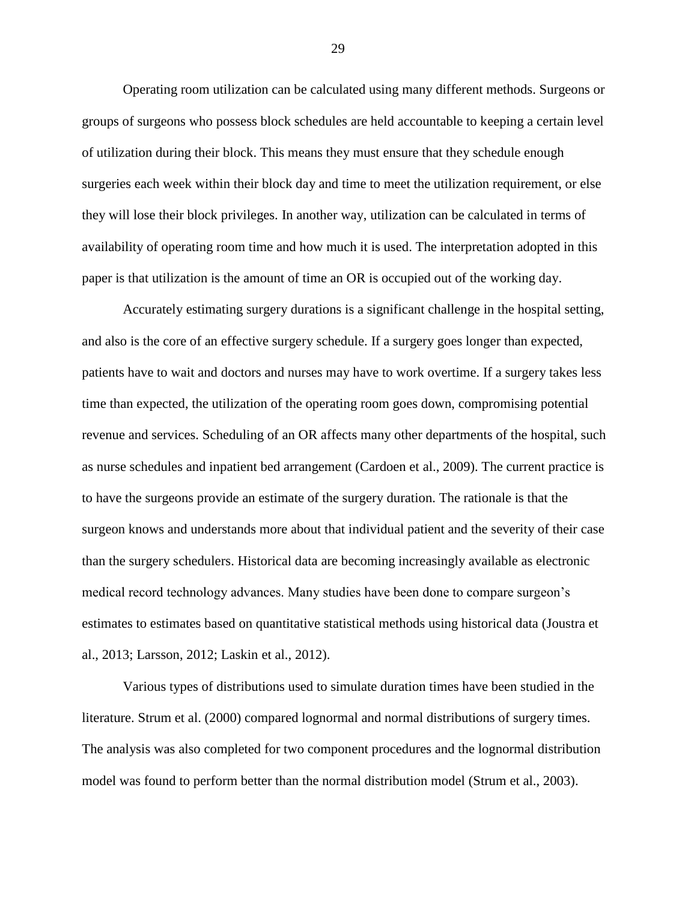Operating room utilization can be calculated using many different methods. Surgeons or groups of surgeons who possess block schedules are held accountable to keeping a certain level of utilization during their block. This means they must ensure that they schedule enough surgeries each week within their block day and time to meet the utilization requirement, or else they will lose their block privileges. In another way, utilization can be calculated in terms of availability of operating room time and how much it is used. The interpretation adopted in this paper is that utilization is the amount of time an OR is occupied out of the working day.

Accurately estimating surgery durations is a significant challenge in the hospital setting, and also is the core of an effective surgery schedule. If a surgery goes longer than expected, patients have to wait and doctors and nurses may have to work overtime. If a surgery takes less time than expected, the utilization of the operating room goes down, compromising potential revenue and services. Scheduling of an OR affects many other departments of the hospital, such as nurse schedules and inpatient bed arrangement (Cardoen et al., 2009). The current practice is to have the surgeons provide an estimate of the surgery duration. The rationale is that the surgeon knows and understands more about that individual patient and the severity of their case than the surgery schedulers. Historical data are becoming increasingly available as electronic medical record technology advances. Many studies have been done to compare surgeon's estimates to estimates based on quantitative statistical methods using historical data (Joustra et al., 2013; Larsson, 2012; Laskin et al., 2012).

Various types of distributions used to simulate duration times have been studied in the literature. Strum et al. (2000) compared lognormal and normal distributions of surgery times. The analysis was also completed for two component procedures and the lognormal distribution model was found to perform better than the normal distribution model (Strum et al., 2003).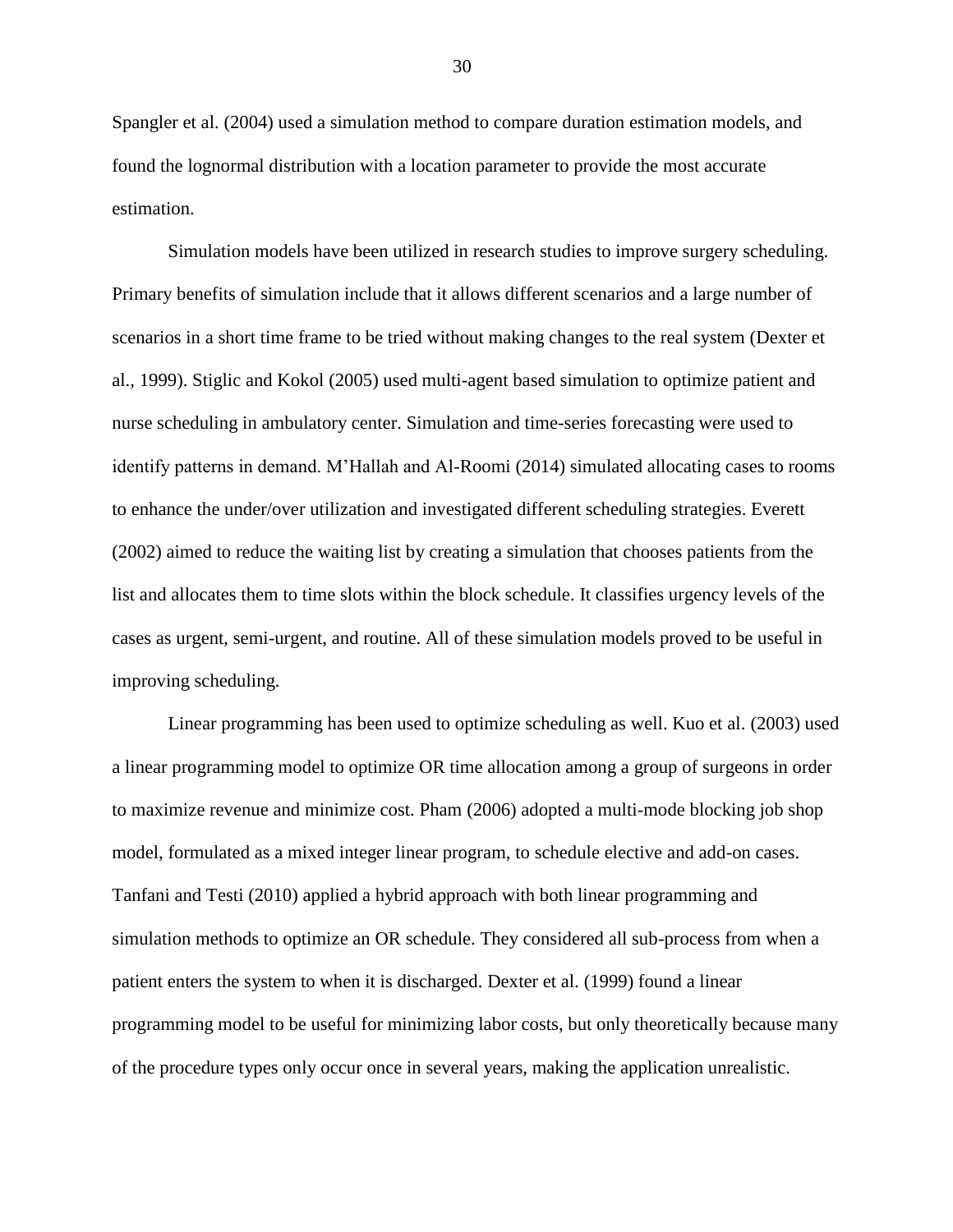Spangler et al. (2004) used a simulation method to compare duration estimation models, and found the lognormal distribution with a location parameter to provide the most accurate estimation.

Simulation models have been utilized in research studies to improve surgery scheduling. Primary benefits of simulation include that it allows different scenarios and a large number of scenarios in a short time frame to be tried without making changes to the real system (Dexter et al., 1999). Stiglic and Kokol (2005) used multi-agent based simulation to optimize patient and nurse scheduling in ambulatory center. Simulation and time-series forecasting were used to identify patterns in demand. M'Hallah and Al-Roomi (2014) simulated allocating cases to rooms to enhance the under/over utilization and investigated different scheduling strategies. Everett (2002) aimed to reduce the waiting list by creating a simulation that chooses patients from the list and allocates them to time slots within the block schedule. It classifies urgency levels of the cases as urgent, semi-urgent, and routine. All of these simulation models proved to be useful in improving scheduling.

Linear programming has been used to optimize scheduling as well. Kuo et al. (2003) used a linear programming model to optimize OR time allocation among a group of surgeons in order to maximize revenue and minimize cost. Pham (2006) adopted a multi-mode blocking job shop model, formulated as a mixed integer linear program, to schedule elective and add-on cases. Tanfani and Testi (2010) applied a hybrid approach with both linear programming and simulation methods to optimize an OR schedule. They considered all sub-process from when a patient enters the system to when it is discharged. Dexter et al. (1999) found a linear programming model to be useful for minimizing labor costs, but only theoretically because many of the procedure types only occur once in several years, making the application unrealistic.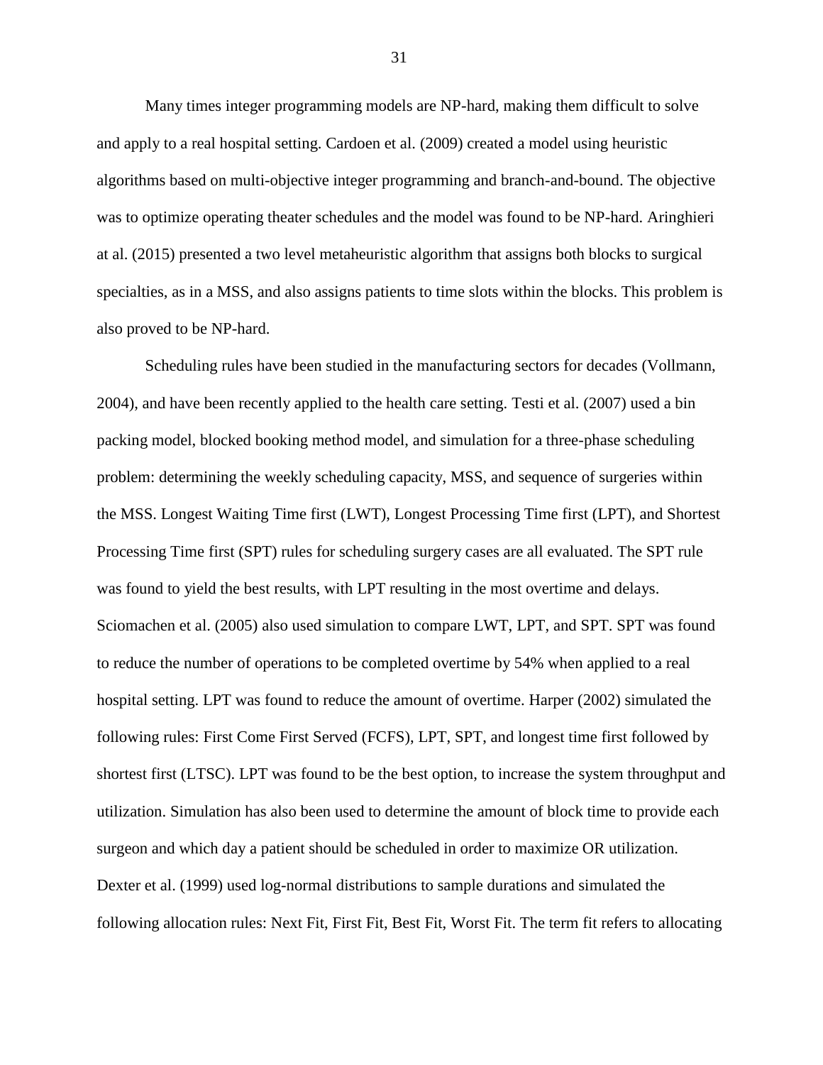Many times integer programming models are NP-hard, making them difficult to solve and apply to a real hospital setting. Cardoen et al. (2009) created a model using heuristic algorithms based on multi-objective integer programming and branch-and-bound. The objective was to optimize operating theater schedules and the model was found to be NP-hard. Aringhieri at al. (2015) presented a two level metaheuristic algorithm that assigns both blocks to surgical specialties, as in a MSS, and also assigns patients to time slots within the blocks. This problem is also proved to be NP-hard.

Scheduling rules have been studied in the manufacturing sectors for decades (Vollmann, 2004), and have been recently applied to the health care setting. Testi et al. (2007) used a bin packing model, blocked booking method model, and simulation for a three-phase scheduling problem: determining the weekly scheduling capacity, MSS, and sequence of surgeries within the MSS. Longest Waiting Time first (LWT), Longest Processing Time first (LPT), and Shortest Processing Time first (SPT) rules for scheduling surgery cases are all evaluated. The SPT rule was found to yield the best results, with LPT resulting in the most overtime and delays. Sciomachen et al. (2005) also used simulation to compare LWT, LPT, and SPT. SPT was found to reduce the number of operations to be completed overtime by 54% when applied to a real hospital setting. LPT was found to reduce the amount of overtime. Harper (2002) simulated the following rules: First Come First Served (FCFS), LPT, SPT, and longest time first followed by shortest first (LTSC). LPT was found to be the best option, to increase the system throughput and utilization. Simulation has also been used to determine the amount of block time to provide each surgeon and which day a patient should be scheduled in order to maximize OR utilization. Dexter et al. (1999) used log-normal distributions to sample durations and simulated the following allocation rules: Next Fit, First Fit, Best Fit, Worst Fit. The term fit refers to allocating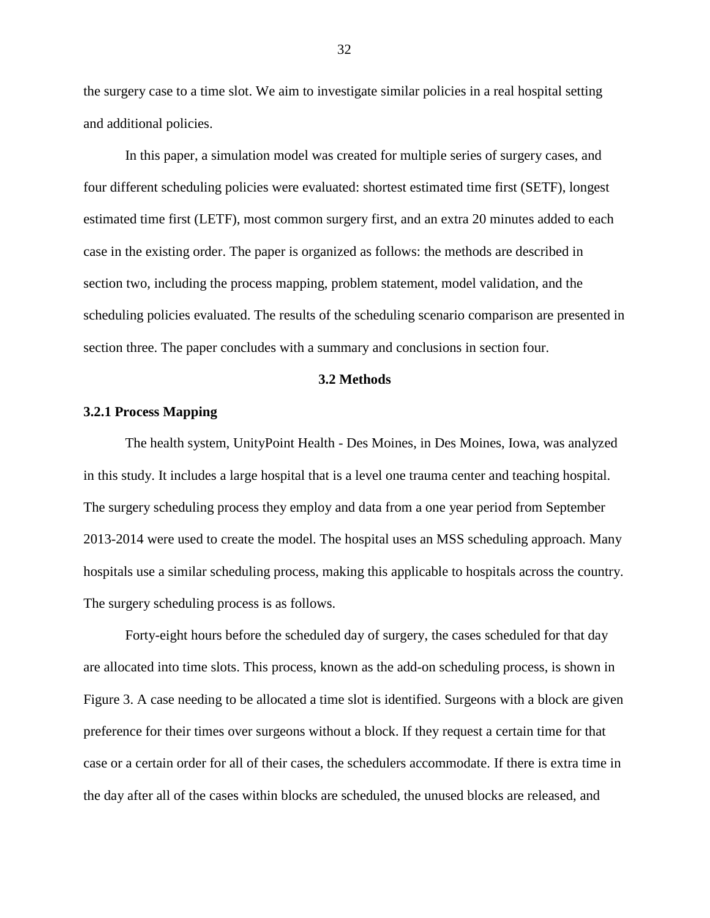the surgery case to a time slot. We aim to investigate similar policies in a real hospital setting and additional policies.

In this paper, a simulation model was created for multiple series of surgery cases, and four different scheduling policies were evaluated: shortest estimated time first (SETF), longest estimated time first (LETF), most common surgery first, and an extra 20 minutes added to each case in the existing order. The paper is organized as follows: the methods are described in section two, including the process mapping, problem statement, model validation, and the scheduling policies evaluated. The results of the scheduling scenario comparison are presented in section three. The paper concludes with a summary and conclusions in section four.

## 3.2 Methods

### 3.2.1 Process Mapping

The health system, UnityPoint Health - Des Moines, in Des Moines, Iowa, was analyzed in this study. It includes a large hospital that is a level one trauma center and teaching hospital. The surgery scheduling process they employ and data from a one year period from September 2013-2014 were used to create the model. The hospital uses an MSS scheduling approach. Many hospitals use a similar scheduling process, making this applicable to hospitals across the country. The surgery scheduling process is as follows.

Forty-eight hours before the scheduled day of surgery, the cases scheduled for that day are allocated into time slots. This process, known as the add-on scheduling process, is shown in Figure 3. A case needing to be allocated a time slot is identified. Surgeons with a block are given preference for their times over surgeons without a block. If they request a certain time for that case or a certain order for all of their cases, the schedulers accommodate. If there is extra time in the day after all of the cases within blocks are scheduled, the unused blocks are released, and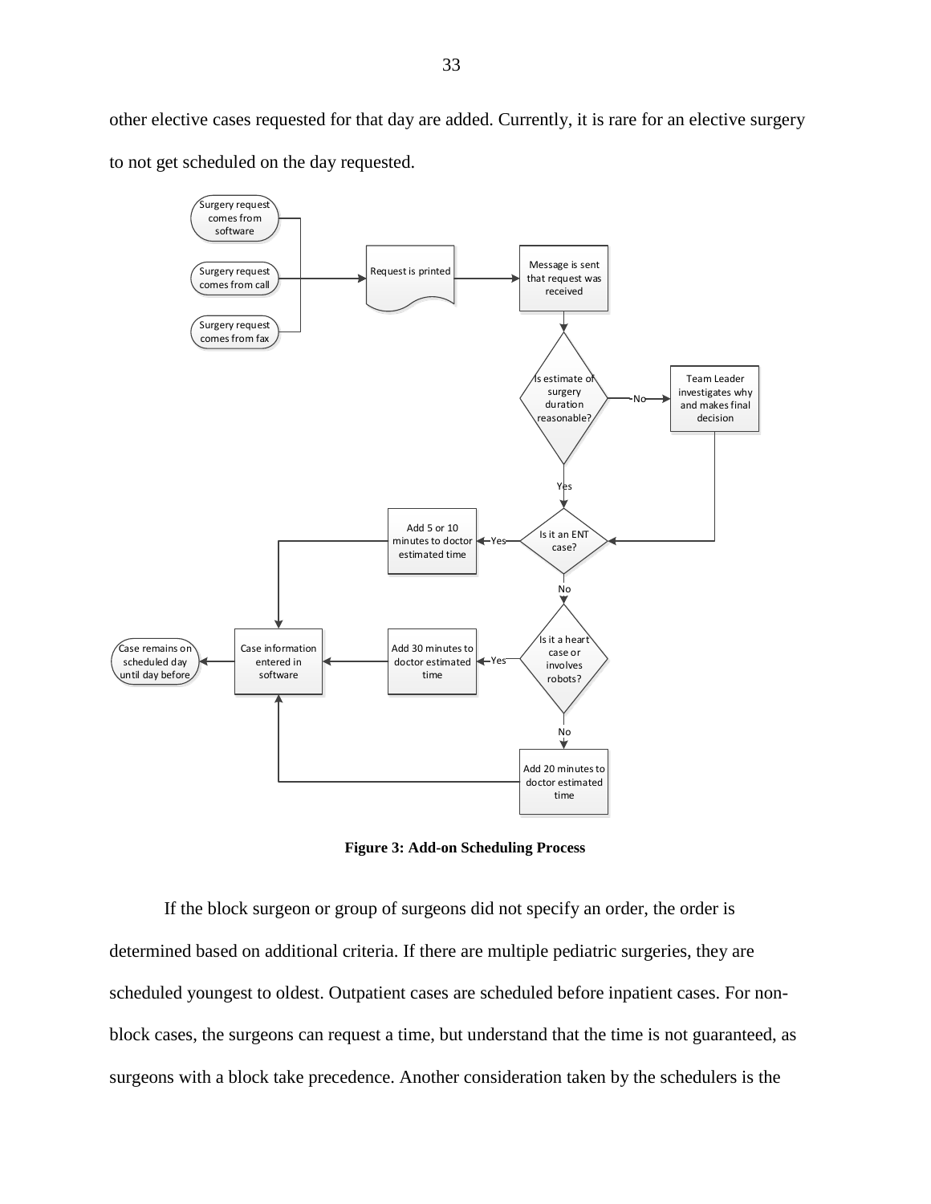other elective cases requested for that day are added. Currently, it is rare for an elective surgery to not get scheduled on the day requested.

**Figure 3: Add-on Scheduling Process**

If the block surgeon or group of surgeons did not specify an order, the order is determined based on additional criteria. If there are multiple pediatric surgeries, they are scheduled youngest to oldest. Outpatient cases are scheduled before inpatient cases. For non-block cases, the surgeons can request a time, but understand that the time is not guaranteed, as surgeons with a block take precedence. Another consideration taken by the schedulers is the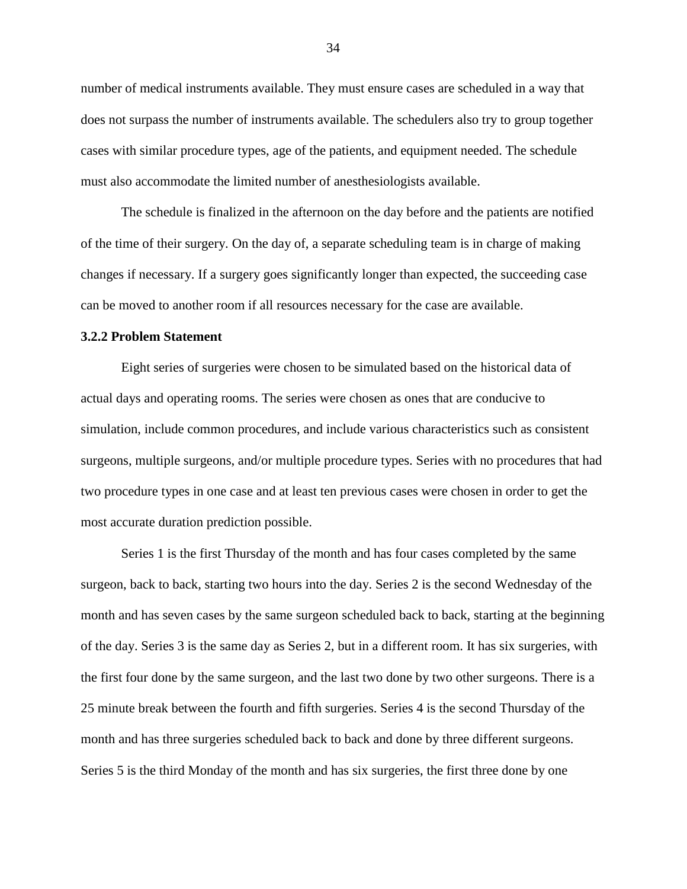number of medical instruments available. They must ensure cases are scheduled in a way that does not surpass the number of instruments available. The schedulers also try to group together cases with similar procedure types, age of the patients, and equipment needed. The schedule must also accommodate the limited number of anesthesiologists available.

The schedule is finalized in the afternoon on the day before and the patients are notified of the time of their surgery. On the day of, a separate scheduling team is in charge of making changes if necessary. If a surgery goes significantly longer than expected, the succeeding case can be moved to another room if all resources necessary for the case are available.

### 3.2.2 Problem Statement

Eight series of surgeries were chosen to be simulated based on the historical data of actual days and operating rooms. The series were chosen as ones that are conducive to simulation, include common procedures, and include various characteristics such as consistent surgeons, multiple surgeons, and/or multiple procedure types. Series with no procedures that had two procedure types in one case and at least ten previous cases were chosen in order to get the most accurate duration prediction possible.

Series 1 is the first Thursday of the month and has four cases completed by the same surgeon, back to back, starting two hours into the day. Series 2 is the second Wednesday of the month and has seven cases by the same surgeon scheduled back to back, starting at the beginning of the day. Series 3 is the same day as Series 2, but in a different room. It has six surgeries, with the first four done by the same surgeon, and the last two done by two other surgeons. There is a 25 minute break between the fourth and fifth surgeries. Series 4 is the second Thursday of the month and has three surgeries scheduled back to back and done by three different surgeons. Series 5 is the third Monday of the month and has six surgeries, the first three done by one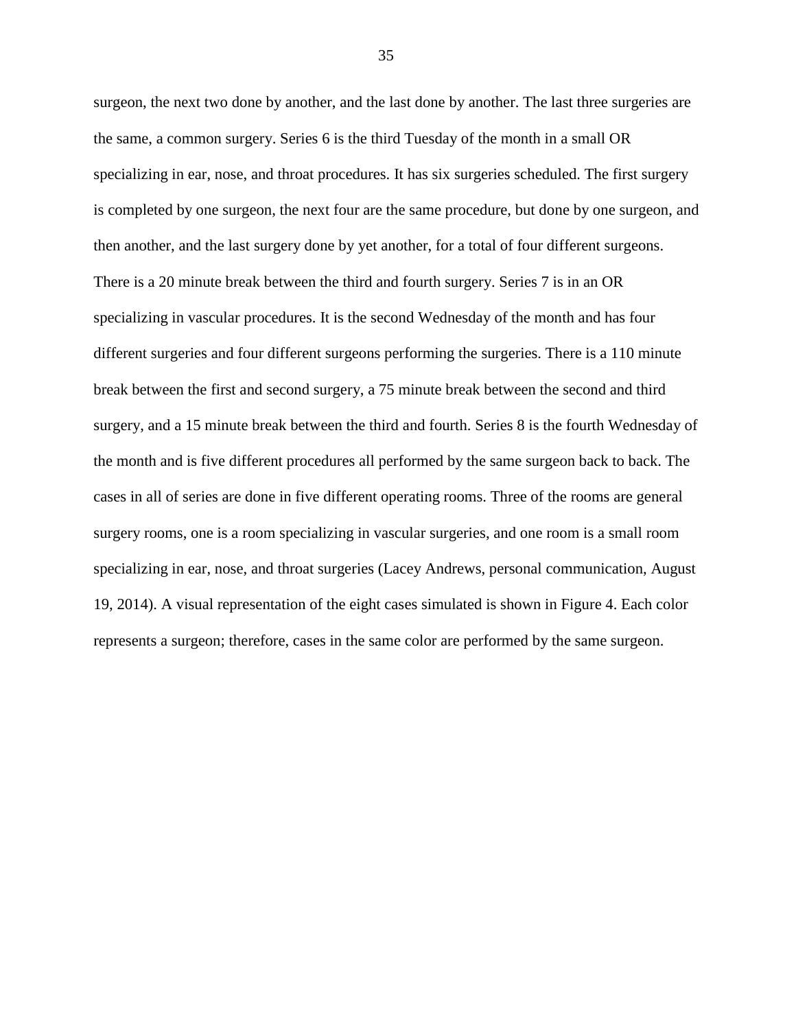surgeon, the next two done by another, and the last done by another. The last three surgeries are the same, a common surgery. Series 6 is the third Tuesday of the month in a small OR specializing in ear, nose, and throat procedures. It has six surgeries scheduled. The first surgery is completed by one surgeon, the next four are the same procedure, but done by one surgeon, and then another, and the last surgery done by yet another, for a total of four different surgeons. There is a 20 minute break between the third and fourth surgery. Series 7 is in an OR specializing in vascular procedures. It is the second Wednesday of the month and has four different surgeries and four different surgeons performing the surgeries. There is a 110 minute break between the first and second surgery, a 75 minute break between the second and third surgery, and a 15 minute break between the third and fourth. Series 8 is the fourth Wednesday of the month and is five different procedures all performed by the same surgeon back to back. The cases in all of series are done in five different operating rooms. Three of the rooms are general surgery rooms, one is a room specializing in vascular surgeries, and one room is a small room specializing in ear, nose, and throat surgeries (Lacey Andrews, personal communication, August 19, 2014). A visual representation of the eight cases simulated is shown in Figure 4. Each color represents a surgeon; therefore, cases in the same color are performed by the same surgeon.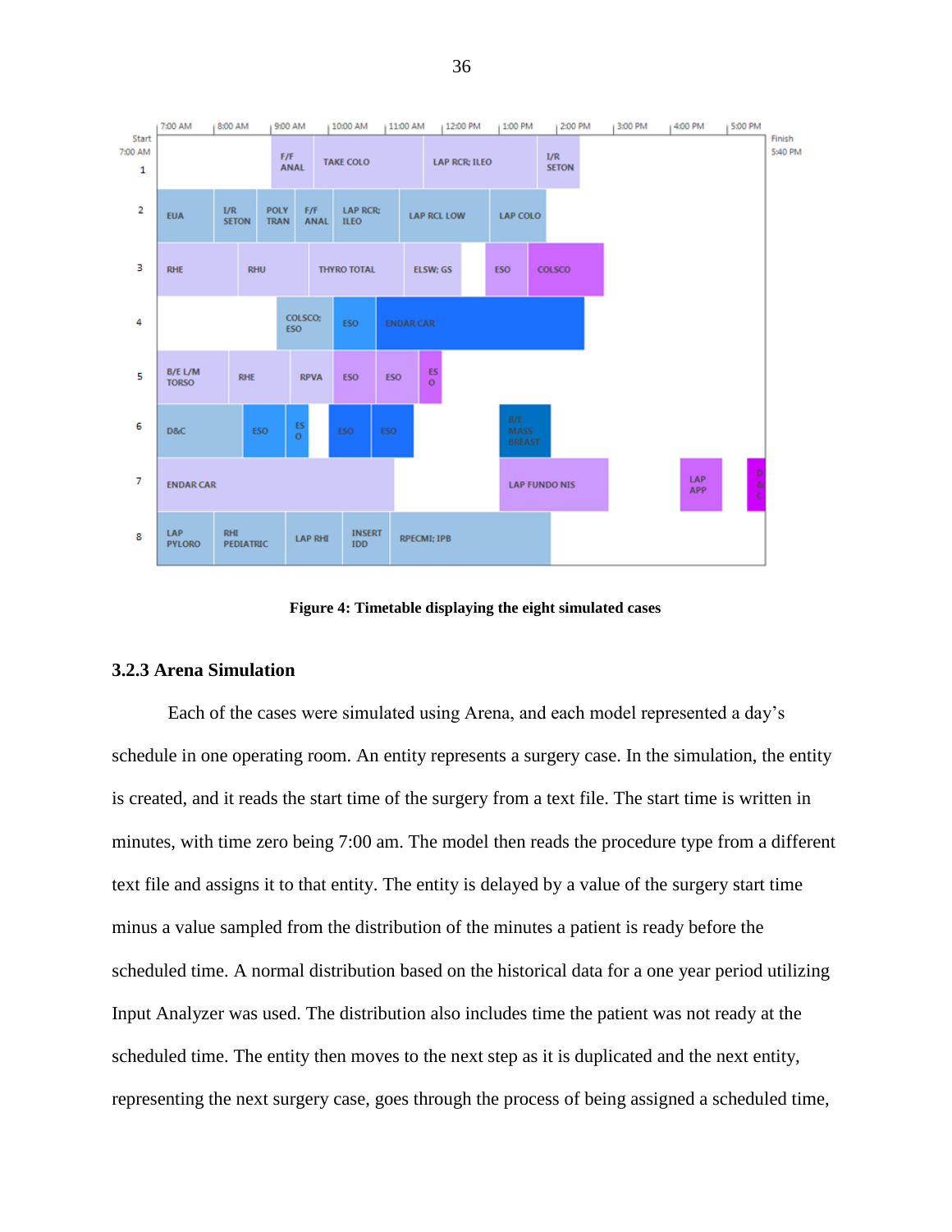Figure 4: Timetable displaying the eight simulated cases

### 3.2.3 Arena Simulation

Each of the cases were simulated using Arena, and each model represented a day's schedule in one operating room. An entity represents a surgery case. In the simulation, the entity is created, and it reads the start time of the surgery from a text file. The start time is written in minutes, with time zero being 7:00 am. The model then reads the procedure type from a different text file and assigns it to that entity. The entity is delayed by a value of the surgery start time minus a value sampled from the distribution of the minutes a patient is ready before the scheduled time. A normal distribution based on the historical data for a one year period utilizing Input Analyzer was used. The distribution also includes time the patient was not ready at the scheduled time. The entity then moves to the next step as it is duplicated and the next entity, representing the next surgery case, goes through the process of being assigned a scheduled time,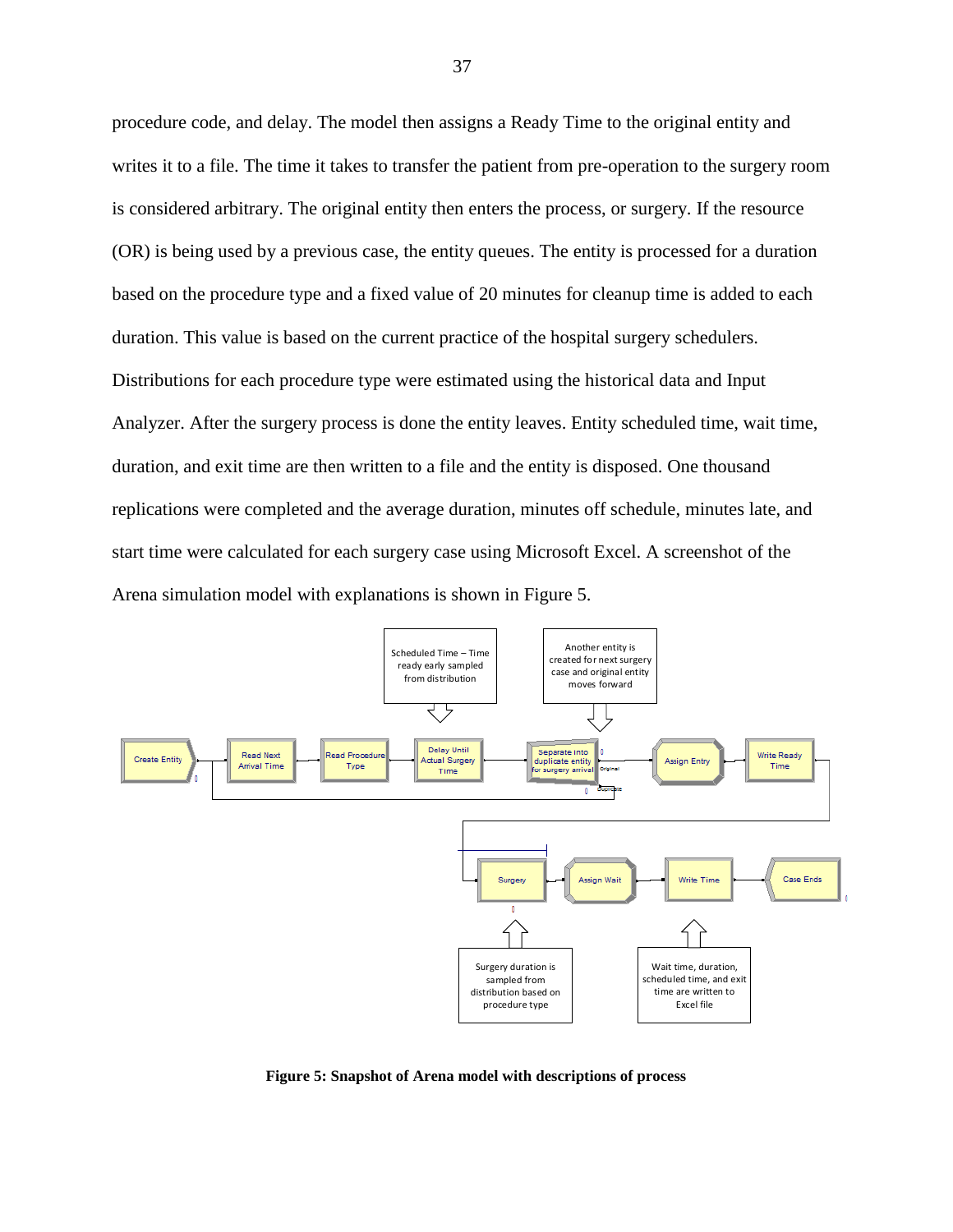procedure code, and delay. The model then assigns a Ready Time to the original entity and writes it to a file. The time it takes to transfer the patient from pre-operation to the surgery room is considered arbitrary. The original entity then enters the process, or surgery. If the resource (OR) is being used by a previous case, the entity queues. The entity is processed for a duration based on the procedure type and a fixed value of 20 minutes for cleanup time is added to each duration. This value is based on the current practice of the hospital surgery schedulers. Distributions for each procedure type were estimated using the historical data and Input Analyzer. After the surgery process is done the entity leaves. Entity scheduled time, wait time, duration, and exit time are then written to a file and the entity is disposed. One thousand replications were completed and the average duration, minutes off schedule, minutes late, and start time were calculated for each surgery case using Microsoft Excel. A screenshot of the Arena simulation model with explanations is shown in Figure 5.

**Figure 5: Snapshot of Arena model with descriptions of process**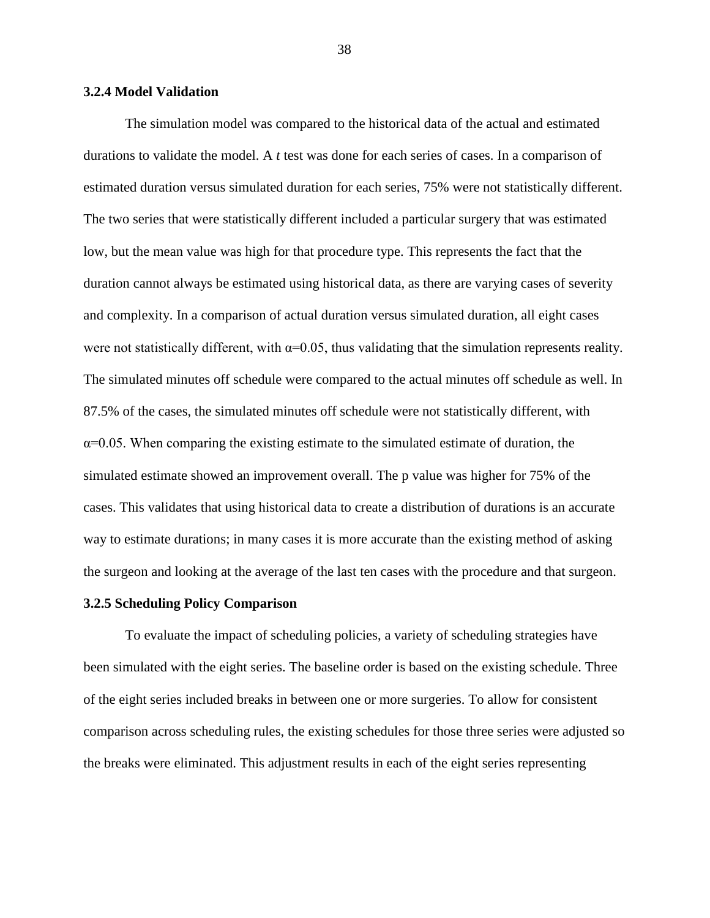### 3.2.4 Model Validation

The simulation model was compared to the historical data of the actual and estimated durations to validate the model. A *t* test was done for each series of cases. In a comparison of estimated duration versus simulated duration for each series, 75% were not statistically different. The two series that were statistically different included a particular surgery that was estimated low, but the mean value was high for that procedure type. This represents the fact that the duration cannot always be estimated using historical data, as there are varying cases of severity and complexity. In a comparison of actual duration versus simulated duration, all eight cases were not statistically different, with $\alpha$=0.05, thus validating that the simulation represents reality. The simulated minutes off schedule were compared to the actual minutes off schedule as well. In 87.5% of the cases, the simulated minutes off schedule were not statistically different, with $\alpha$=0.05. When comparing the existing estimate to the simulated estimate of duration, the simulated estimate showed an improvement overall. The p value was higher for 75% of the cases. This validates that using historical data to create a distribution of durations is an accurate way to estimate durations; in many cases it is more accurate than the existing method of asking the surgeon and looking at the average of the last ten cases with the procedure and that surgeon.

### 3.2.5 Scheduling Policy Comparison

To evaluate the impact of scheduling policies, a variety of scheduling strategies have been simulated with the eight series. The baseline order is based on the existing schedule. Three of the eight series included breaks in between one or more surgeries. To allow for consistent comparison across scheduling rules, the existing schedules for those three series were adjusted so the breaks were eliminated. This adjustment results in each of the eight series representing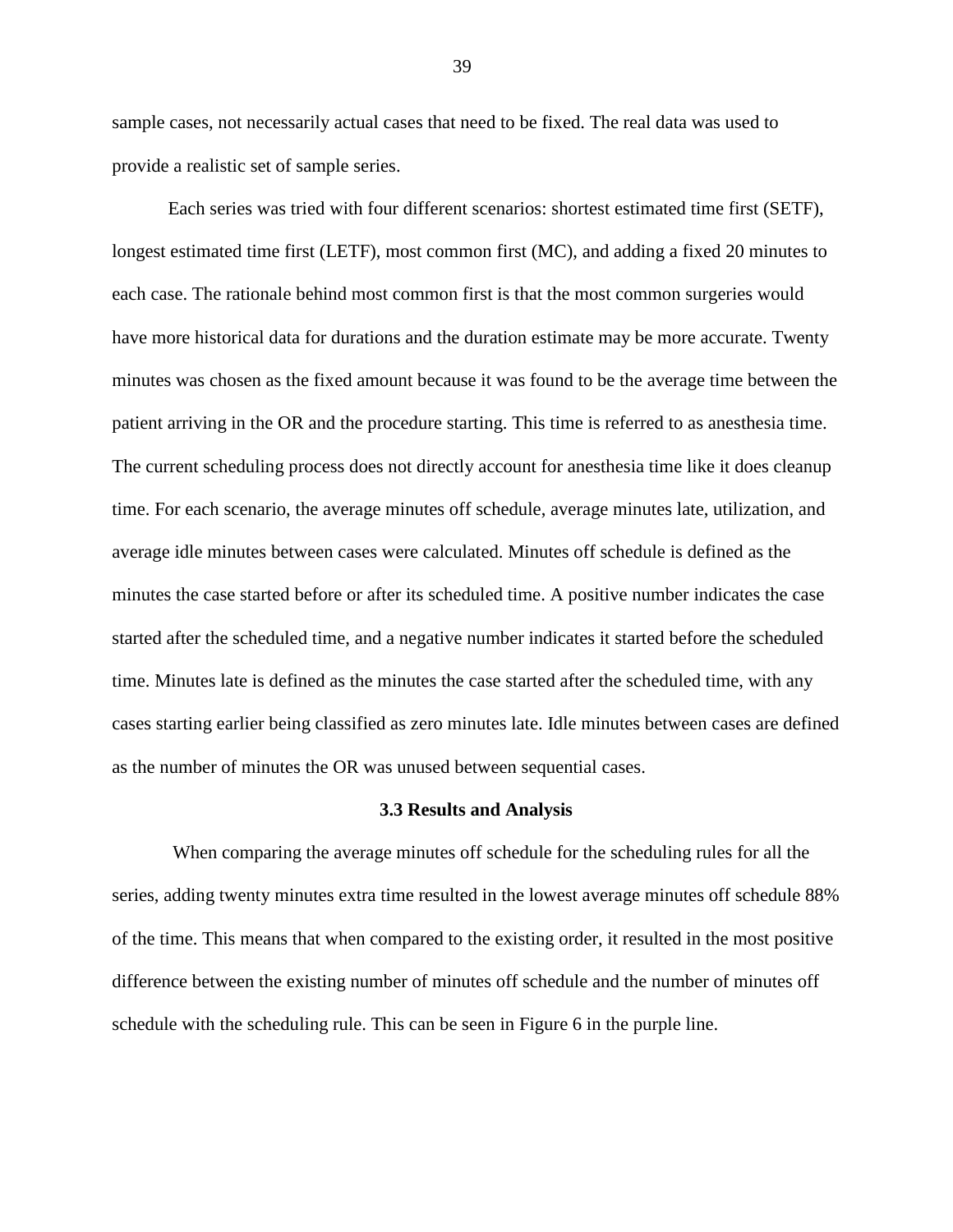sample cases, not necessarily actual cases that need to be fixed. The real data was used to provide a realistic set of sample series.

Each series was tried with four different scenarios: shortest estimated time first (SETF), longest estimated time first (LETF), most common first (MC), and adding a fixed 20 minutes to each case. The rationale behind most common first is that the most common surgeries would have more historical data for durations and the duration estimate may be more accurate. Twenty minutes was chosen as the fixed amount because it was found to be the average time between the patient arriving in the OR and the procedure starting. This time is referred to as anesthesia time. The current scheduling process does not directly account for anesthesia time like it does cleanup time. For each scenario, the average minutes off schedule, average minutes late, utilization, and average idle minutes between cases were calculated. Minutes off schedule is defined as the minutes the case started before or after its scheduled time. A positive number indicates the case started after the scheduled time, and a negative number indicates it started before the scheduled time. Minutes late is defined as the minutes the case started after the scheduled time, with any cases starting earlier being classified as zero minutes late. Idle minutes between cases are defined as the number of minutes the OR was unused between sequential cases.

### 3.3 Results and Analysis

When comparing the average minutes off schedule for the scheduling rules for all the series, adding twenty minutes extra time resulted in the lowest average minutes off schedule 88% of the time. This means that when compared to the existing order, it resulted in the most positive difference between the existing number of minutes off schedule and the number of minutes off schedule with the scheduling rule. This can be seen in Figure 6 in the purple line.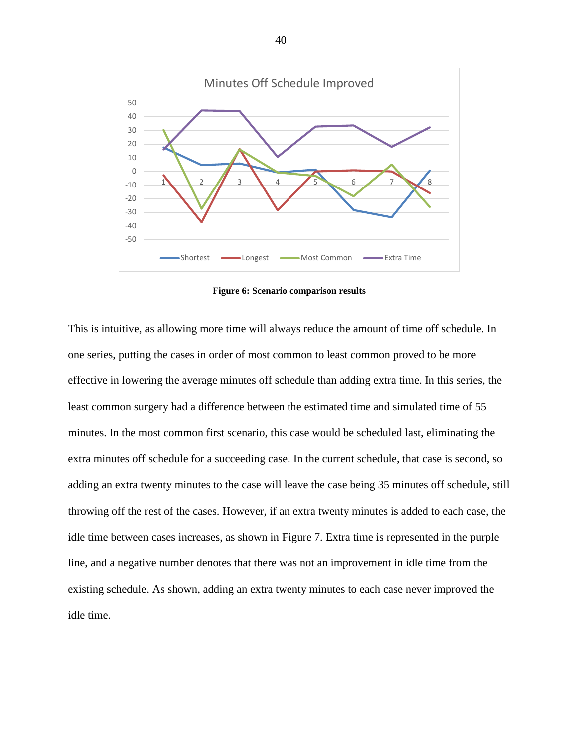Figure 6: Scenario comparison results

This is intuitive, as allowing more time will always reduce the amount of time off schedule. In one series, putting the cases in order of most common to least common proved to be more effective in lowering the average minutes off schedule than adding extra time. In this series, the least common surgery had a difference between the estimated time and simulated time of 55 minutes. In the most common first scenario, this case would be scheduled last, eliminating the extra minutes off schedule for a succeeding case. In the current schedule, that case is second, so adding an extra twenty minutes to the case will leave the case being 35 minutes off schedule, still throwing off the rest of the cases. However, if an extra twenty minutes is added to each case, the idle time between cases increases, as shown in Figure 7. Extra time is represented in the purple line, and a negative number denotes that there was not an improvement in idle time from the existing schedule. As shown, adding an extra twenty minutes to each case never improved the idle time.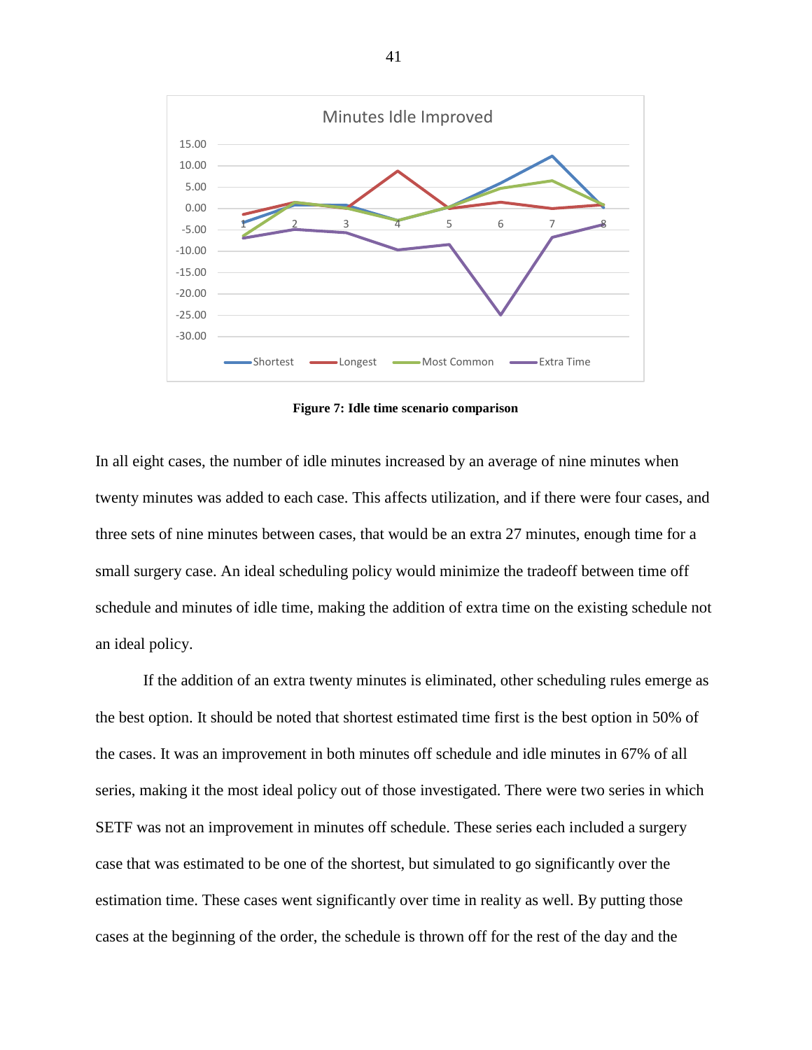Figure 7: Idle time scenario comparison

In all eight cases, the number of idle minutes increased by an average of nine minutes when twenty minutes was added to each case. This affects utilization, and if there were four cases, and three sets of nine minutes between cases, that would be an extra 27 minutes, enough time for a small surgery case. An ideal scheduling policy would minimize the tradeoff between time off schedule and minutes of idle time, making the addition of extra time on the existing schedule not an ideal policy.

If the addition of an extra twenty minutes is eliminated, other scheduling rules emerge as the best option. It should be noted that shortest estimated time first is the best option in 50% of the cases. It was an improvement in both minutes off schedule and idle minutes in 67% of all series, making it the most ideal policy out of those investigated. There were two series in which SETF was not an improvement in minutes off schedule. These series each included a surgery case that was estimated to be one of the shortest, but simulated to go significantly over the estimation time. These cases went significantly over time in reality as well. By putting those cases at the beginning of the order, the schedule is thrown off for the rest of the day and the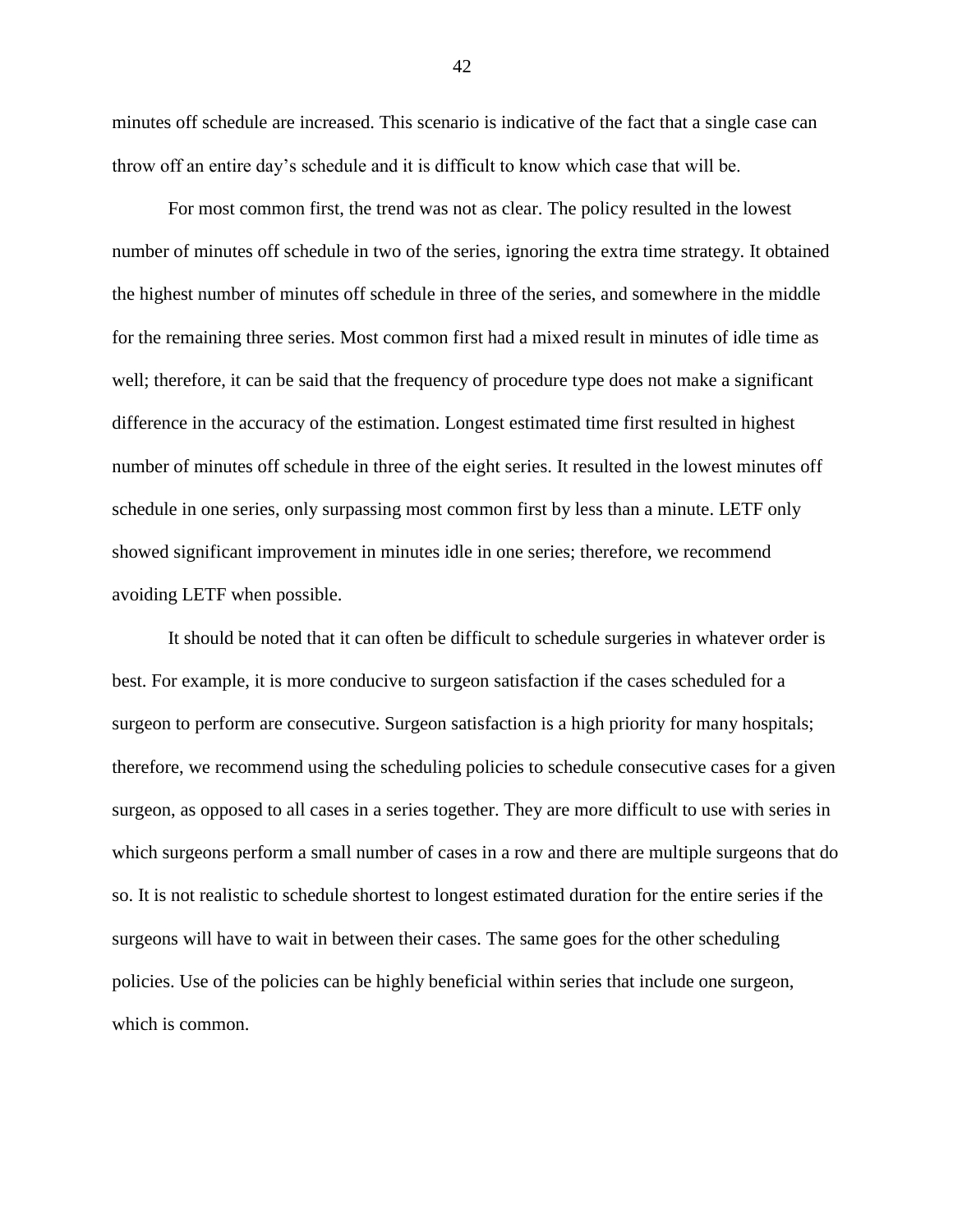minutes off schedule are increased. This scenario is indicative of the fact that a single case can throw off an entire day's schedule and it is difficult to know which case that will be.

For most common first, the trend was not as clear. The policy resulted in the lowest number of minutes off schedule in two of the series, ignoring the extra time strategy. It obtained the highest number of minutes off schedule in three of the series, and somewhere in the middle for the remaining three series. Most common first had a mixed result in minutes of idle time as well; therefore, it can be said that the frequency of procedure type does not make a significant difference in the accuracy of the estimation. Longest estimated time first resulted in highest number of minutes off schedule in three of the eight series. It resulted in the lowest minutes off schedule in one series, only surpassing most common first by less than a minute. LETF only showed significant improvement in minutes idle in one series; therefore, we recommend avoiding LETF when possible.

It should be noted that it can often be difficult to schedule surgeries in whatever order is best. For example, it is more conducive to surgeon satisfaction if the cases scheduled for a surgeon to perform are consecutive. Surgeon satisfaction is a high priority for many hospitals; therefore, we recommend using the scheduling policies to schedule consecutive cases for a given surgeon, as opposed to all cases in a series together. They are more difficult to use with series in which surgeons perform a small number of cases in a row and there are multiple surgeons that do so. It is not realistic to schedule shortest to longest estimated duration for the entire series if the surgeons will have to wait in between their cases. The same goes for the other scheduling policies. Use of the policies can be highly beneficial within series that include one surgeon, which is common.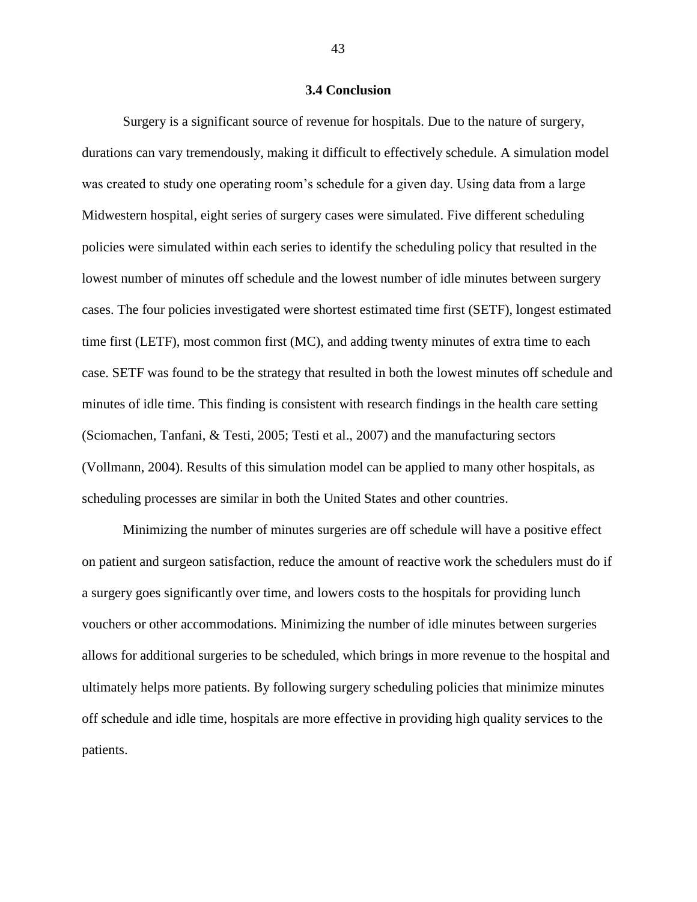### 3.4 Conclusion

Surgery is a significant source of revenue for hospitals. Due to the nature of surgery, durations can vary tremendously, making it difficult to effectively schedule. A simulation model was created to study one operating room's schedule for a given day. Using data from a large Midwestern hospital, eight series of surgery cases were simulated. Five different scheduling policies were simulated within each series to identify the scheduling policy that resulted in the lowest number of minutes off schedule and the lowest number of idle minutes between surgery cases. The four policies investigated were shortest estimated time first (SETF), longest estimated time first (LETF), most common first (MC), and adding twenty minutes of extra time to each case. SETF was found to be the strategy that resulted in both the lowest minutes off schedule and minutes of idle time. This finding is consistent with research findings in the health care setting (Sciomachen, Tanfani, & Testi, 2005; Testi et al., 2007) and the manufacturing sectors (Vollmann, 2004). Results of this simulation model can be applied to many other hospitals, as scheduling processes are similar in both the United States and other countries.

Minimizing the number of minutes surgeries are off schedule will have a positive effect on patient and surgeon satisfaction, reduce the amount of reactive work the schedulers must do if a surgery goes significantly over time, and lowers costs to the hospitals for providing lunch vouchers or other accommodations. Minimizing the number of idle minutes between surgeries allows for additional surgeries to be scheduled, which brings in more revenue to the hospital and ultimately helps more patients. By following surgery scheduling policies that minimize minutes off schedule and idle time, hospitals are more effective in providing high quality services to the patients.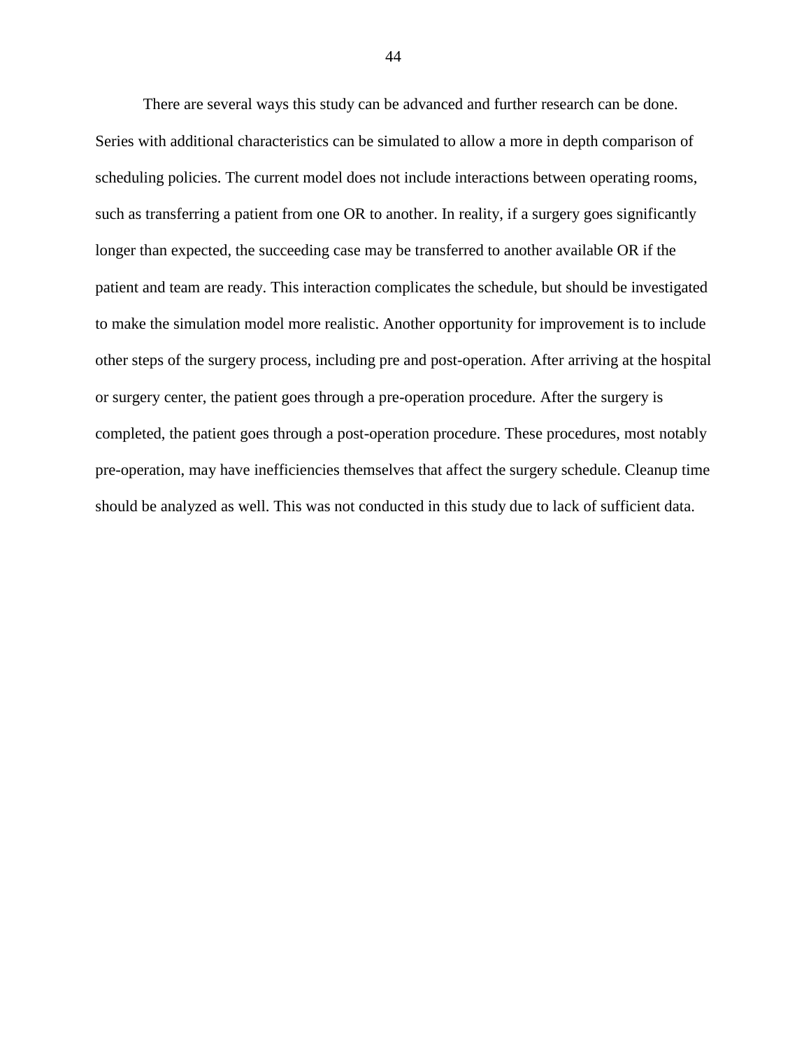There are several ways this study can be advanced and further research can be done. Series with additional characteristics can be simulated to allow a more in depth comparison of scheduling policies. The current model does not include interactions between operating rooms, such as transferring a patient from one OR to another. In reality, if a surgery goes significantly longer than expected, the succeeding case may be transferred to another available OR if the patient and team are ready. This interaction complicates the schedule, but should be investigated to make the simulation model more realistic. Another opportunity for improvement is to include other steps of the surgery process, including pre and post-operation. After arriving at the hospital or surgery center, the patient goes through a pre-operation procedure. After the surgery is completed, the patient goes through a post-operation procedure. These procedures, most notably pre-operation, may have inefficiencies themselves that affect the surgery schedule. Cleanup time should be analyzed as well. This was not conducted in this study due to lack of sufficient data.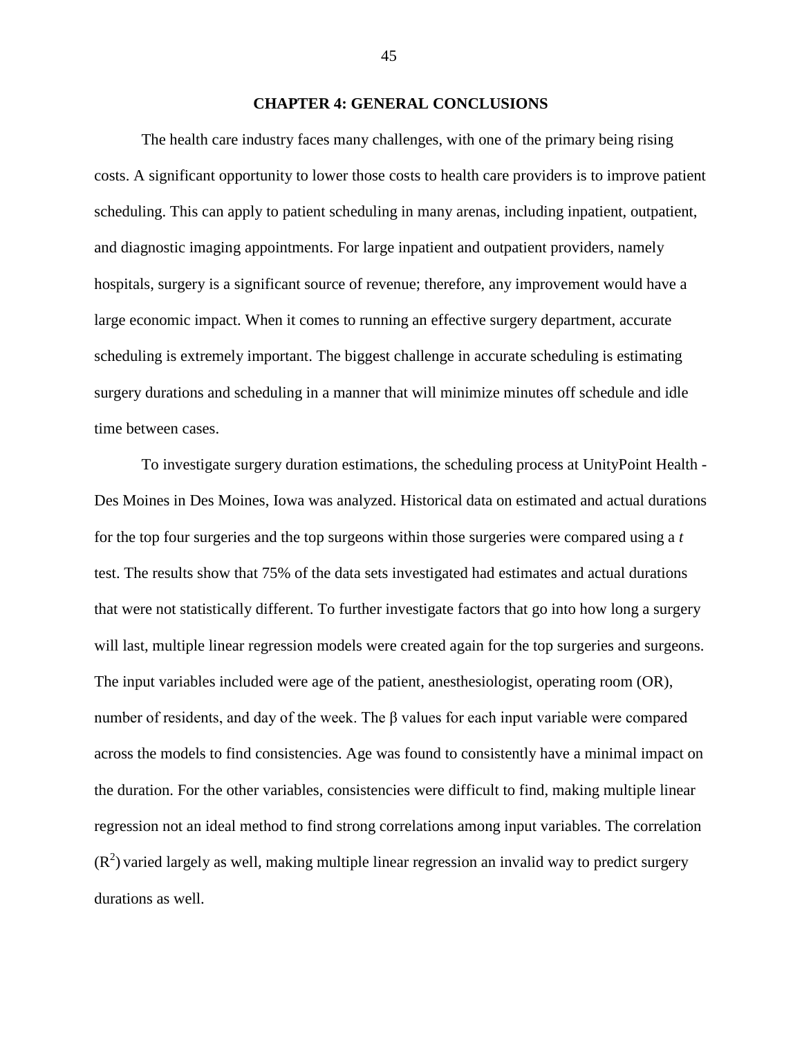# CHAPTER 4: GENERAL CONCLUSIONS

The health care industry faces many challenges, with one of the primary being rising costs. A significant opportunity to lower those costs to health care providers is to improve patient scheduling. This can apply to patient scheduling in many arenas, including inpatient, outpatient, and diagnostic imaging appointments. For large inpatient and outpatient providers, namely hospitals, surgery is a significant source of revenue; therefore, any improvement would have a large economic impact. When it comes to running an effective surgery department, accurate scheduling is extremely important. The biggest challenge in accurate scheduling is estimating surgery durations and scheduling in a manner that will minimize minutes off schedule and idle time between cases.

To investigate surgery duration estimations, the scheduling process at UnityPoint Health - Des Moines in Des Moines, Iowa was analyzed. Historical data on estimated and actual durations for the top four surgeries and the top surgeons within those surgeries were compared using a *t* test. The results show that 75% of the data sets investigated had estimates and actual durations that were not statistically different. To further investigate factors that go into how long a surgery will last, multiple linear regression models were created again for the top surgeries and surgeons. The input variables included were age of the patient, anesthesiologist, operating room (OR), number of residents, and day of the week. The $\beta$ values for each input variable were compared across the models to find consistencies. Age was found to consistently have a minimal impact on the duration. For the other variables, consistencies were difficult to find, making multiple linear regression not an ideal method to find strong correlations among input variables. The correlation ($R^2$) varied largely as well, making multiple linear regression an invalid way to predict surgery durations as well.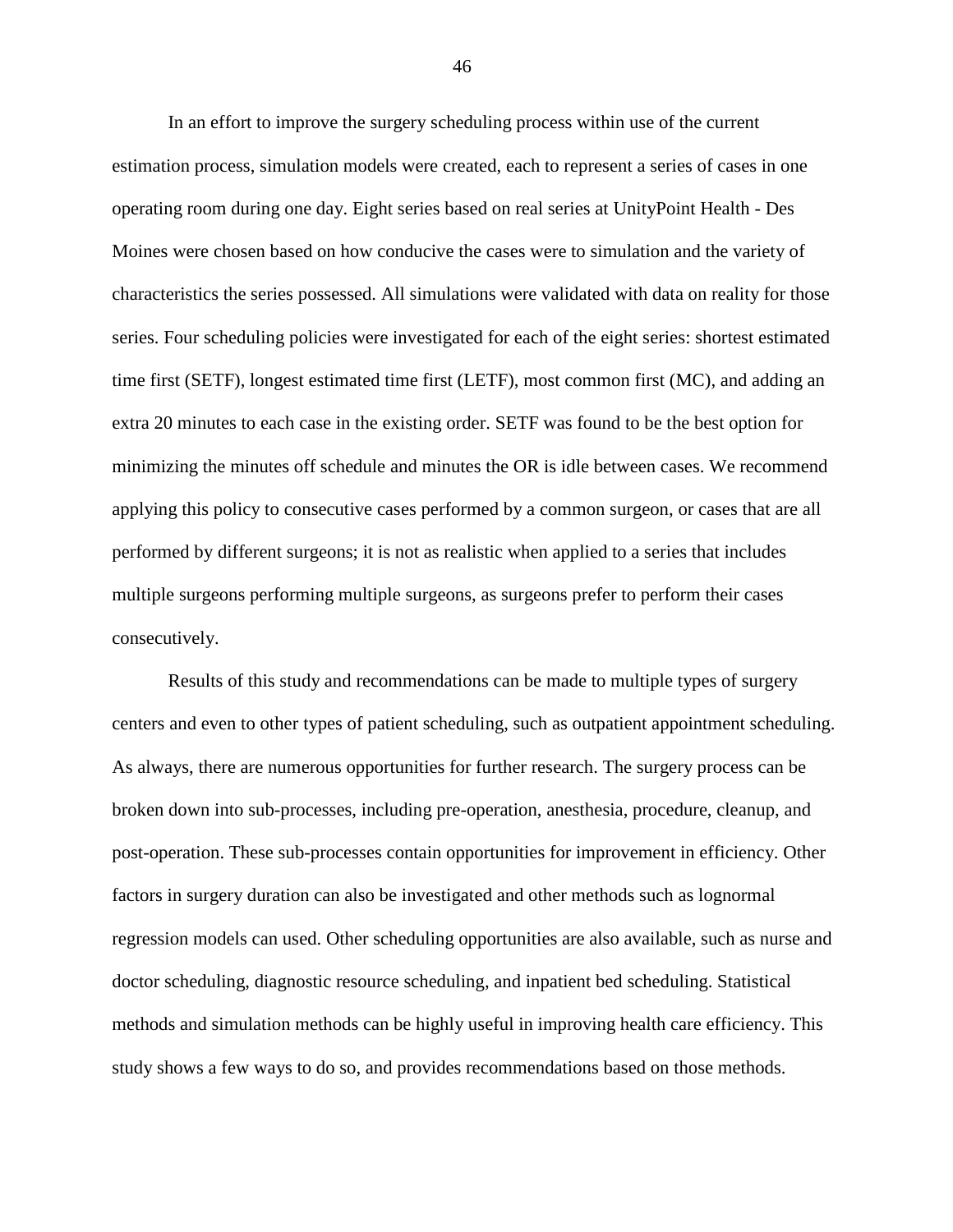In an effort to improve the surgery scheduling process within use of the current estimation process, simulation models were created, each to represent a series of cases in one operating room during one day. Eight series based on real series at UnityPoint Health - Des Moines were chosen based on how conducive the cases were to simulation and the variety of characteristics the series possessed. All simulations were validated with data on reality for those series. Four scheduling policies were investigated for each of the eight series: shortest estimated time first (SETF), longest estimated time first (LETF), most common first (MC), and adding an extra 20 minutes to each case in the existing order. SETF was found to be the best option for minimizing the minutes off schedule and minutes the OR is idle between cases. We recommend applying this policy to consecutive cases performed by a common surgeon, or cases that are all performed by different surgeons; it is not as realistic when applied to a series that includes multiple surgeons performing multiple surgeons, as surgeons prefer to perform their cases consecutively.

Results of this study and recommendations can be made to multiple types of surgery centers and even to other types of patient scheduling, such as outpatient appointment scheduling. As always, there are numerous opportunities for further research. The surgery process can be broken down into sub-processes, including pre-operation, anesthesia, procedure, cleanup, and post-operation. These sub-processes contain opportunities for improvement in efficiency. Other factors in surgery duration can also be investigated and other methods such as lognormal regression models can used. Other scheduling opportunities are also available, such as nurse and doctor scheduling, diagnostic resource scheduling, and inpatient bed scheduling. Statistical methods and simulation methods can be highly useful in improving health care efficiency. This study shows a few ways to do so, and provides recommendations based on those methods.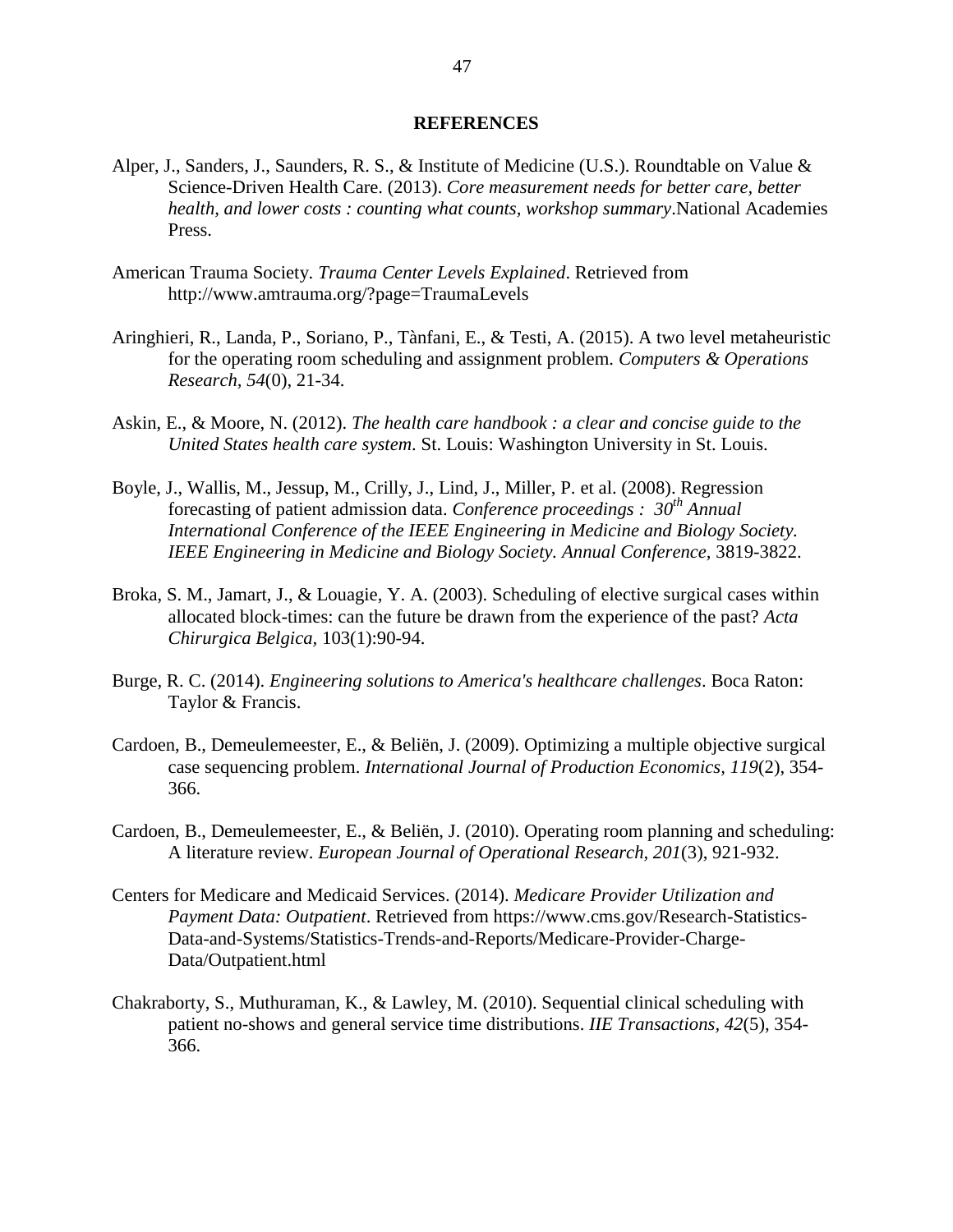# REFERENCES

Alper, J., Sanders, J., Saunders, R. S., & Institute of Medicine (U.S.). Roundtable on Value & Science-Driven Health Care. (2013). *Core measurement needs for better care, better health, and lower costs : counting what counts, workshop summary*.National Academies Press.

American Trauma Society. *Trauma Center Levels Explained*. Retrieved from http://www.amtrauma.org/?page=TraumaLevels

Aringhieri, R., Landa, P., Soriano, P., Tànfani, E., & Testi, A. (2015). A two level metaheuristic for the operating room scheduling and assignment problem. *Computers & Operations Research*, *54*(0), 21-34.

Askin, E., & Moore, N. (2012). *The health care handbook : a clear and concise guide to the United States health care system.* St. Louis: Washington University in St. Louis.

Boyle, J., Wallis, M., Jessup, M., Crilly, J., Lind, J., Miller, P. et al. (2008). Regression forecasting of patient admission data. *Conference proceedings : 30th Annual International Conference of the IEEE Engineering in Medicine and Biology Society. IEEE Engineering in Medicine and Biology Society. Annual Conference*, 3819-3822.

Broka, S. M., Jamart, J., & Louagie, Y. A. (2003). Scheduling of elective surgical cases within allocated block-times: can the future be drawn from the experience of the past? *Acta Chirurgica Belgica*, 103(1):90-94.

Burge, R. C. (2014). *Engineering solutions to America's healthcare challenges*. Boca Raton: Taylor & Francis.

Cardoen, B., Demeulemeester, E., & Beliën, J. (2009). Optimizing a multiple objective surgical case sequencing problem. *International Journal of Production Economics, 119*(2), 354-366.

Cardoen, B., Demeulemeester, E., & Beliën, J. (2010). Operating room planning and scheduling: A literature review. *European Journal of Operational Research, 201*(3), 921-932.

Centers for Medicare and Medicaid Services. (2014). *Medicare Provider Utilization and Payment Data: Outpatient*. Retrieved from https://www.cms.gov/Research-Statistics-Data-and-Systems/Statistics-Trends-and-Reports/Medicare-Provider-Charge-Data/Outpatient.html

Chakraborty, S., Muthuraman, K., & Lawley, M. (2010). Sequential clinical scheduling with patient no-shows and general service time distributions. *IIE Transactions, 42*(5), 354-366.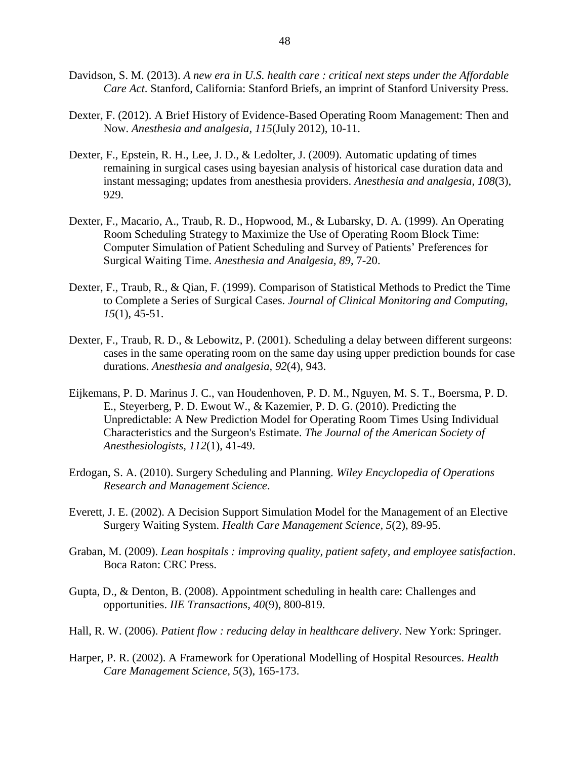Davidson, S. M. (2013). *A new era in U.S. health care : critical next steps under the Affordable Care Act*. Stanford, California: Stanford Briefs, an imprint of Stanford University Press.

Dexter, F. (2012). A Brief History of Evidence-Based Operating Room Management: Then and Now. *Anesthesia and analgesia, 115*(July 2012), 10-11.

Dexter, F., Epstein, R. H., Lee, J. D., & Ledolter, J. (2009). Automatic updating of times remaining in surgical cases using bayesian analysis of historical case duration data and instant messaging; updates from anesthesia providers. *Anesthesia and analgesia, 108*(3), 929.

Dexter, F., Macario, A., Traub, R. D., Hopwood, M., & Lubarsky, D. A. (1999). An Operating Room Scheduling Strategy to Maximize the Use of Operating Room Block Time: Computer Simulation of Patient Scheduling and Survey of Patients' Preferences for Surgical Waiting Time. *Anesthesia and Analgesia, 89*, 7-20.

Dexter, F., Traub, R., & Qian, F. (1999). Comparison of Statistical Methods to Predict the Time to Complete a Series of Surgical Cases. *Journal of Clinical Monitoring and Computing, 15*(1), 45-51.

Dexter, F., Traub, R. D., & Lebowitz, P. (2001). Scheduling a delay between different surgeons: cases in the same operating room on the same day using upper prediction bounds for case durations. *Anesthesia and analgesia, 92*(4), 943.

Eijkemans, P. D. Marinus J. C., van Houdenhoven, P. D. M., Nguyen, M. S. T., Boersma, P. D. E., Steyerberg, P. D. Ewout W., & Kazemier, P. D. G. (2010). Predicting the Unpredictable: A New Prediction Model for Operating Room Times Using Individual Characteristics and the Surgeon's Estimate. *The Journal of the American Society of Anesthesiologists, 112*(1), 41-49.

Erdogan, S. A. (2010). Surgery Scheduling and Planning. *Wiley Encyclopedia of Operations Research and Management Science*.

Everett, J. E. (2002). A Decision Support Simulation Model for the Management of an Elective Surgery Waiting System. *Health Care Management Science, 5*(2), 89-95.

Graban, M. (2009). *Lean hospitals : improving quality, patient safety, and employee satisfaction*. Boca Raton: CRC Press.

Gupta, D., & Denton, B. (2008). Appointment scheduling in health care: Challenges and opportunities. *IIE Transactions, 40*(9), 800-819.

Hall, R. W. (2006). *Patient flow : reducing delay in healthcare delivery*. New York: Springer.

Harper, P. R. (2002). A Framework for Operational Modelling of Hospital Resources. *Health Care Management Science, 5*(3), 165-173.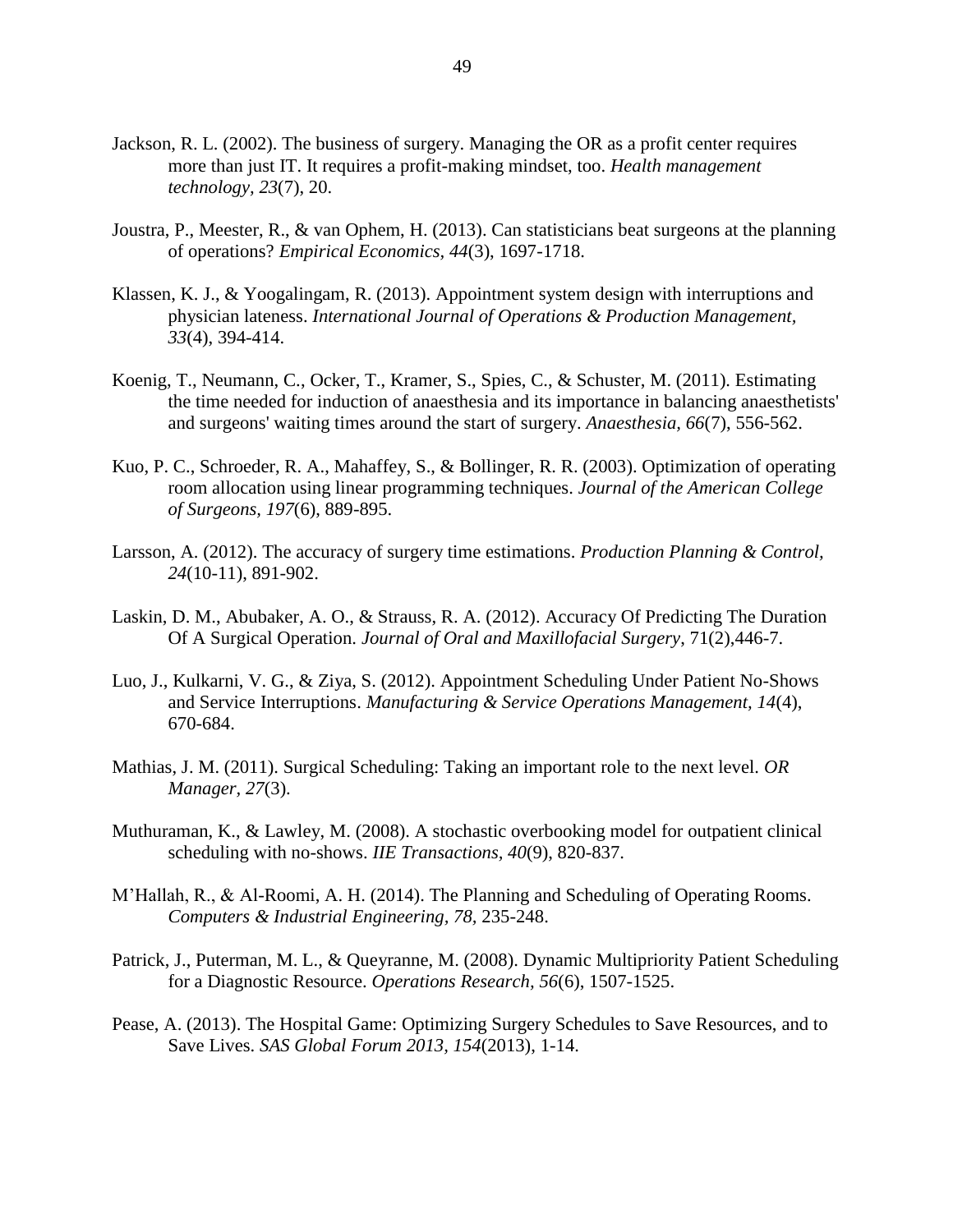Jackson, R. L. (2002). The business of surgery. Managing the OR as a profit center requires more than just IT. It requires a profit-making mindset, too. *Health management technology, 23*(7), 20.

Joustra, P., Meester, R., & van Ophem, H. (2013). Can statisticians beat surgeons at the planning of operations? *Empirical Economics, 44*(3), 1697-1718.

Klassen, K. J., & Yoogalingam, R. (2013). Appointment system design with interruptions and physician lateness. *International Journal of Operations & Production Management, 33*(4), 394-414.

Koenig, T., Neumann, C., Ocker, T., Kramer, S., Spies, C., & Schuster, M. (2011). Estimating the time needed for induction of anaesthesia and its importance in balancing anaesthetists' and surgeons' waiting times around the start of surgery. *Anaesthesia, 66*(7), 556-562.

Kuo, P. C., Schroeder, R. A., Mahaffey, S., & Bollinger, R. R. (2003). Optimization of operating room allocation using linear programming techniques. *Journal of the American College of Surgeons, 197*(6), 889-895.

Larsson, A. (2012). The accuracy of surgery time estimations. *Production Planning & Control, 24*(10-11), 891-902.

Laskin, D. M., Abubaker, A. O., & Strauss, R. A. (2012). Accuracy Of Predicting The Duration Of A Surgical Operation. *Journal of Oral and Maxillofacial Surgery*, 71(2),446-7.

Luo, J., Kulkarni, V. G., & Ziya, S. (2012). Appointment Scheduling Under Patient No-Shows and Service Interruptions. *Manufacturing & Service Operations Management, 14*(4), 670-684.

Mathias, J. M. (2011). Surgical Scheduling: Taking an important role to the next level. *OR Manager, 27*(3).

Muthuraman, K., & Lawley, M. (2008). A stochastic overbooking model for outpatient clinical scheduling with no-shows. *IIE Transactions, 40*(9), 820-837.

M'Hallah, R., & Al-Roomi, A. H. (2014). The Planning and Scheduling of Operating Rooms. *Computers & Industrial Engineering, 78,* 235-248.

Patrick, J., Puterman, M. L., & Queyranne, M. (2008). Dynamic Multipriority Patient Scheduling for a Diagnostic Resource. *Operations Research, 56*(6), 1507-1525.

Pease, A. (2013). The Hospital Game: Optimizing Surgery Schedules to Save Resources, and to Save Lives. *SAS Global Forum 2013, 154*(2013), 1-14.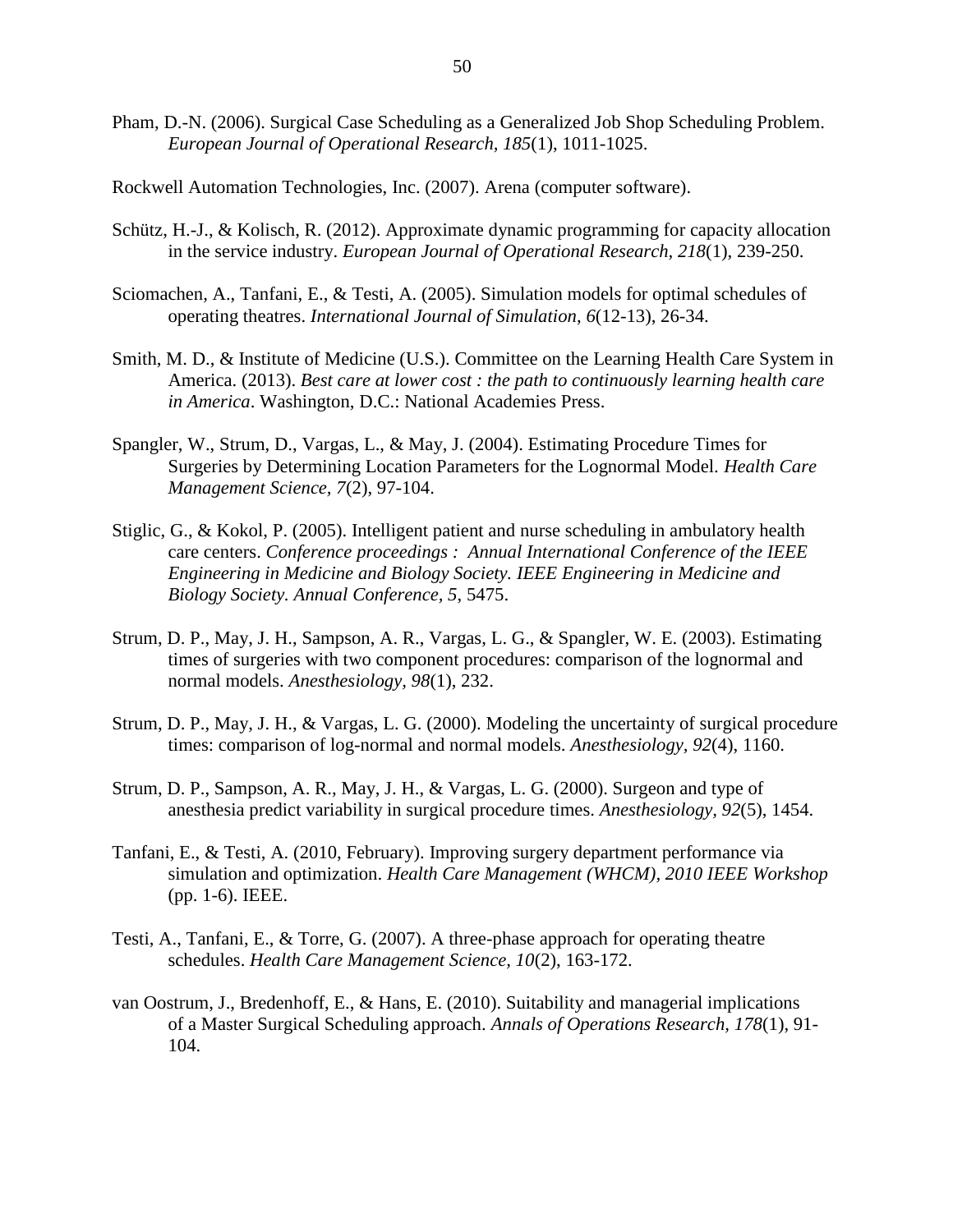Pham, D.-N. (2006). Surgical Case Scheduling as a Generalized Job Shop Scheduling Problem. *European Journal of Operational Research, 185*(1), 1011-1025.

Rockwell Automation Technologies, Inc. (2007). Arena (computer software).

Schütz, H.-J., & Kolisch, R. (2012). Approximate dynamic programming for capacity allocation in the service industry. *European Journal of Operational Research, 218*(1), 239-250.

Sciomachen, A., Tanfani, E., & Testi, A. (2005). Simulation models for optimal schedules of operating theatres. *International Journal of Simulation, 6*(12-13), 26-34.

Smith, M. D., & Institute of Medicine (U.S.). Committee on the Learning Health Care System in America. (2013). *Best care at lower cost : the path to continuously learning health care in America*. Washington, D.C.: National Academies Press.

Spangler, W., Strum, D., Vargas, L., & May, J. (2004). Estimating Procedure Times for Surgeries by Determining Location Parameters for the Lognormal Model. *Health Care Management Science, 7*(2), 97-104.

Stiglic, G., & Kokol, P. (2005). Intelligent patient and nurse scheduling in ambulatory health care centers. *Conference proceedings : Annual International Conference of the IEEE Engineering in Medicine and Biology Society. IEEE Engineering in Medicine and Biology Society. Annual Conference, 5*, 5475.

Strum, D. P., May, J. H., Sampson, A. R., Vargas, L. G., & Spangler, W. E. (2003). Estimating times of surgeries with two component procedures: comparison of the lognormal and normal models. *Anesthesiology, 98*(1), 232.

Strum, D. P., May, J. H., & Vargas, L. G. (2000). Modeling the uncertainty of surgical procedure times: comparison of log-normal and normal models. *Anesthesiology, 92*(4), 1160.

Strum, D. P., Sampson, A. R., May, J. H., & Vargas, L. G. (2000). Surgeon and type of anesthesia predict variability in surgical procedure times. *Anesthesiology, 92*(5), 1454.

Tanfani, E., & Testi, A. (2010, February). Improving surgery department performance via simulation and optimization. *Health Care Management (WHCM), 2010 IEEE Workshop* (pp. 1-6). IEEE.

Testi, A., Tanfani, E., & Torre, G. (2007). A three-phase approach for operating theatre schedules. *Health Care Management Science, 10*(2), 163-172.

van Oostrum, J., Bredenhoff, E., & Hans, E. (2010). Suitability and managerial implications of a Master Surgical Scheduling approach. *Annals of Operations Research, 178*(1), 91-104.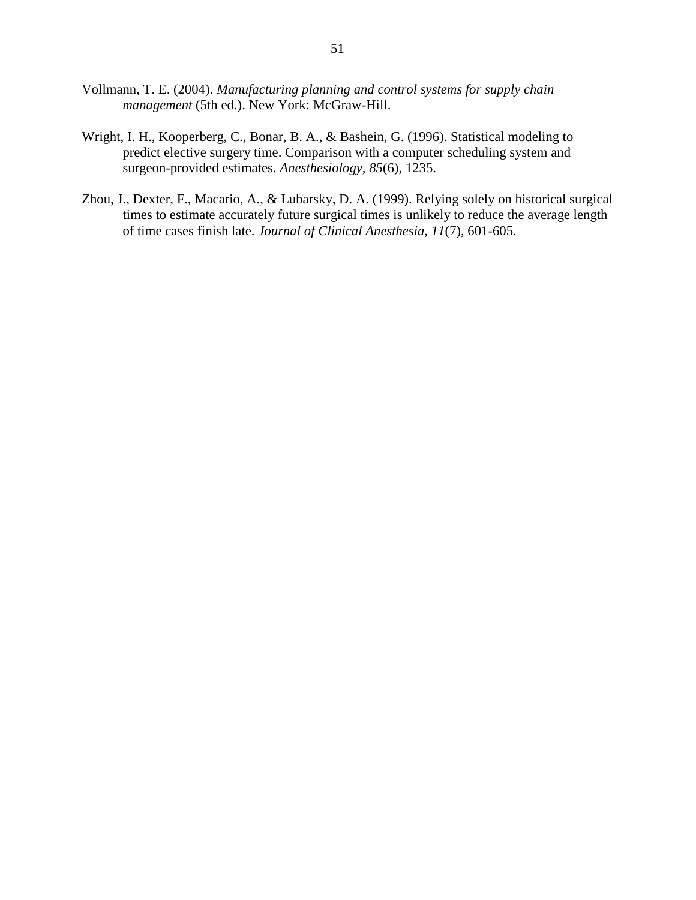Vollmann, T. E. (2004). *Manufacturing planning and control systems for supply chain management* (5th ed.). New York: McGraw-Hill.

Wright, I. H., Kooperberg, C., Bonar, B. A., & Bashein, G. (1996). Statistical modeling to predict elective surgery time. Comparison with a computer scheduling system and surgeon-provided estimates. *Anesthesiology, 85*(6), 1235.

Zhou, J., Dexter, F., Macario, A., & Lubarsky, D. A. (1999). Relying solely on historical surgical times to estimate accurately future surgical times is unlikely to reduce the average length of time cases finish late. *Journal of Clinical Anesthesia, 11*(7), 601-605.